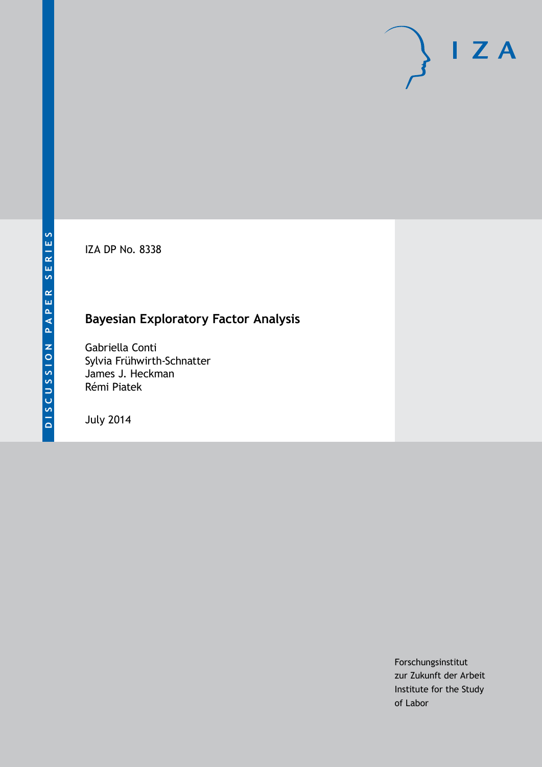DISCUSSION PAPER SERIES

IZA DP No. 8338

# Bayesian Exploratory Factor Analysis

Gabriella Conti
Sylvia Frühwirth-Schnatter
James J. Heckman
Rémi Piatek

July 2014

Forschungsinstitut
zur Zukunft der Arbeit
Institute for the Study
of Labor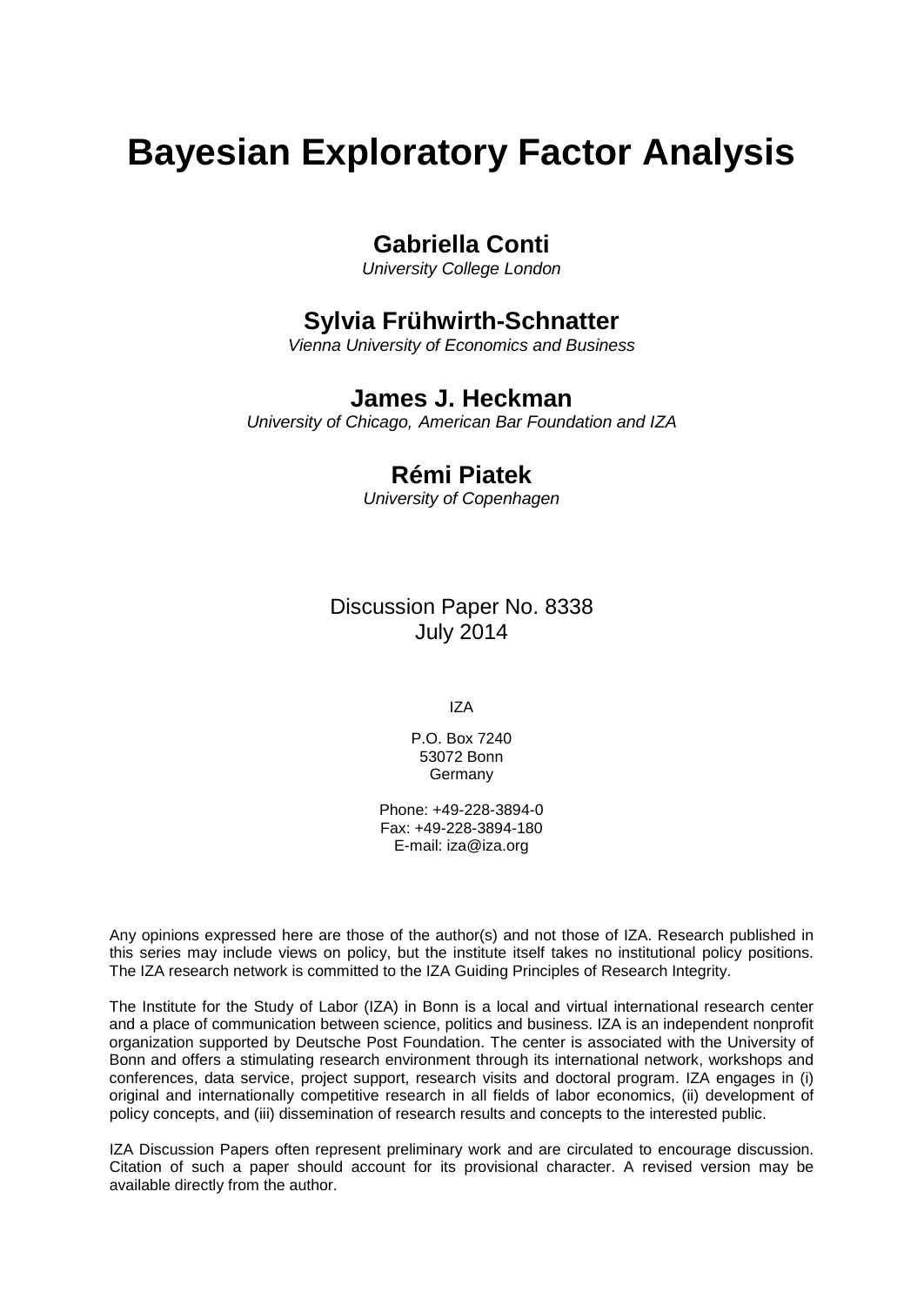# Bayesian Exploratory Factor Analysis

**Gabriella Conti**

*University College London*

**Sylvia Frühwirth-Schnatter**

*Vienna University of Economics and Business*

**James J. Heckman**

*University of Chicago, American Bar Foundation and IZA*

**Rémi Piatek**

*University of Copenhagen*

Discussion Paper No. 8338
July 2014

IZA

P.O. Box 7240
53072 Bonn
Germany

Phone: +49-228-3894-0
Fax: +49-228-3894-180
E-mail: iza@iza.org

Any opinions expressed here are those of the author(s) and not those of IZA. Research published in this series may include views on policy, but the institute itself takes no institutional policy positions. The IZA research network is committed to the IZA Guiding Principles of Research Integrity.

The Institute for the Study of Labor (IZA) in Bonn is a local and virtual international research center and a place of communication between science, politics and business. IZA is an independent nonprofit organization supported by Deutsche Post Foundation. The center is associated with the University of Bonn and offers a stimulating research environment through its international network, workshops and conferences, data service, project support, research visits and doctoral program. IZA engages in (i) original and internationally competitive research in all fields of labor economics, (ii) development of policy concepts, and (iii) dissemination of research results and concepts to the interested public.

IZA Discussion Papers often represent preliminary work and are circulated to encourage discussion. Citation of such a paper should account for its provisional character. A revised version may be available directly from the author.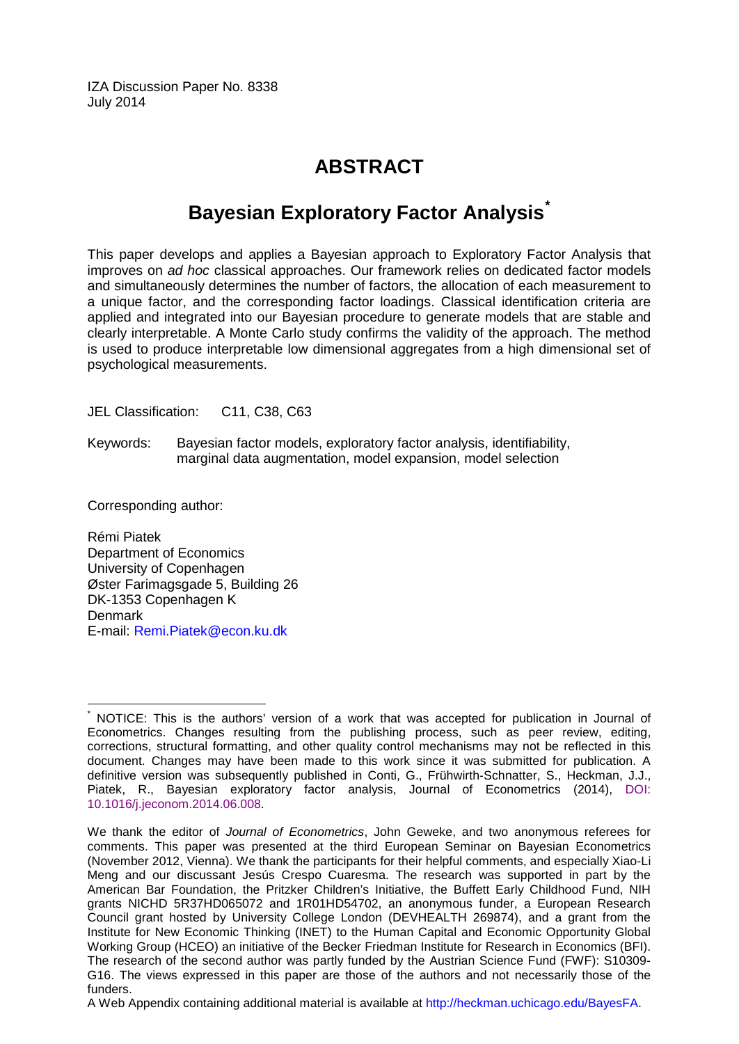IZA Discussion Paper No. 8338
July 2014

# ABSTRACT

## Bayesian Exploratory Factor Analysis[*]

This paper develops and applies a Bayesian approach to Exploratory Factor Analysis that improves on *ad hoc* classical approaches. Our framework relies on dedicated factor models and simultaneously determines the number of factors, the allocation of each measurement to a unique factor, and the corresponding factor loadings. Classical identification criteria are applied and integrated into our Bayesian procedure to generate models that are stable and clearly interpretable. A Monte Carlo study confirms the validity of the approach. The method is used to produce interpretable low dimensional aggregates from a high dimensional set of psychological measurements.

JEL Classification: C11, C38, C63

Keywords: Bayesian factor models, exploratory factor analysis, identifiability, marginal data augmentation, model expansion, model selection

Corresponding author:

Rémi Piatek
Department of Economics
University of Copenhagen
Øster Farimagsgade 5, Building 26
DK-1353 Copenhagen K
Denmark
E-mail: Remi.Piatek@econ.ku.dk

---

[*] NOTICE: This is the authors' version of a work that was accepted for publication in Journal of Econometrics. Changes resulting from the publishing process, such as peer review, editing, corrections, structural formatting, and other quality control mechanisms may not be reflected in this document. Changes may have been made to this work since it was submitted for publication. A definitive version was subsequently published in Conti, G., Frühwirth-Schnatter, S., Heckman, J.J., Piatek, R., Bayesian exploratory factor analysis, Journal of Econometrics (2014), DOI: 10.1016/j.jeconom.2014.06.008.

We thank the editor of *Journal of Econometrics*, John Geweke, and two anonymous referees for comments. This paper was presented at the third European Seminar on Bayesian Econometrics (November 2012, Vienna). We thank the participants for their helpful comments, and especially Xiao-Li Meng and our discussant Jesús Crespo Cuaresma. The research was supported in part by the American Bar Foundation, the Pritzker Children's Initiative, the Buffett Early Childhood Fund, NIH grants NICHD 5R37HD065072 and 1R01HD54702, an anonymous funder, a European Research Council grant hosted by University College London (DEVHEALTH 269874), and a grant from the Institute for New Economic Thinking (INET) to the Human Capital and Economic Opportunity Global Working Group (HCEO) an initiative of the Becker Friedman Institute for Research in Economics (BFI). The research of the second author was partly funded by the Austrian Science Fund (FWF): S10309-G16. The views expressed in this paper are those of the authors and not necessarily those of the funders.

A Web Appendix containing additional material is available at http://heckman.uchicago.edu/BayesFA.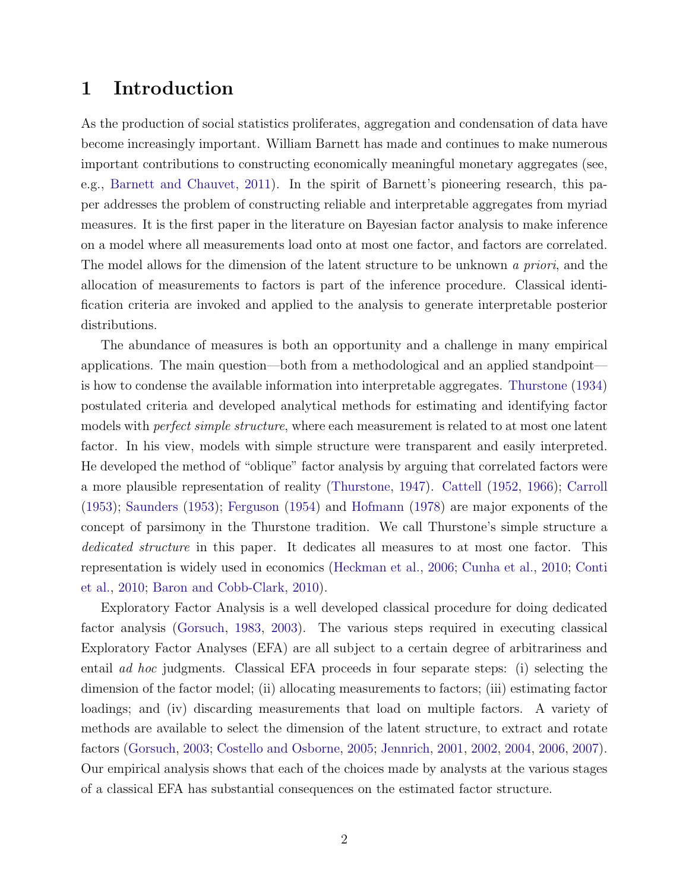# 1 Introduction

As the production of social statistics proliferates, aggregation and condensation of data have become increasingly important. William Barnett has made and continues to make numerous important contributions to constructing economically meaningful monetary aggregates (see, e.g., Barnett and Chauvet, 2011). In the spirit of Barnett's pioneering research, this paper addresses the problem of constructing reliable and interpretable aggregates from myriad measures. It is the first paper in the literature on Bayesian factor analysis to make inference on a model where all measurements load onto at most one factor, and factors are correlated. The model allows for the dimension of the latent structure to be unknown *a priori*, and the allocation of measurements to factors is part of the inference procedure. Classical identification criteria are invoked and applied to the analysis to generate interpretable posterior distributions.

The abundance of measures is both an opportunity and a challenge in many empirical applications. The main question—both from a methodological and an applied standpoint—is how to condense the available information into interpretable aggregates. Thurstone (1934) postulated criteria and developed analytical methods for estimating and identifying factor models with *perfect simple structure*, where each measurement is related to at most one latent factor. In his view, models with simple structure were transparent and easily interpreted. He developed the method of "oblique" factor analysis by arguing that correlated factors were a more plausible representation of reality (Thurstone, 1947). Cattell (1952, 1966); Carroll (1953); Saunders (1953); Ferguson (1954) and Hofmann (1978) are major exponents of the concept of parsimony in the Thurstone tradition. We call Thurstone's simple structure a *dedicated structure* in this paper. It dedicates all measures to at most one factor. This representation is widely used in economics (Heckman et al., 2006; Cunha et al., 2010; Conti et al., 2010; Baron and Cobb-Clark, 2010).

Exploratory Factor Analysis is a well developed classical procedure for doing dedicated factor analysis (Gorsuch, 1983, 2003). The various steps required in executing classical Exploratory Factor Analyses (EFA) are all subject to a certain degree of arbitrariness and entail *ad hoc* judgments. Classical EFA proceeds in four separate steps: (i) selecting the dimension of the factor model; (ii) allocating measurements to factors; (iii) estimating factor loadings; and (iv) discarding measurements that load on multiple factors. A variety of methods are available to select the dimension of the latent structure, to extract and rotate factors (Gorsuch, 2003; Costello and Osborne, 2005; Jennrich, 2001, 2002, 2004, 2006, 2007). Our empirical analysis shows that each of the choices made by analysts at the various stages of a classical EFA has substantial consequences on the estimated factor structure.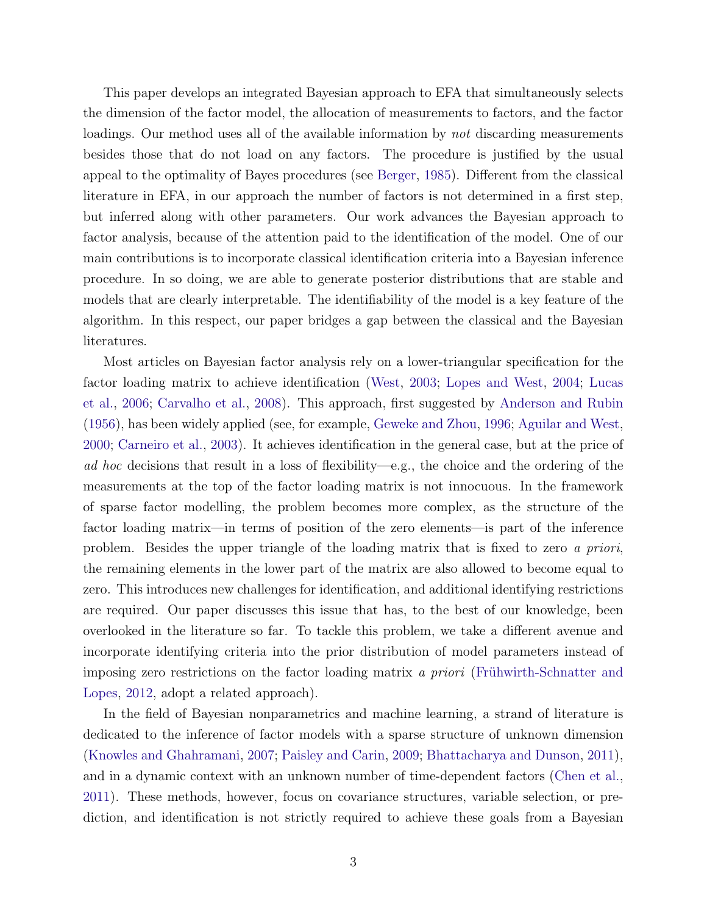This paper develops an integrated Bayesian approach to EFA that simultaneously selects the dimension of the factor model, the allocation of measurements to factors, and the factor loadings. Our method uses all of the available information by *not* discarding measurements besides those that do not load on any factors. The procedure is justified by the usual appeal to the optimality of Bayes procedures (see Berger, 1985). Different from the classical literature in EFA, in our approach the number of factors is not determined in a first step, but inferred along with other parameters. Our work advances the Bayesian approach to factor analysis, because of the attention paid to the identification of the model. One of our main contributions is to incorporate classical identification criteria into a Bayesian inference procedure. In so doing, we are able to generate posterior distributions that are stable and models that are clearly interpretable. The identifiability of the model is a key feature of the algorithm. In this respect, our paper bridges a gap between the classical and the Bayesian literatures.

Most articles on Bayesian factor analysis rely on a lower-triangular specification for the factor loading matrix to achieve identification (West, 2003; Lopes and West, 2004; Lucas et al., 2006; Carvalho et al., 2008). This approach, first suggested by Anderson and Rubin (1956), has been widely applied (see, for example, Geweke and Zhou, 1996; Aguilar and West, 2000; Carneiro et al., 2003). It achieves identification in the general case, but at the price of *ad hoc* decisions that result in a loss of flexibility—e.g., the choice and the ordering of the measurements at the top of the factor loading matrix is not innocuous. In the framework of sparse factor modelling, the problem becomes more complex, as the structure of the factor loading matrix—in terms of position of the zero elements—is part of the inference problem. Besides the upper triangle of the loading matrix that is fixed to zero *a priori*, the remaining elements in the lower part of the matrix are also allowed to become equal to zero. This introduces new challenges for identification, and additional identifying restrictions are required. Our paper discusses this issue that has, to the best of our knowledge, been overlooked in the literature so far. To tackle this problem, we take a different avenue and incorporate identifying criteria into the prior distribution of model parameters instead of imposing zero restrictions on the factor loading matrix *a priori* (Frühwirth-Schnatter and Lopes, 2012, adopt a related approach).

In the field of Bayesian nonparametrics and machine learning, a strand of literature is dedicated to the inference of factor models with a sparse structure of unknown dimension (Knowles and Ghahramani, 2007; Paisley and Carin, 2009; Bhattacharya and Dunson, 2011), and in a dynamic context with an unknown number of time-dependent factors (Chen et al., 2011). These methods, however, focus on covariance structures, variable selection, or prediction, and identification is not strictly required to achieve these goals from a Bayesian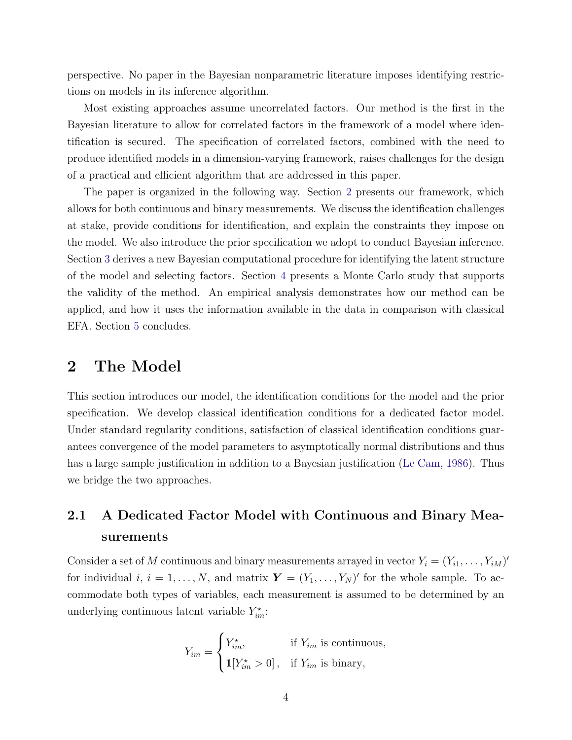perspective. No paper in the Bayesian nonparametric literature imposes identifying restrictions on models in its inference algorithm.

Most existing approaches assume uncorrelated factors. Our method is the first in the Bayesian literature to allow for correlated factors in the framework of a model where identification is secured. The specification of correlated factors, combined with the need to produce identified models in a dimension-varying framework, raises challenges for the design of a practical and efficient algorithm that are addressed in this paper.

The paper is organized in the following way. Section 2 presents our framework, which allows for both continuous and binary measurements. We discuss the identification challenges at stake, provide conditions for identification, and explain the constraints they impose on the model. We also introduce the prior specification we adopt to conduct Bayesian inference. Section 3 derives a new Bayesian computational procedure for identifying the latent structure of the model and selecting factors. Section 4 presents a Monte Carlo study that supports the validity of the method. An empirical analysis demonstrates how our method can be applied, and how it uses the information available in the data in comparison with classical EFA. Section 5 concludes.

# 2 The Model

This section introduces our model, the identification conditions for the model and the prior specification. We develop classical identification conditions for a dedicated factor model. Under standard regularity conditions, satisfaction of classical identification conditions guarantees convergence of the model parameters to asymptotically normal distributions and thus has a large sample justification in addition to a Bayesian justification (Le Cam, 1986). Thus we bridge the two approaches.

## 2.1 A Dedicated Factor Model with Continuous and Binary Measurements

Consider a set of $M$ continuous and binary measurements arrayed in vector $Y_i = (Y_{i1}, \ldots, Y_{iM})'$ for individual $i$, $i = 1, \ldots, N$, and matrix $\boldsymbol{Y} = (Y_1, \ldots, Y_N)'$ for the whole sample. To accommodate both types of variables, each measurement is assumed to be determined by an underlying continuous latent variable $Y_{im}^{\star}$:

$$Y_{im} = \begin{cases} Y_{im}^{\star}, & \text{if } Y_{im} \text{ is continuous,} \\ \mathbf{1}[Y_{im}^{\star} > 0], & \text{if } Y_{im} \text{ is binary,} \end{cases}$$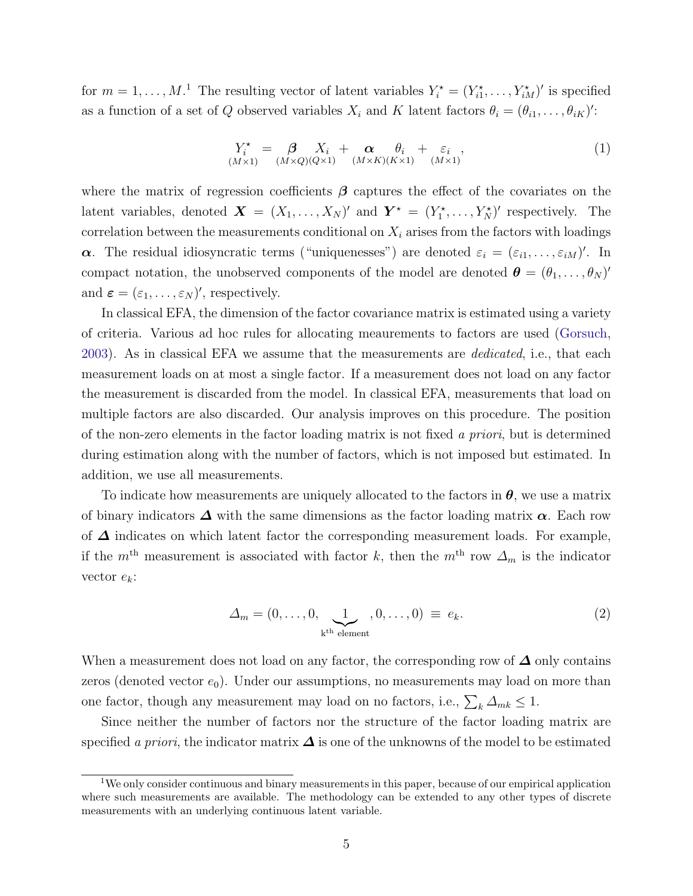for $m = 1, \ldots, M$.[1] The resulting vector of latent variables $Y_i^\star = (Y_{i1}^\star, \ldots, Y_{iM}^\star)'$ is specified as a function of a set of $Q$ observed variables $X_i$ and $K$ latent factors $\theta_i = (\theta_{i1}, \ldots, \theta_{iK})'$:

$$\underset{(M\times 1)}{Y_i^\star} = \underset{(M\times Q)}{\boldsymbol{\beta}}\underset{(Q\times 1)}{X_i} + \underset{(M\times K)}{\boldsymbol{\alpha}}\underset{(K\times 1)}{\theta_i} + \underset{(M\times 1)}{\varepsilon_i}, \tag{1}$$

where the matrix of regression coefficients $\boldsymbol{\beta}$ captures the effect of the covariates on the latent variables, denoted $\boldsymbol{X} = (X_1, \ldots, X_N)'$ and $\boldsymbol{Y}^\star = (Y_1^\star, \ldots, Y_N^\star)'$ respectively. The correlation between the measurements conditional on $X_i$ arises from the factors with loadings $\boldsymbol{\alpha}$. The residual idiosyncratic terms ("uniquenesses") are denoted $\varepsilon_i = (\varepsilon_{i1}, \ldots, \varepsilon_{iM})'$. In compact notation, the unobserved components of the model are denoted $\boldsymbol{\theta} = (\theta_1, \ldots, \theta_N)'$ and $\boldsymbol{\varepsilon} = (\varepsilon_1, \ldots, \varepsilon_N)'$, respectively.

In classical EFA, the dimension of the factor covariance matrix is estimated using a variety of criteria. Various ad hoc rules for allocating meaurements to factors are used (Gorsuch, 2003). As in classical EFA we assume that the measurements are *dedicated*, i.e., that each measurement loads on at most a single factor. If a measurement does not load on any factor the measurement is discarded from the model. In classical EFA, measurements that load on multiple factors are also discarded. Our analysis improves on this procedure. The position of the non-zero elements in the factor loading matrix is not fixed *a priori*, but is determined during estimation along with the number of factors, which is not imposed but estimated. In addition, we use all measurements.

To indicate how measurements are uniquely allocated to the factors in $\boldsymbol{\theta}$, we use a matrix of binary indicators $\boldsymbol{\Delta}$ with the same dimensions as the factor loading matrix $\boldsymbol{\alpha}$. Each row of $\boldsymbol{\Delta}$ indicates on which latent factor the corresponding measurement loads. For example, if the $m^{\text{th}}$ measurement is associated with factor $k$, then the $m^{\text{th}}$ row $\Delta_m$ is the indicator vector $e_k$:

$$\Delta_m = (0, \ldots, 0, \underbrace{1}_{\text{k}^{\text{th}} \text{ element}}, 0, \ldots, 0) \equiv e_k. \tag{2}$$

When a measurement does not load on any factor, the corresponding row of $\boldsymbol{\Delta}$ only contains zeros (denoted vector $e_0$). Under our assumptions, no measurements may load on more than one factor, though any measurement may load on no factors, i.e., $\sum_k \Delta_{mk} \leq 1$.

Since neither the number of factors nor the structure of the factor loading matrix are specified *a priori*, the indicator matrix $\boldsymbol{\Delta}$ is one of the unknowns of the model to be estimated

[1] We only consider continuous and binary measurements in this paper, because of our empirical application where such measurements are available. The methodology can be extended to any other types of discrete measurements with an underlying continuous latent variable.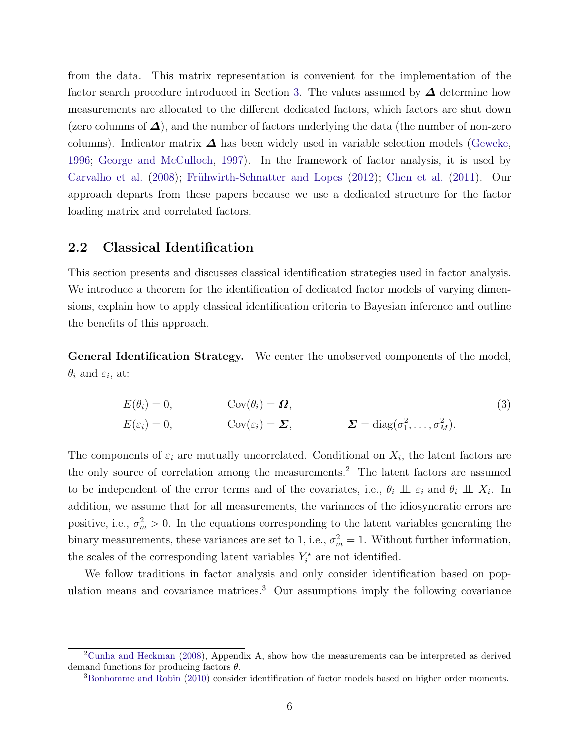from the data. This matrix representation is convenient for the implementation of the factor search procedure introduced in Section 3. The values assumed by $\boldsymbol{\Delta}$ determine how measurements are allocated to the different dedicated factors, which factors are shut down (zero columns of $\boldsymbol{\Delta}$), and the number of factors underlying the data (the number of non-zero columns). Indicator matrix $\boldsymbol{\Delta}$ has been widely used in variable selection models (Geweke, 1996; George and McCulloch, 1997). In the framework of factor analysis, it is used by Carvalho et al. (2008); Frühwirth-Schnatter and Lopes (2012); Chen et al. (2011). Our approach departs from these papers because we use a dedicated structure for the factor loading matrix and correlated factors.

## 2.2 Classical Identification

This section presents and discusses classical identification strategies used in factor analysis. We introduce a theorem for the identification of dedicated factor models of varying dimensions, explain how to apply classical identification criteria to Bayesian inference and outline the benefits of this approach.

**General Identification Strategy.** We center the unobserved components of the model, $\theta_i$ and $\varepsilon_i$, at:

$$
\begin{aligned}
&E(\theta_i) = 0, && \text{Cov}(\theta_i) = \boldsymbol{\Omega}, && \\
&E(\varepsilon_i) = 0, && \text{Cov}(\varepsilon_i) = \boldsymbol{\Sigma}, && \boldsymbol{\Sigma} = \text{diag}(\sigma_1^2, \ldots, \sigma_M^2).
\end{aligned}
\tag{3}
$$

The components of $\varepsilon_i$ are mutually uncorrelated. Conditional on $X_i$, the latent factors are the only source of correlation among the measurements.[2] The latent factors are assumed to be independent of the error terms and of the covariates, i.e., $\theta_i \perp\!\!\!\perp \varepsilon_i$ and $\theta_i \perp\!\!\!\perp X_i$. In addition, we assume that for all measurements, the variances of the idiosyncratic errors are positive, i.e., $\sigma_m^2 > 0$. In the equations corresponding to the latent variables generating the binary measurements, these variances are set to 1, i.e., $\sigma_m^2 = 1$. Without further information, the scales of the corresponding latent variables $Y_i^\star$ are not identified.

We follow traditions in factor analysis and only consider identification based on population means and covariance matrices.[3] Our assumptions imply the following covariance

---

[2] Cunha and Heckman (2008), Appendix A, show how the measurements can be interpreted as derived demand functions for producing factors $\theta$.

[3] Bonhomme and Robin (2010) consider identification of factor models based on higher order moments.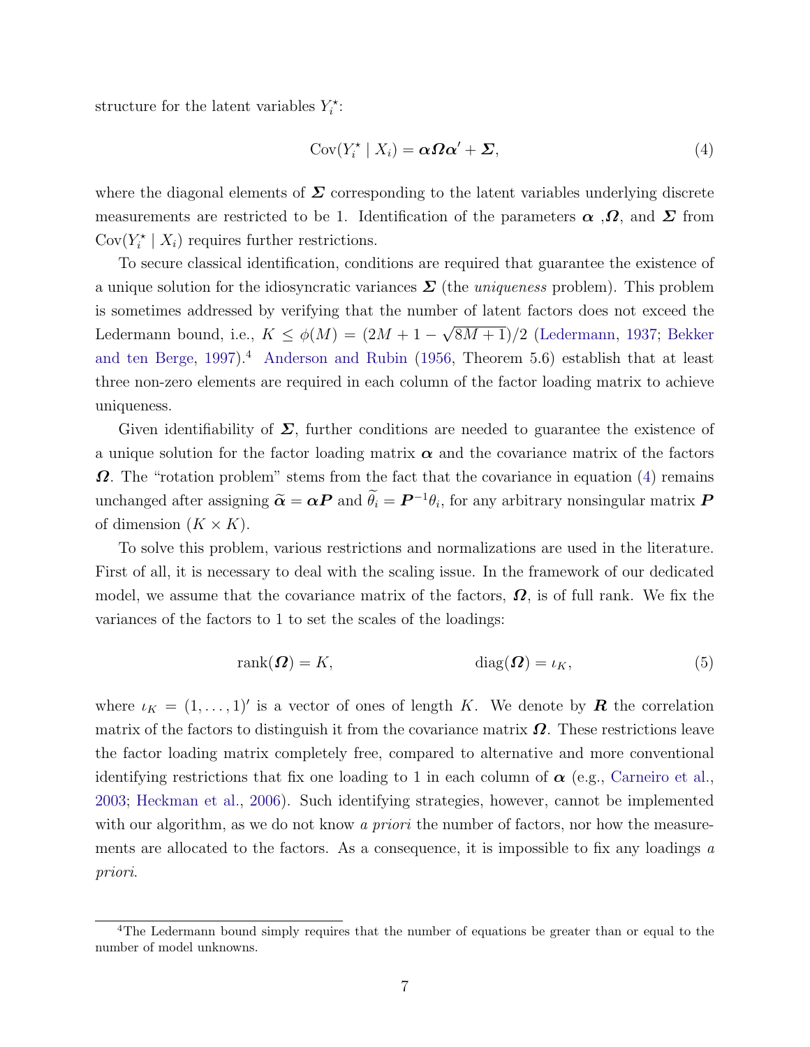structure for the latent variables $Y_i^\star$:

$$\mathrm{Cov}(Y_i^\star \mid X_i) = \boldsymbol{\alpha \Omega \alpha}' + \boldsymbol{\Sigma}, \tag{4}$$

where the diagonal elements of $\boldsymbol{\Sigma}$ corresponding to the latent variables underlying discrete measurements are restricted to be 1. Identification of the parameters $\boldsymbol{\alpha}$ ,$\boldsymbol{\Omega}$, and $\boldsymbol{\Sigma}$ from $\mathrm{Cov}(Y_i^\star \mid X_i)$ requires further restrictions.

To secure classical identification, conditions are required that guarantee the existence of a unique solution for the idiosyncratic variances $\boldsymbol{\Sigma}$ (the *uniqueness* problem). This problem is sometimes addressed by verifying that the number of latent factors does not exceed the Ledermann bound, i.e., $K \leq \phi(M) = (2M + 1 - \sqrt{8M + 1})/2$ (Ledermann, 1937; Bekker and ten Berge, 1997).[4] Anderson and Rubin (1956, Theorem 5.6) establish that at least three non-zero elements are required in each column of the factor loading matrix to achieve uniqueness.

Given identifiability of $\boldsymbol{\Sigma}$, further conditions are needed to guarantee the existence of a unique solution for the factor loading matrix $\boldsymbol{\alpha}$ and the covariance matrix of the factors $\boldsymbol{\Omega}$. The "rotation problem" stems from the fact that the covariance in equation (4) remains unchanged after assigning $\widetilde{\boldsymbol{\alpha}} = \boldsymbol{\alpha P}$ and $\widetilde{\theta}_i = \boldsymbol{P}^{-1}\theta_i$, for any arbitrary nonsingular matrix $\boldsymbol{P}$ of dimension $(K \times K)$.

To solve this problem, various restrictions and normalizations are used in the literature. First of all, it is necessary to deal with the scaling issue. In the framework of our dedicated model, we assume that the covariance matrix of the factors, $\boldsymbol{\Omega}$, is of full rank. We fix the variances of the factors to 1 to set the scales of the loadings:

$$\mathrm{rank}(\boldsymbol{\Omega}) = K, \qquad\qquad \mathrm{diag}(\boldsymbol{\Omega}) = \iota_K, \tag{5}$$

where $\iota_K = (1, \dots, 1)'$ is a vector of ones of length $K$. We denote by $\boldsymbol{R}$ the correlation matrix of the factors to distinguish it from the covariance matrix $\boldsymbol{\Omega}$. These restrictions leave the factor loading matrix completely free, compared to alternative and more conventional identifying restrictions that fix one loading to 1 in each column of $\boldsymbol{\alpha}$ (e.g., Carneiro et al., 2003; Heckman et al., 2006). Such identifying strategies, however, cannot be implemented with our algorithm, as we do not know *a priori* the number of factors, nor how the measurements are allocated to the factors. As a consequence, it is impossible to fix any loadings *a priori*.

[4] The Ledermann bound simply requires that the number of equations be greater than or equal to the number of model unknowns.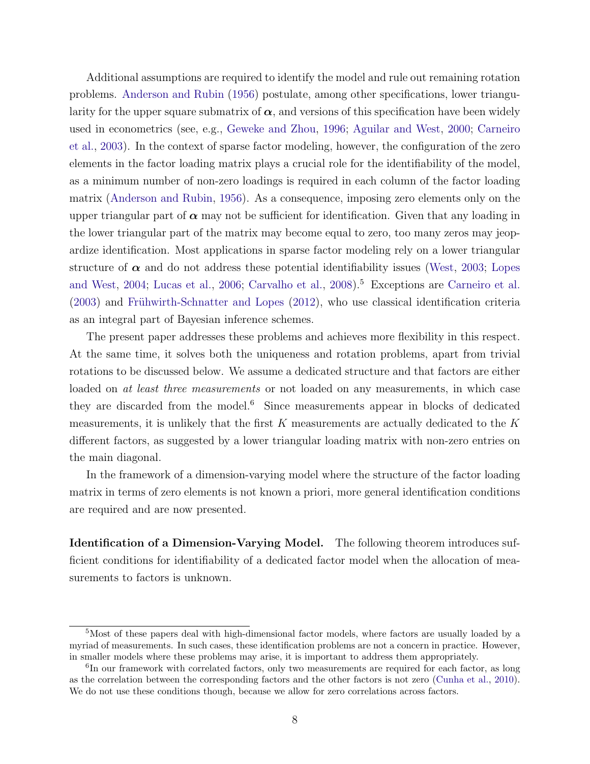Additional assumptions are required to identify the model and rule out remaining rotation problems. Anderson and Rubin (1956) postulate, among other specifications, lower triangularity for the upper square submatrix of $\boldsymbol{\alpha}$, and versions of this specification have been widely used in econometrics (see, e.g., Geweke and Zhou, 1996; Aguilar and West, 2000; Carneiro et al., 2003). In the context of sparse factor modeling, however, the configuration of the zero elements in the factor loading matrix plays a crucial role for the identifiability of the model, as a minimum number of non-zero loadings is required in each column of the factor loading matrix (Anderson and Rubin, 1956). As a consequence, imposing zero elements only on the upper triangular part of $\boldsymbol{\alpha}$ may not be sufficient for identification. Given that any loading in the lower triangular part of the matrix may become equal to zero, too many zeros may jeopardize identification. Most applications in sparse factor modeling rely on a lower triangular structure of $\boldsymbol{\alpha}$ and do not address these potential identifiability issues (West, 2003; Lopes and West, 2004; Lucas et al., 2006; Carvalho et al., 2008).[5] Exceptions are Carneiro et al. (2003) and Frühwirth-Schnatter and Lopes (2012), who use classical identification criteria as an integral part of Bayesian inference schemes.

The present paper addresses these problems and achieves more flexibility in this respect. At the same time, it solves both the uniqueness and rotation problems, apart from trivial rotations to be discussed below. We assume a dedicated structure and that factors are either loaded on *at least three measurements* or not loaded on any measurements, in which case they are discarded from the model.[6] Since measurements appear in blocks of dedicated measurements, it is unlikely that the first $K$ measurements are actually dedicated to the $K$ different factors, as suggested by a lower triangular loading matrix with non-zero entries on the main diagonal.

In the framework of a dimension-varying model where the structure of the factor loading matrix in terms of zero elements is not known a priori, more general identification conditions are required and are now presented.

**Identification of a Dimension-Varying Model.** The following theorem introduces sufficient conditions for identifiability of a dedicated factor model when the allocation of measurements to factors is unknown.

[5] Most of these papers deal with high-dimensional factor models, where factors are usually loaded by a myriad of measurements. In such cases, these identification problems are not a concern in practice. However, in smaller models where these problems may arise, it is important to address them appropriately.

[6] In our framework with correlated factors, only two measurements are required for each factor, as long as the correlation between the corresponding factors and the other factors is not zero (Cunha et al., 2010). We do not use these conditions though, because we allow for zero correlations across factors.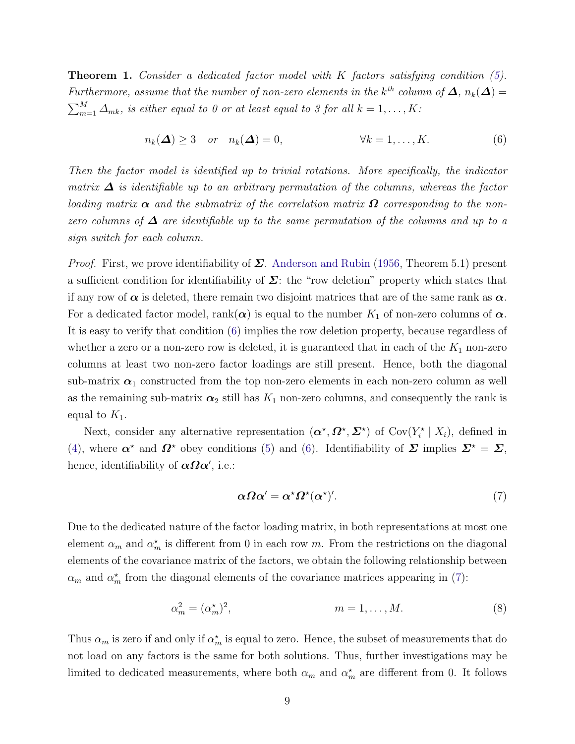**Theorem 1.** *Consider a dedicated factor model with $K$ factors satisfying condition (5). Furthermore, assume that the number of non-zero elements in the $k^{th}$ column of $\boldsymbol{\Delta}$, $n_k(\boldsymbol{\Delta}) = \sum_{m=1}^{M} \Delta_{mk}$, is either equal to 0 or at least equal to 3 for all $k = 1, \ldots, K$:*

$$n_k(\boldsymbol{\Delta}) \geq 3 \quad or \quad n_k(\boldsymbol{\Delta}) = 0, \qquad\qquad \forall k = 1, \ldots, K. \tag{6}$$

*Then the factor model is identified up to trivial rotations. More specifically, the indicator matrix $\boldsymbol{\Delta}$ is identifiable up to an arbitrary permutation of the columns, whereas the factor loading matrix $\boldsymbol{\alpha}$ and the submatrix of the correlation matrix $\boldsymbol{\Omega}$ corresponding to the non-zero columns of $\boldsymbol{\Delta}$ are identifiable up to the same permutation of the columns and up to a sign switch for each column.*

*Proof.* First, we prove identifiability of $\boldsymbol{\Sigma}$. Anderson and Rubin (1956, Theorem 5.1) present a sufficient condition for identifiability of $\boldsymbol{\Sigma}$: the "row deletion" property which states that if any row of $\boldsymbol{\alpha}$ is deleted, there remain two disjoint matrices that are of the same rank as $\boldsymbol{\alpha}$. For a dedicated factor model, rank($\boldsymbol{\alpha}$) is equal to the number $K_1$ of non-zero columns of $\boldsymbol{\alpha}$. It is easy to verify that condition (6) implies the row deletion property, because regardless of whether a zero or a non-zero row is deleted, it is guaranteed that in each of the $K_1$ non-zero columns at least two non-zero factor loadings are still present. Hence, both the diagonal sub-matrix $\boldsymbol{\alpha}_1$ constructed from the top non-zero elements in each non-zero column as well as the remaining sub-matrix $\boldsymbol{\alpha}_2$ still has $K_1$ non-zero columns, and consequently the rank is equal to $K_1$.

Next, consider any alternative representation $(\boldsymbol{\alpha}^\star, \boldsymbol{\Omega}^\star, \boldsymbol{\Sigma}^\star)$ of $\text{Cov}(Y_i^\star \mid X_i)$, defined in (4), where $\boldsymbol{\alpha}^\star$ and $\boldsymbol{\Omega}^\star$ obey conditions (5) and (6). Identifiability of $\boldsymbol{\Sigma}$ implies $\boldsymbol{\Sigma}^\star = \boldsymbol{\Sigma}$, hence, identifiability of $\boldsymbol{\alpha\Omega\alpha}'$, i.e.:

$$\boldsymbol{\alpha\Omega\alpha}' = \boldsymbol{\alpha}^\star \boldsymbol{\Omega}^\star (\boldsymbol{\alpha}^\star)'. \tag{7}$$

Due to the dedicated nature of the factor loading matrix, in both representations at most one element $\alpha_m$ and $\alpha_m^\star$ is different from 0 in each row $m$. From the restrictions on the diagonal elements of the covariance matrix of the factors, we obtain the following relationship between $\alpha_m$ and $\alpha_m^\star$ from the diagonal elements of the covariance matrices appearing in (7):

$$\alpha_m^2 = (\alpha_m^\star)^2, \qquad\qquad m = 1, \ldots, M. \tag{8}$$

Thus $\alpha_m$ is zero if and only if $\alpha_m^\star$ is equal to zero. Hence, the subset of measurements that do not load on any factors is the same for both solutions. Thus, further investigations may be limited to dedicated measurements, where both $\alpha_m$ and $\alpha_m^\star$ are different from 0. It follows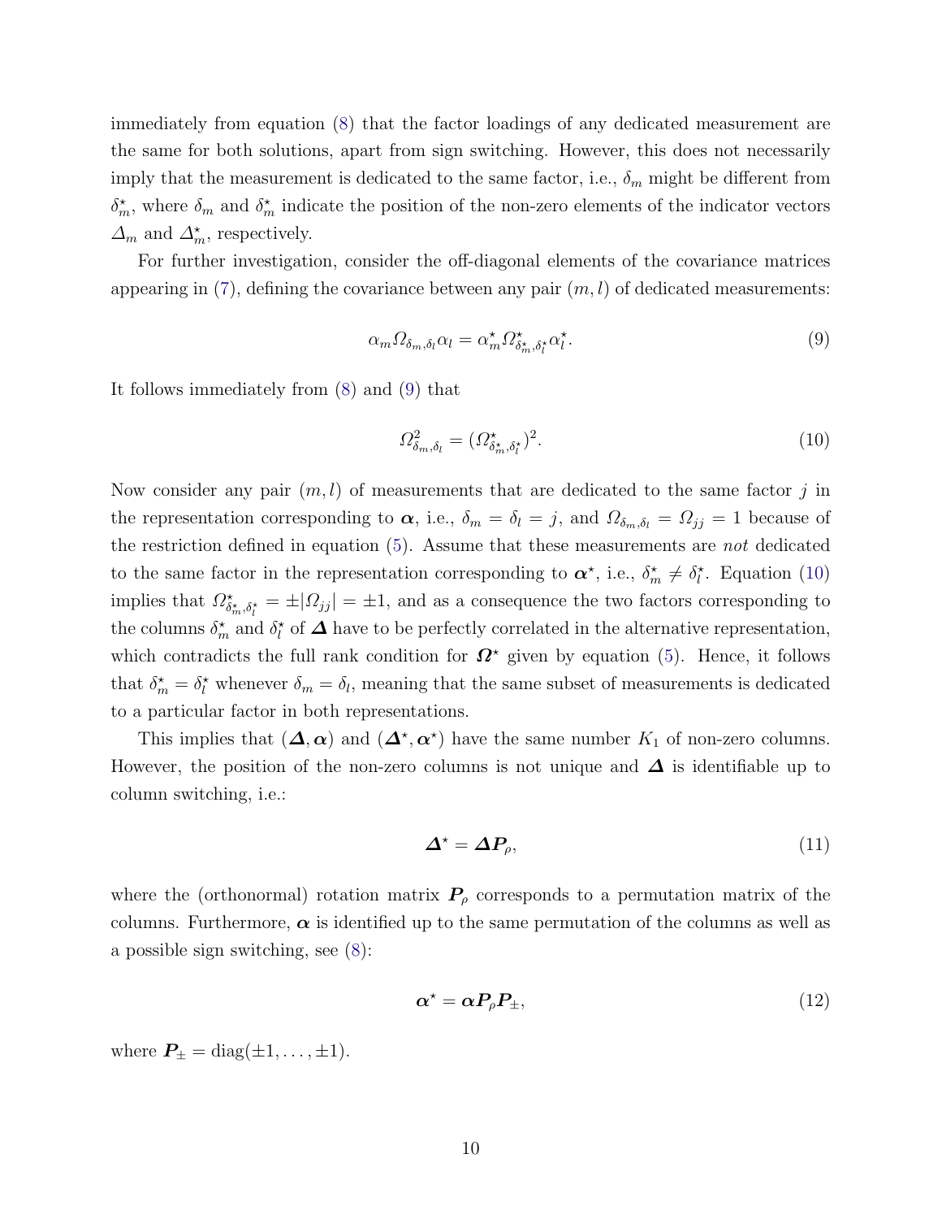immediately from equation (8) that the factor loadings of any dedicated measurement are the same for both solutions, apart from sign switching. However, this does not necessarily imply that the measurement is dedicated to the same factor, i.e., $\delta_m$ might be different from $\delta^\star_m$, where $\delta_m$ and $\delta^\star_m$ indicate the position of the non-zero elements of the indicator vectors $\varDelta_m$ and $\varDelta^\star_m$, respectively.

For further investigation, consider the off-diagonal elements of the covariance matrices appearing in (7), defining the covariance between any pair $(m, l)$ of dedicated measurements:

$$\alpha_m \varOmega_{\delta_m,\delta_l} \alpha_l = \alpha^\star_m \varOmega^\star_{\delta^\star_m,\delta^\star_l} \alpha^\star_l. \tag{9}$$

It follows immediately from (8) and (9) that

$$\varOmega^2_{\delta_m,\delta_l} = (\varOmega^\star_{\delta^\star_m,\delta^\star_l})^2. \tag{10}$$

Now consider any pair $(m, l)$ of measurements that are dedicated to the same factor $j$ in the representation corresponding to $\boldsymbol{\alpha}$, i.e., $\delta_m = \delta_l = j$, and $\varOmega_{\delta_m,\delta_l} = \varOmega_{jj} = 1$ because of the restriction defined in equation (5). Assume that these measurements are *not* dedicated to the same factor in the representation corresponding to $\boldsymbol{\alpha}^\star$, i.e., $\delta^\star_m \neq \delta^\star_l$. Equation (10) implies that $\varOmega^\star_{\delta^\star_m,\delta^\star_l} = \pm|\varOmega_{jj}| = \pm 1$, and as a consequence the two factors corresponding to the columns $\delta^\star_m$ and $\delta^\star_l$ of $\boldsymbol{\varDelta}$ have to be perfectly correlated in the alternative representation, which contradicts the full rank condition for $\boldsymbol{\varOmega}^\star$ given by equation (5). Hence, it follows that $\delta^\star_m = \delta^\star_l$ whenever $\delta_m = \delta_l$, meaning that the same subset of measurements is dedicated to a particular factor in both representations.

This implies that $(\boldsymbol{\varDelta}, \boldsymbol{\alpha})$ and $(\boldsymbol{\varDelta}^\star, \boldsymbol{\alpha}^\star)$ have the same number $K_1$ of non-zero columns. However, the position of the non-zero columns is not unique and $\boldsymbol{\varDelta}$ is identifiable up to column switching, i.e.:

$$\boldsymbol{\varDelta}^\star = \boldsymbol{\varDelta} \boldsymbol{P}_\rho, \tag{11}$$

where the (orthonormal) rotation matrix $\boldsymbol{P}_\rho$ corresponds to a permutation matrix of the columns. Furthermore, $\boldsymbol{\alpha}$ is identified up to the same permutation of the columns as well as a possible sign switching, see (8):

$$\boldsymbol{\alpha}^\star = \boldsymbol{\alpha} \boldsymbol{P}_\rho \boldsymbol{P}_\pm, \tag{12}$$

where $\boldsymbol{P}_\pm = \mathrm{diag}(\pm 1, \dots, \pm 1)$.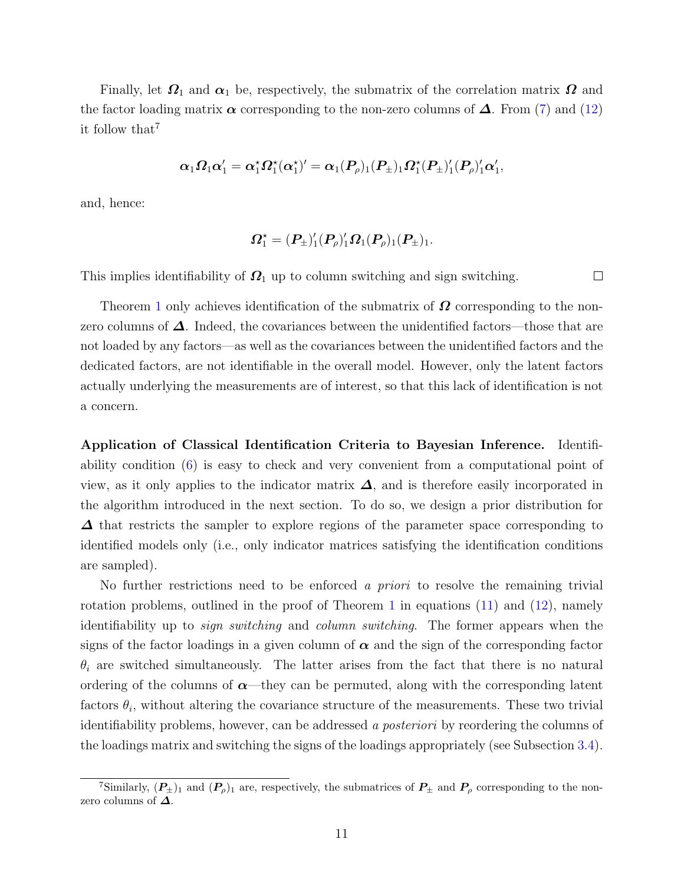Finally, let $\boldsymbol{\Omega}_1$ and $\boldsymbol{\alpha}_1$ be, respectively, the submatrix of the correlation matrix $\boldsymbol{\Omega}$ and the factor loading matrix $\boldsymbol{\alpha}$ corresponding to the non-zero columns of $\boldsymbol{\Delta}$. From (7) and (12) it follow that[7]

$$\boldsymbol{\alpha}_1 \boldsymbol{\Omega}_1 \boldsymbol{\alpha}_1' = \boldsymbol{\alpha}_1^\star \boldsymbol{\Omega}_1^\star (\boldsymbol{\alpha}_1^\star)' = \boldsymbol{\alpha}_1 (\boldsymbol{P}_\rho)_1 (\boldsymbol{P}_\pm)_1 \boldsymbol{\Omega}_1^\star (\boldsymbol{P}_\pm)_1' (\boldsymbol{P}_\rho)_1' \boldsymbol{\alpha}_1',$$

and, hence:

$$\boldsymbol{\Omega}_1^\star = (\boldsymbol{P}_\pm)_1' (\boldsymbol{P}_\rho)_1' \boldsymbol{\Omega}_1 (\boldsymbol{P}_\rho)_1 (\boldsymbol{P}_\pm)_1.$$

This implies identifiability of $\boldsymbol{\Omega}_1$ up to column switching and sign switching. □

Theorem 1 only achieves identification of the submatrix of $\boldsymbol{\Omega}$ corresponding to the non-zero columns of $\boldsymbol{\Delta}$. Indeed, the covariances between the unidentified factors—those that are not loaded by any factors—as well as the covariances between the unidentified factors and the dedicated factors, are not identifiable in the overall model. However, only the latent factors actually underlying the measurements are of interest, so that this lack of identification is not a concern.

**Application of Classical Identification Criteria to Bayesian Inference.** Identifiability condition (6) is easy to check and very convenient from a computational point of view, as it only applies to the indicator matrix $\boldsymbol{\Delta}$, and is therefore easily incorporated in the algorithm introduced in the next section. To do so, we design a prior distribution for $\boldsymbol{\Delta}$ that restricts the sampler to explore regions of the parameter space corresponding to identified models only (i.e., only indicator matrices satisfying the identification conditions are sampled).

No further restrictions need to be enforced *a priori* to resolve the remaining trivial rotation problems, outlined in the proof of Theorem 1 in equations (11) and (12), namely identifiability up to *sign switching* and *column switching*. The former appears when the signs of the factor loadings in a given column of $\boldsymbol{\alpha}$ and the sign of the corresponding factor $\theta_i$ are switched simultaneously. The latter arises from the fact that there is no natural ordering of the columns of $\boldsymbol{\alpha}$—they can be permuted, along with the corresponding latent factors $\theta_i$, without altering the covariance structure of the measurements. These two trivial identifiability problems, however, can be addressed *a posteriori* by reordering the columns of the loadings matrix and switching the signs of the loadings appropriately (see Subsection 3.4).

[7] Similarly, $(\boldsymbol{P}_\pm)_1$ and $(\boldsymbol{P}_\rho)_1$ are, respectively, the submatrices of $\boldsymbol{P}_\pm$ and $\boldsymbol{P}_\rho$ corresponding to the non-zero columns of $\boldsymbol{\Delta}$.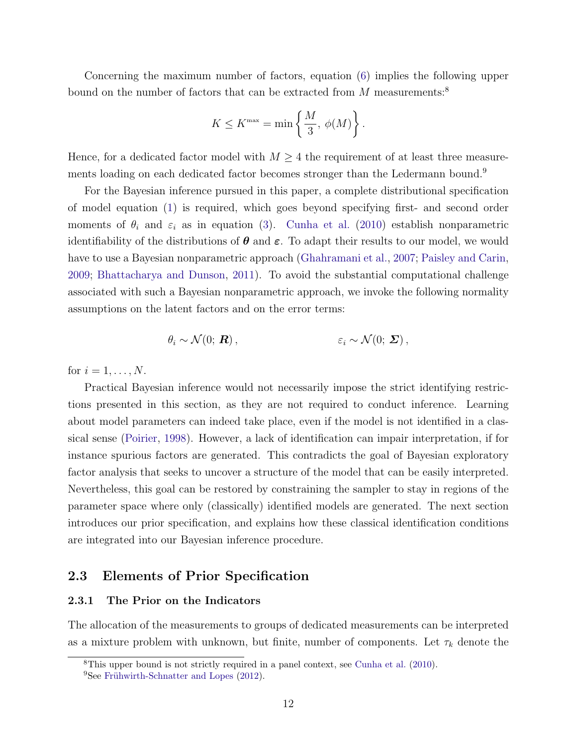Concerning the maximum number of factors, equation (6) implies the following upper bound on the number of factors that can be extracted from $M$ measurements:[8]

$$K \leq K^{\max} = \min\left\{ \frac{M}{3},\ \phi(M) \right\}.$$

Hence, for a dedicated factor model with $M \geq 4$ the requirement of at least three measurements loading on each dedicated factor becomes stronger than the Ledermann bound.[9]

For the Bayesian inference pursued in this paper, a complete distributional specification of model equation (1) is required, which goes beyond specifying first- and second order moments of $\theta_i$ and $\varepsilon_i$ as in equation (3). Cunha et al. (2010) establish nonparametric identifiability of the distributions of $\boldsymbol{\theta}$ and $\boldsymbol{\varepsilon}$. To adapt their results to our model, we would have to use a Bayesian nonparametric approach (Ghahramani et al., 2007; Paisley and Carin, 2009; Bhattacharya and Dunson, 2011). To avoid the substantial computational challenge associated with such a Bayesian nonparametric approach, we invoke the following normality assumptions on the latent factors and on the error terms:

$$\theta_i \sim \mathcal{N}(0;\ \boldsymbol{R}), \qquad\qquad \varepsilon_i \sim \mathcal{N}(0;\ \boldsymbol{\Sigma}),$$

for $i = 1, \ldots, N$.

Practical Bayesian inference would not necessarily impose the strict identifying restrictions presented in this section, as they are not required to conduct inference. Learning about model parameters can indeed take place, even if the model is not identified in a classical sense (Poirier, 1998). However, a lack of identification can impair interpretation, if for instance spurious factors are generated. This contradicts the goal of Bayesian exploratory factor analysis that seeks to uncover a structure of the model that can be easily interpreted. Nevertheless, this goal can be restored by constraining the sampler to stay in regions of the parameter space where only (classically) identified models are generated. The next section introduces our prior specification, and explains how these classical identification conditions are integrated into our Bayesian inference procedure.

## 2.3 Elements of Prior Specification

### 2.3.1 The Prior on the Indicators

The allocation of the measurements to groups of dedicated measurements can be interpreted as a mixture problem with unknown, but finite, number of components. Let $\tau_k$ denote the

[8] This upper bound is not strictly required in a panel context, see Cunha et al. (2010).

[9] See Frühwirth-Schnatter and Lopes (2012).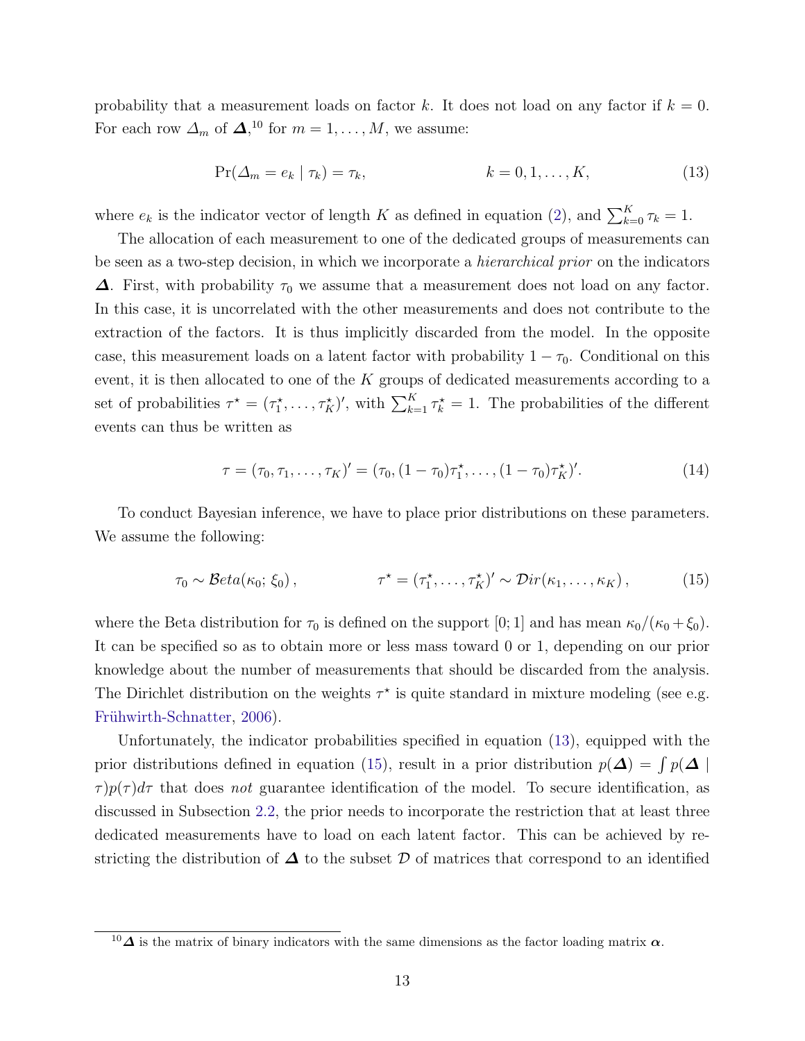probability that a measurement loads on factor $k$. It does not load on any factor if $k = 0$. For each row $\Delta_m$ of $\boldsymbol{\Delta}$,[10] for $m = 1, \ldots, M$, we assume:

$$\Pr(\Delta_m = e_k \mid \tau_k) = \tau_k, \qquad\qquad k = 0, 1, \ldots, K, \tag{13}$$

where $e_k$ is the indicator vector of length $K$ as defined in equation (2), and $\sum_{k=0}^{K} \tau_k = 1$.

The allocation of each measurement to one of the dedicated groups of measurements can be seen as a two-step decision, in which we incorporate a *hierarchical prior* on the indicators $\boldsymbol{\Delta}$. First, with probability $\tau_0$ we assume that a measurement does not load on any factor. In this case, it is uncorrelated with the other measurements and does not contribute to the extraction of the factors. It is thus implicitly discarded from the model. In the opposite case, this measurement loads on a latent factor with probability $1 - \tau_0$. Conditional on this event, it is then allocated to one of the $K$ groups of dedicated measurements according to a set of probabilities $\tau^\star = (\tau_1^\star, \ldots, \tau_K^\star)'$, with $\sum_{k=1}^{K} \tau_k^\star = 1$. The probabilities of the different events can thus be written as

$$\tau = (\tau_0, \tau_1, \ldots, \tau_K)' = (\tau_0, (1 - \tau_0)\tau_1^\star, \ldots, (1 - \tau_0)\tau_K^\star)'. \tag{14}$$

To conduct Bayesian inference, we have to place prior distributions on these parameters. We assume the following:

$$\tau_0 \sim \mathcal{B}eta(\kappa_0; \xi_0)\,, \qquad\qquad \tau^\star = (\tau_1^\star, \ldots, \tau_K^\star)' \sim \mathcal{D}ir(\kappa_1, \ldots, \kappa_K)\,, \tag{15}$$

where the Beta distribution for $\tau_0$ is defined on the support $[0; 1]$ and has mean $\kappa_0/(\kappa_0 + \xi_0)$. It can be specified so as to obtain more or less mass toward 0 or 1, depending on our prior knowledge about the number of measurements that should be discarded from the analysis. The Dirichlet distribution on the weights $\tau^\star$ is quite standard in mixture modeling (see e.g. Frühwirth-Schnatter, 2006).

Unfortunately, the indicator probabilities specified in equation (13), equipped with the prior distributions defined in equation (15), result in a prior distribution $p(\boldsymbol{\Delta}) = \int p(\boldsymbol{\Delta} \mid \tau) p(\tau) d\tau$ that does *not* guarantee identification of the model. To secure identification, as discussed in Subsection 2.2, the prior needs to incorporate the restriction that at least three dedicated measurements have to load on each latent factor. This can be achieved by restricting the distribution of $\boldsymbol{\Delta}$ to the subset $\mathcal{D}$ of matrices that correspond to an identified

[10] $\boldsymbol{\Delta}$ is the matrix of binary indicators with the same dimensions as the factor loading matrix $\boldsymbol{\alpha}$.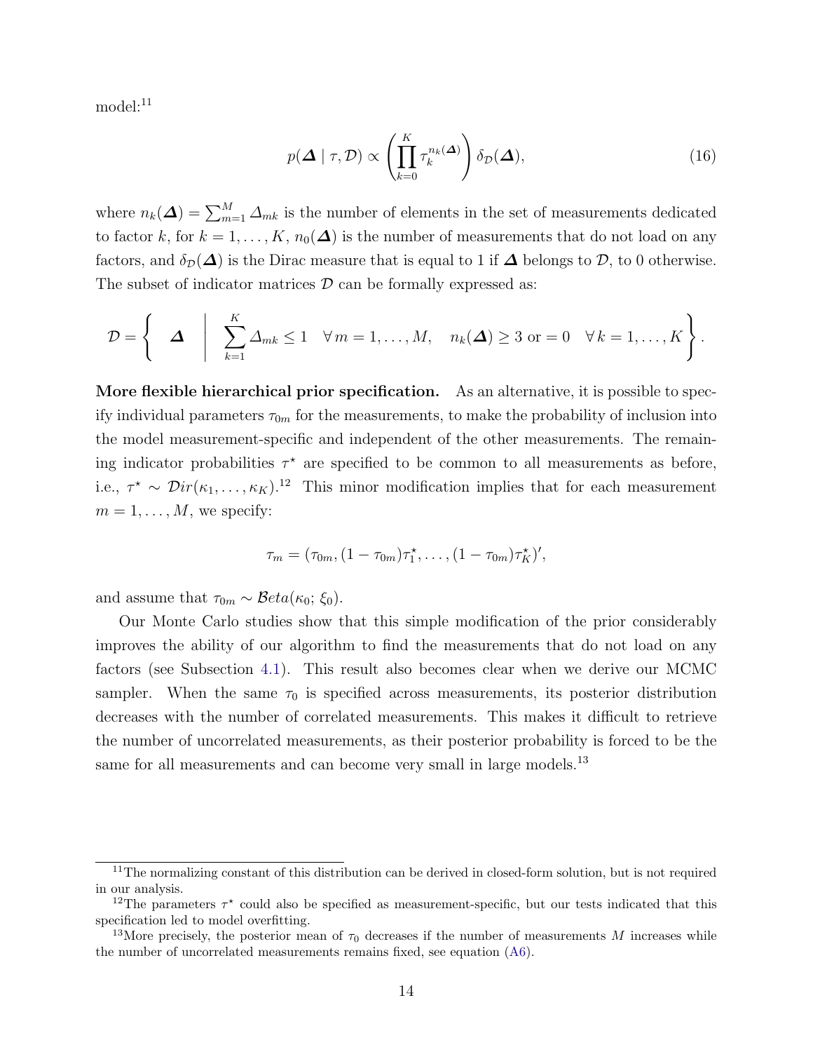model:[11]

$$p(\boldsymbol{\Delta} \mid \tau, \mathcal{D}) \propto \left( \prod_{k=0}^{K} \tau_k^{n_k(\boldsymbol{\Delta})} \right) \delta_{\mathcal{D}}(\boldsymbol{\Delta}), \tag{16}$$

where $n_k(\boldsymbol{\Delta}) = \sum_{m=1}^{M} \Delta_{mk}$ is the number of elements in the set of measurements dedicated to factor $k$, for $k = 1, \ldots, K$, $n_0(\boldsymbol{\Delta})$ is the number of measurements that do not load on any factors, and $\delta_{\mathcal{D}}(\boldsymbol{\Delta})$ is the Dirac measure that is equal to 1 if $\boldsymbol{\Delta}$ belongs to $\mathcal{D}$, to 0 otherwise. The subset of indicator matrices $\mathcal{D}$ can be formally expressed as:

$$\mathcal{D} = \left\{ \quad \boldsymbol{\Delta} \quad \middle| \quad \sum_{k=1}^{K} \Delta_{mk} \leq 1 \quad \forall\, m = 1, \ldots, M, \quad n_k(\boldsymbol{\Delta}) \geq 3 \text{ or } = 0 \quad \forall\, k = 1, \ldots, K \right\}.$$

**More flexible hierarchical prior specification.** As an alternative, it is possible to specify individual parameters $\tau_{0m}$ for the measurements, to make the probability of inclusion into the model measurement-specific and independent of the other measurements. The remaining indicator probabilities $\tau^{\star}$ are specified to be common to all measurements as before, i.e., $\tau^{\star} \sim \mathcal{D}ir(\kappa_1, \ldots, \kappa_K)$.[12] This minor modification implies that for each measurement $m = 1, \ldots, M$, we specify:

$$\tau_m = (\tau_{0m}, (1 - \tau_{0m})\tau_1^{\star}, \ldots, (1 - \tau_{0m})\tau_K^{\star})',$$

and assume that $\tau_{0m} \sim \mathcal{B}eta(\kappa_0; \xi_0)$.

Our Monte Carlo studies show that this simple modification of the prior considerably improves the ability of our algorithm to find the measurements that do not load on any factors (see Subsection 4.1). This result also becomes clear when we derive our MCMC sampler. When the same $\tau_0$ is specified across measurements, its posterior distribution decreases with the number of correlated measurements. This makes it difficult to retrieve the number of uncorrelated measurements, as their posterior probability is forced to be the same for all measurements and can become very small in large models.[13]

---

[11] The normalizing constant of this distribution can be derived in closed-form solution, but is not required in our analysis.

[12] The parameters $\tau^{\star}$ could also be specified as measurement-specific, but our tests indicated that this specification led to model overfitting.

[13] More precisely, the posterior mean of $\tau_0$ decreases if the number of measurements $M$ increases while the number of uncorrelated measurements remains fixed, see equation (A6).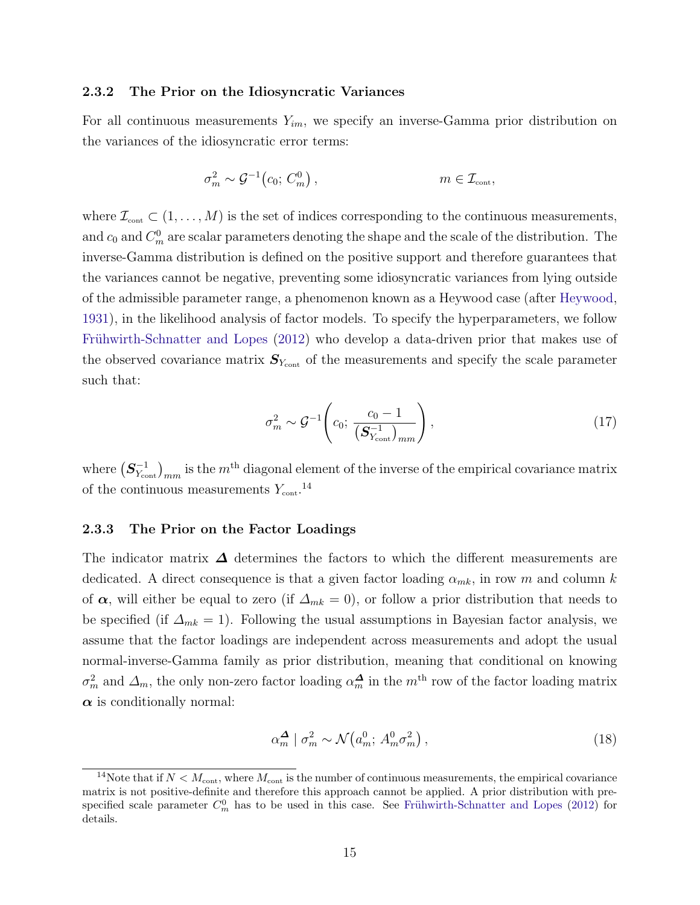### 2.3.2 The Prior on the Idiosyncratic Variances

For all continuous measurements $Y_{im}$, we specify an inverse-Gamma prior distribution on the variances of the idiosyncratic error terms:

$$\sigma_m^2 \sim \mathcal{G}^{-1}\big(c_0;\, C_m^0\big)\,, \qquad\qquad m \in \mathcal{I}_{\text{cont}},$$

where $\mathcal{I}_{\text{cont}} \subset (1, \ldots, M)$ is the set of indices corresponding to the continuous measurements, and $c_0$ and $C_m^0$ are scalar parameters denoting the shape and the scale of the distribution. The inverse-Gamma distribution is defined on the positive support and therefore guarantees that the variances cannot be negative, preventing some idiosyncratic variances from lying outside of the admissible parameter range, a phenomenon known as a Heywood case (after Heywood, 1931), in the likelihood analysis of factor models. To specify the hyperparameters, we follow Frühwirth-Schnatter and Lopes (2012) who develop a data-driven prior that makes use of the observed covariance matrix $\boldsymbol{S}_{Y_{\text{cont}}}$ of the measurements and specify the scale parameter such that:

$$\sigma_m^2 \sim \mathcal{G}^{-1}\left(c_0;\, \frac{c_0 - 1}{\left(\boldsymbol{S}_{Y_{\text{cont}}}^{-1}\right)_{mm}}\right), \tag{17}$$

where $\left(\boldsymbol{S}_{Y_{\text{cont}}}^{-1}\right)_{mm}$ is the $m^{\text{th}}$ diagonal element of the inverse of the empirical covariance matrix of the continuous measurements $Y_{\text{cont}}$.[14]

### 2.3.3 The Prior on the Factor Loadings

The indicator matrix $\boldsymbol{\varDelta}$ determines the factors to which the different measurements are dedicated. A direct consequence is that a given factor loading $\alpha_{mk}$, in row $m$ and column $k$ of $\boldsymbol{\alpha}$, will either be equal to zero (if $\varDelta_{mk} = 0$), or follow a prior distribution that needs to be specified (if $\varDelta_{mk} = 1$). Following the usual assumptions in Bayesian factor analysis, we assume that the factor loadings are independent across measurements and adopt the usual normal-inverse-Gamma family as prior distribution, meaning that conditional on knowing $\sigma_m^2$ and $\varDelta_m$, the only non-zero factor loading $\alpha_m^{\boldsymbol{\varDelta}}$ in the $m^{\text{th}}$ row of the factor loading matrix $\boldsymbol{\alpha}$ is conditionally normal:

$$\alpha_m^{\boldsymbol{\varDelta}} \mid \sigma_m^2 \sim \mathcal{N}\big(a_m^0;\, A_m^0 \sigma_m^2\big)\,, \tag{18}$$

[14] Note that if $N < M_{\text{cont}}$, where $M_{\text{cont}}$ is the number of continuous measurements, the empirical covariance matrix is not positive-definite and therefore this approach cannot be applied. A prior distribution with pre-specified scale parameter $C_m^0$ has to be used in this case. See Frühwirth-Schnatter and Lopes (2012) for details.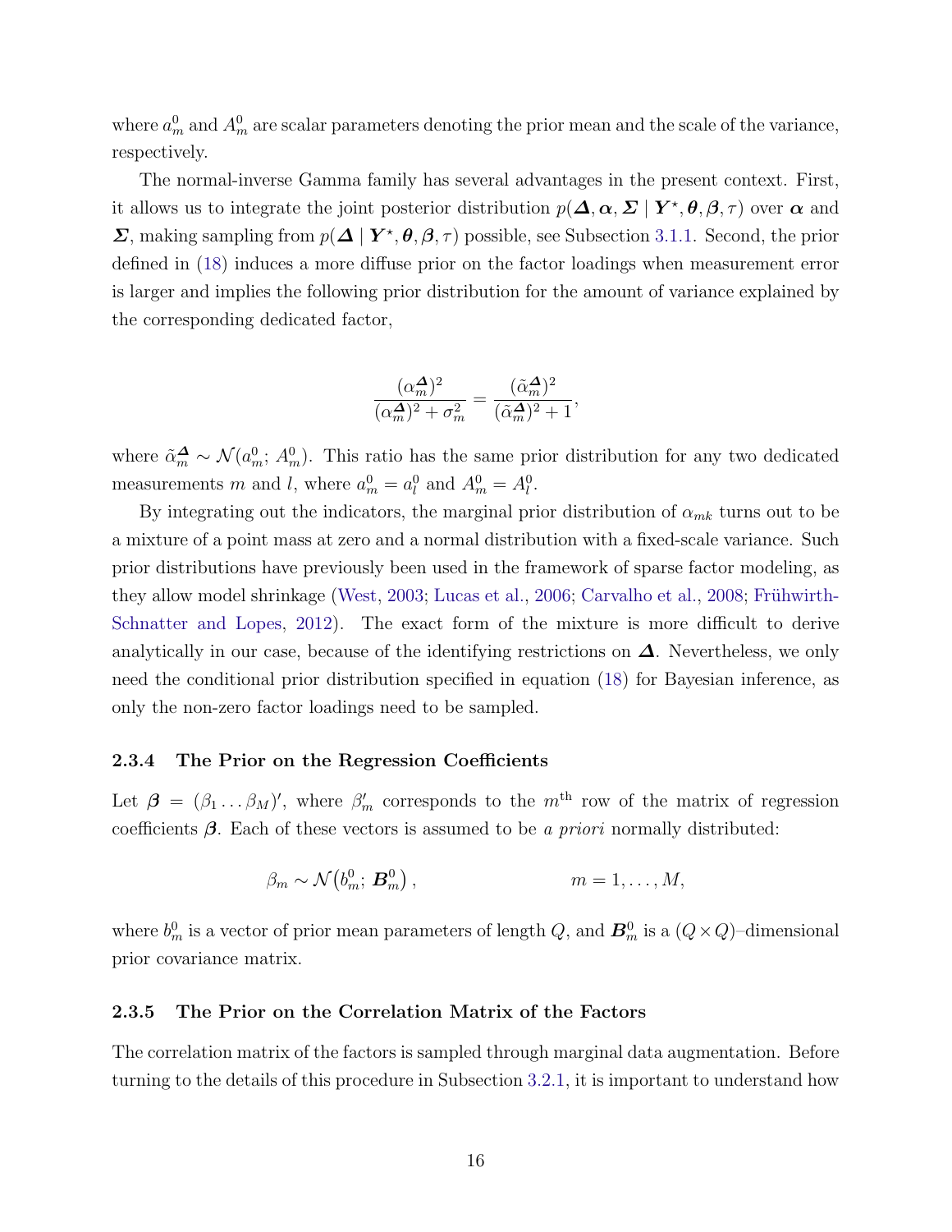where $a_m^0$ and $A_m^0$ are scalar parameters denoting the prior mean and the scale of the variance, respectively.

The normal-inverse Gamma family has several advantages in the present context. First, it allows us to integrate the joint posterior distribution $p(\boldsymbol{\Delta}, \boldsymbol{\alpha}, \boldsymbol{\Sigma} \mid \boldsymbol{Y}^\star, \boldsymbol{\theta}, \boldsymbol{\beta}, \tau)$ over $\boldsymbol{\alpha}$ and $\boldsymbol{\Sigma}$, making sampling from $p(\boldsymbol{\Delta} \mid \boldsymbol{Y}^\star, \boldsymbol{\theta}, \boldsymbol{\beta}, \tau)$ possible, see Subsection 3.1.1. Second, the prior defined in (18) induces a more diffuse prior on the factor loadings when measurement error is larger and implies the following prior distribution for the amount of variance explained by the corresponding dedicated factor,

$$\frac{(\alpha_m^{\boldsymbol{\Delta}})^2}{(\alpha_m^{\boldsymbol{\Delta}})^2 + \sigma_m^2} = \frac{(\tilde{\alpha}_m^{\boldsymbol{\Delta}})^2}{(\tilde{\alpha}_m^{\boldsymbol{\Delta}})^2 + 1},$$

where $\tilde{\alpha}_m^{\boldsymbol{\Delta}} \sim \mathcal{N}(a_m^0;\, A_m^0)$. This ratio has the same prior distribution for any two dedicated measurements $m$ and $l$, where $a_m^0 = a_l^0$ and $A_m^0 = A_l^0$.

By integrating out the indicators, the marginal prior distribution of $\alpha_{mk}$ turns out to be a mixture of a point mass at zero and a normal distribution with a fixed-scale variance. Such prior distributions have previously been used in the framework of sparse factor modeling, as they allow model shrinkage (West, 2003; Lucas et al., 2006; Carvalho et al., 2008; Frühwirth-Schnatter and Lopes, 2012). The exact form of the mixture is more difficult to derive analytically in our case, because of the identifying restrictions on $\boldsymbol{\Delta}$. Nevertheless, we only need the conditional prior distribution specified in equation (18) for Bayesian inference, as only the non-zero factor loadings need to be sampled.

#### 2.3.4 The Prior on the Regression Coefficients

Let $\boldsymbol{\beta} = (\beta_1 \dots \beta_M)'$, where $\beta_m'$ corresponds to the $m^{\text{th}}$ row of the matrix of regression coefficients $\boldsymbol{\beta}$. Each of these vectors is assumed to be *a priori* normally distributed:

$$\beta_m \sim \mathcal{N}\big(b_m^0;\, \boldsymbol{B}_m^0\big), \qquad\qquad m = 1, \dots, M,$$

where $b_m^0$ is a vector of prior mean parameters of length $Q$, and $\boldsymbol{B}_m^0$ is a $(Q \times Q)$–dimensional prior covariance matrix.

#### 2.3.5 The Prior on the Correlation Matrix of the Factors

The correlation matrix of the factors is sampled through marginal data augmentation. Before turning to the details of this procedure in Subsection 3.2.1, it is important to understand how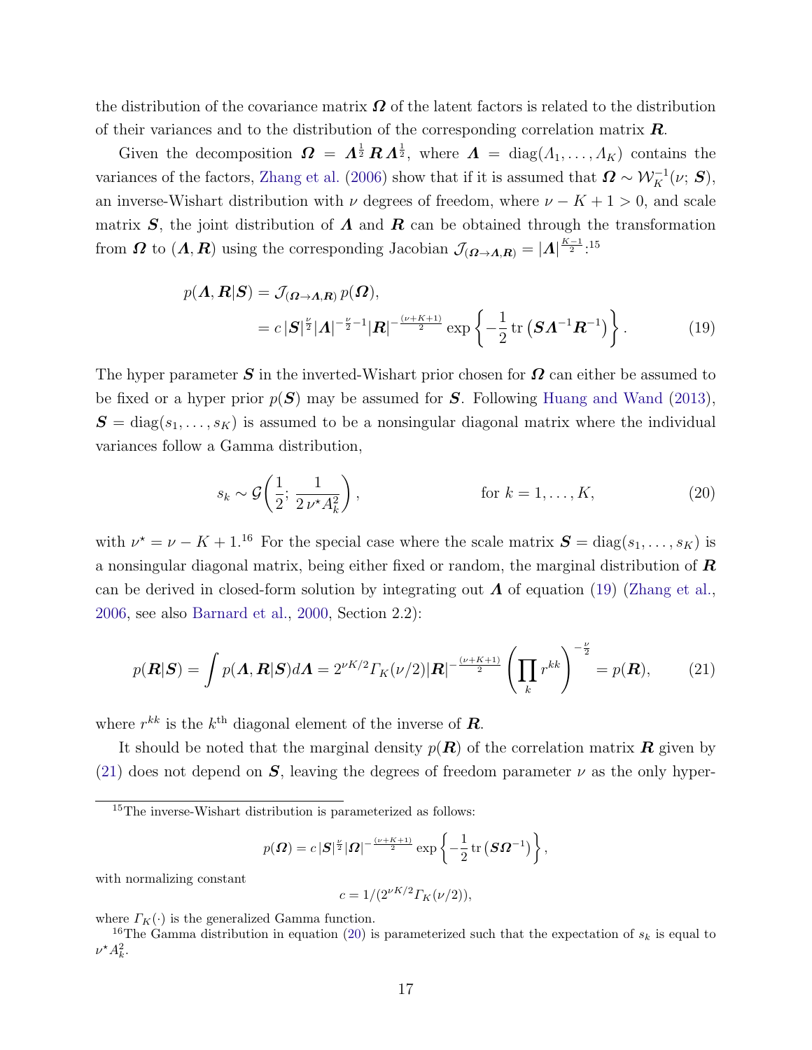the distribution of the covariance matrix $\boldsymbol{\Omega}$ of the latent factors is related to the distribution of their variances and to the distribution of the corresponding correlation matrix $\boldsymbol{R}$.

Given the decomposition $\boldsymbol{\Omega} = \boldsymbol{\Lambda}^{\frac{1}{2}}\,\boldsymbol{R}\,\boldsymbol{\Lambda}^{\frac{1}{2}}$, where $\boldsymbol{\Lambda} = \text{diag}(\Lambda_1, \dots, \Lambda_K)$ contains the variances of the factors, Zhang et al. (2006) show that if it is assumed that $\boldsymbol{\Omega} \sim \mathcal{W}_K^{-1}(\nu;\, \boldsymbol{S})$, an inverse-Wishart distribution with $\nu$ degrees of freedom, where $\nu - K + 1 > 0$, and scale matrix $\boldsymbol{S}$, the joint distribution of $\boldsymbol{\Lambda}$ and $\boldsymbol{R}$ can be obtained through the transformation from $\boldsymbol{\Omega}$ to $(\boldsymbol{\Lambda}, \boldsymbol{R})$ using the corresponding Jacobian $\mathcal{J}_{(\boldsymbol{\Omega}\to\boldsymbol{\Lambda},\boldsymbol{R})} = |\boldsymbol{\Lambda}|^{\frac{K-1}{2}}$:[15]

$$
\begin{aligned}
p(\boldsymbol{\Lambda}, \boldsymbol{R}|\boldsymbol{S}) &= \mathcal{J}_{(\boldsymbol{\Omega}\to\boldsymbol{\Lambda},\boldsymbol{R})}\, p(\boldsymbol{\Omega}), \\
&= c\,|\boldsymbol{S}|^{\frac{\nu}{2}}|\boldsymbol{\Lambda}|^{-\frac{\nu}{2}-1}|\boldsymbol{R}|^{-\frac{(\nu+K+1)}{2}} \exp\left\{-\frac{1}{2}\,\text{tr}\left(\boldsymbol{S}\boldsymbol{\Lambda}^{-1}\boldsymbol{R}^{-1}\right)\right\}.
\end{aligned} \tag{19}
$$

The hyper parameter $\boldsymbol{S}$ in the inverted-Wishart prior chosen for $\boldsymbol{\Omega}$ can either be assumed to be fixed or a hyper prior $p(\boldsymbol{S})$ may be assumed for $\boldsymbol{S}$. Following Huang and Wand (2013), $\boldsymbol{S} = \text{diag}(s_1, \dots, s_K)$ is assumed to be a nonsingular diagonal matrix where the individual variances follow a Gamma distribution,

$$
s_k \sim \mathcal{G}\left(\frac{1}{2};\, \frac{1}{2\,\nu^\star A_k^2}\right), \qquad \text{for } k = 1, \dots, K, \tag{20}
$$

with $\nu^\star = \nu - K + 1$.[16] For the special case where the scale matrix $\boldsymbol{S} = \text{diag}(s_1, \dots, s_K)$ is a nonsingular diagonal matrix, being either fixed or random, the marginal distribution of $\boldsymbol{R}$ can be derived in closed-form solution by integrating out $\boldsymbol{\Lambda}$ of equation (19) (Zhang et al., 2006, see also Barnard et al., 2000, Section 2.2):

$$
p(\boldsymbol{R}|\boldsymbol{S}) = \int p(\boldsymbol{\Lambda}, \boldsymbol{R}|\boldsymbol{S}) d\boldsymbol{\Lambda} = 2^{\nu K/2}\Gamma_K(\nu/2)|\boldsymbol{R}|^{-\frac{(\nu+K+1)}{2}}\left(\prod_k r^{kk}\right)^{-\frac{\nu}{2}} = p(\boldsymbol{R}), \tag{21}
$$

where $r^{kk}$ is the $k^{\text{th}}$ diagonal element of the inverse of $\boldsymbol{R}$.

It should be noted that the marginal density $p(\boldsymbol{R})$ of the correlation matrix $\boldsymbol{R}$ given by (21) does not depend on $\boldsymbol{S}$, leaving the degrees of freedom parameter $\nu$ as the only hyper-

---

[15] The inverse-Wishart distribution is parameterized as follows:

$$
p(\boldsymbol{\Omega}) = c\,|\boldsymbol{S}|^{\frac{\nu}{2}}|\boldsymbol{\Omega}|^{-\frac{(\nu+K+1)}{2}} \exp\left\{-\frac{1}{2}\,\text{tr}\left(\boldsymbol{S}\boldsymbol{\Omega}^{-1}\right)\right\},
$$

with normalizing constant

$$
c = 1/(2^{\nu K/2}\Gamma_K(\nu/2)),
$$

where $\Gamma_K(\cdot)$ is the generalized Gamma function.

[16] The Gamma distribution in equation (20) is parameterized such that the expectation of $s_k$ is equal to $\nu^\star A_k^2$.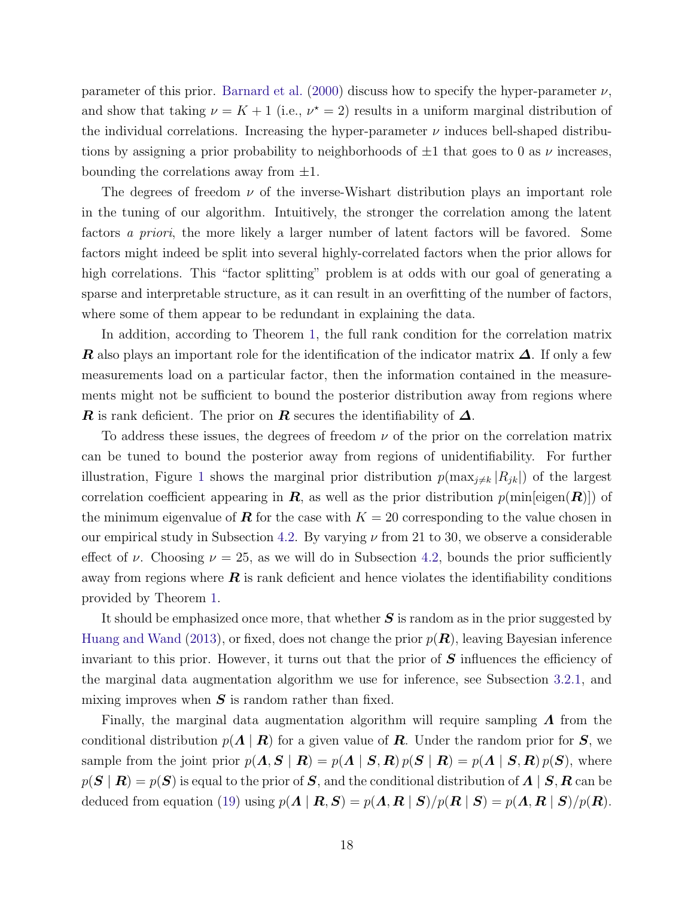parameter of this prior. Barnard et al. (2000) discuss how to specify the hyper-parameter $\nu$, and show that taking $\nu = K + 1$ (i.e., $\nu^\star = 2$) results in a uniform marginal distribution of the individual correlations. Increasing the hyper-parameter $\nu$ induces bell-shaped distributions by assigning a prior probability to neighborhoods of $\pm 1$ that goes to 0 as $\nu$ increases, bounding the correlations away from $\pm 1$.

The degrees of freedom $\nu$ of the inverse-Wishart distribution plays an important role in the tuning of our algorithm. Intuitively, the stronger the correlation among the latent factors *a priori*, the more likely a larger number of latent factors will be favored. Some factors might indeed be split into several highly-correlated factors when the prior allows for high correlations. This "factor splitting" problem is at odds with our goal of generating a sparse and interpretable structure, as it can result in an overfitting of the number of factors, where some of them appear to be redundant in explaining the data.

In addition, according to Theorem 1, the full rank condition for the correlation matrix $\boldsymbol{R}$ also plays an important role for the identification of the indicator matrix $\boldsymbol{\Delta}$. If only a few measurements load on a particular factor, then the information contained in the measurements might not be sufficient to bound the posterior distribution away from regions where $\boldsymbol{R}$ is rank deficient. The prior on $\boldsymbol{R}$ secures the identifiability of $\boldsymbol{\Delta}$.

To address these issues, the degrees of freedom $\nu$ of the prior on the correlation matrix can be tuned to bound the posterior away from regions of unidentifiability. For further illustration, Figure 1 shows the marginal prior distribution $p(\max_{j \neq k} |R_{jk}|)$ of the largest correlation coefficient appearing in $\boldsymbol{R}$, as well as the prior distribution $p(\min[\text{eigen}(\boldsymbol{R})])$ of the minimum eigenvalue of $\boldsymbol{R}$ for the case with $K = 20$ corresponding to the value chosen in our empirical study in Subsection 4.2. By varying $\nu$ from 21 to 30, we observe a considerable effect of $\nu$. Choosing $\nu = 25$, as we will do in Subsection 4.2, bounds the prior sufficiently away from regions where $\boldsymbol{R}$ is rank deficient and hence violates the identifiability conditions provided by Theorem 1.

It should be emphasized once more, that whether $\boldsymbol{S}$ is random as in the prior suggested by Huang and Wand (2013), or fixed, does not change the prior $p(\boldsymbol{R})$, leaving Bayesian inference invariant to this prior. However, it turns out that the prior of $\boldsymbol{S}$ influences the efficiency of the marginal data augmentation algorithm we use for inference, see Subsection 3.2.1, and mixing improves when $\boldsymbol{S}$ is random rather than fixed.

Finally, the marginal data augmentation algorithm will require sampling $\boldsymbol{\Lambda}$ from the conditional distribution $p(\boldsymbol{\Lambda} \mid \boldsymbol{R})$ for a given value of $\boldsymbol{R}$. Under the random prior for $\boldsymbol{S}$, we sample from the joint prior $p(\boldsymbol{\Lambda}, \boldsymbol{S} \mid \boldsymbol{R}) = p(\boldsymbol{\Lambda} \mid \boldsymbol{S}, \boldsymbol{R})\, p(\boldsymbol{S} \mid \boldsymbol{R}) = p(\boldsymbol{\Lambda} \mid \boldsymbol{S}, \boldsymbol{R})\, p(\boldsymbol{S})$, where $p(\boldsymbol{S} \mid \boldsymbol{R}) = p(\boldsymbol{S})$ is equal to the prior of $\boldsymbol{S}$, and the conditional distribution of $\boldsymbol{\Lambda} \mid \boldsymbol{S}, \boldsymbol{R}$ can be deduced from equation (19) using $p(\boldsymbol{\Lambda} \mid \boldsymbol{R}, \boldsymbol{S}) = p(\boldsymbol{\Lambda}, \boldsymbol{R} \mid \boldsymbol{S})/p(\boldsymbol{R} \mid \boldsymbol{S}) = p(\boldsymbol{\Lambda}, \boldsymbol{R} \mid \boldsymbol{S})/p(\boldsymbol{R})$.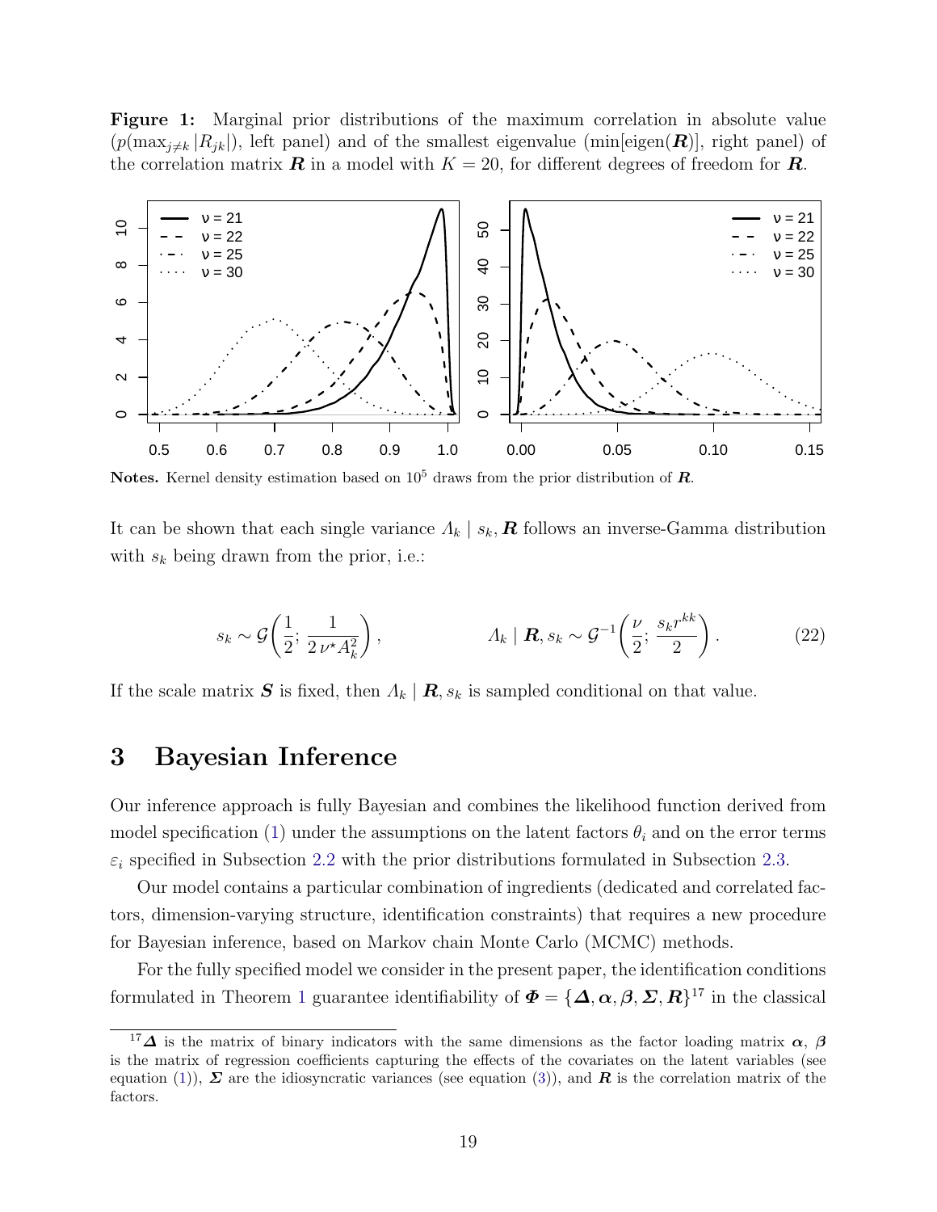**Figure 1:** Marginal prior distributions of the maximum correlation in absolute value ($p(\max_{j\neq k}|R_{jk}|)$, left panel) and of the smallest eigenvalue ($\min[\text{eigen}(\boldsymbol{R})]$, right panel) of the correlation matrix $\boldsymbol{R}$ in a model with $K = 20$, for different degrees of freedom for $\boldsymbol{R}$.

**Notes.** Kernel density estimation based on $10^5$ draws from the prior distribution of $\boldsymbol{R}$.

It can be shown that each single variance $\Lambda_k \mid s_k, \boldsymbol{R}$ follows an inverse-Gamma distribution with $s_k$ being drawn from the prior, i.e.:

$$s_k \sim \mathcal{G}\left(\frac{1}{2};\, \frac{1}{2\,\nu^\star A_k^2}\right), \qquad\qquad \Lambda_k \mid \boldsymbol{R}, s_k \sim \mathcal{G}^{-1}\left(\frac{\nu}{2};\, \frac{s_k r^{kk}}{2}\right). \tag{22}$$

If the scale matrix $\boldsymbol{S}$ is fixed, then $\Lambda_k \mid \boldsymbol{R}, s_k$ is sampled conditional on that value.

# 3 Bayesian Inference

Our inference approach is fully Bayesian and combines the likelihood function derived from model specification (1) under the assumptions on the latent factors $\theta_i$ and on the error terms $\varepsilon_i$ specified in Subsection 2.2 with the prior distributions formulated in Subsection 2.3.

Our model contains a particular combination of ingredients (dedicated and correlated factors, dimension-varying structure, identification constraints) that requires a new procedure for Bayesian inference, based on Markov chain Monte Carlo (MCMC) methods.

For the fully specified model we consider in the present paper, the identification conditions formulated in Theorem 1 guarantee identifiability of $\boldsymbol{\Phi} = \{\boldsymbol{\Delta}, \boldsymbol{\alpha}, \boldsymbol{\beta}, \boldsymbol{\Sigma}, \boldsymbol{R}\}$[17] in the classical

[17] $\boldsymbol{\Delta}$ is the matrix of binary indicators with the same dimensions as the factor loading matrix $\boldsymbol{\alpha}$, $\boldsymbol{\beta}$ is the matrix of regression coefficients capturing the effects of the covariates on the latent variables (see equation (1)), $\boldsymbol{\Sigma}$ are the idiosyncratic variances (see equation (3)), and $\boldsymbol{R}$ is the correlation matrix of the factors.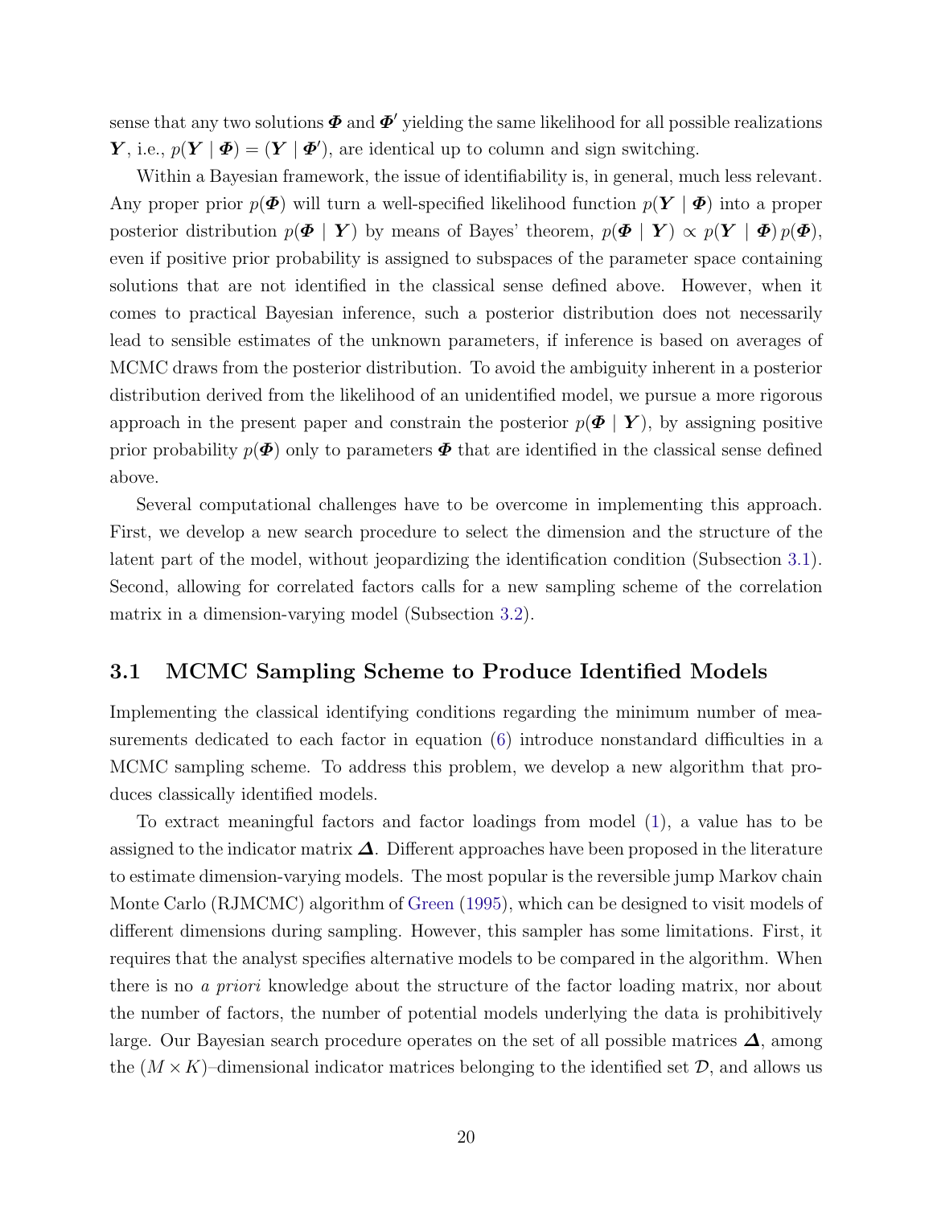sense that any two solutions $\boldsymbol{\Phi}$ and $\boldsymbol{\Phi}'$ yielding the same likelihood for all possible realizations $\boldsymbol{Y}$, i.e., $p(\boldsymbol{Y} \mid \boldsymbol{\Phi}) = (\boldsymbol{Y} \mid \boldsymbol{\Phi}')$, are identical up to column and sign switching.

Within a Bayesian framework, the issue of identifiability is, in general, much less relevant. Any proper prior $p(\boldsymbol{\Phi})$ will turn a well-specified likelihood function $p(\boldsymbol{Y} \mid \boldsymbol{\Phi})$ into a proper posterior distribution $p(\boldsymbol{\Phi} \mid \boldsymbol{Y})$ by means of Bayes' theorem, $p(\boldsymbol{\Phi} \mid \boldsymbol{Y}) \propto p(\boldsymbol{Y} \mid \boldsymbol{\Phi})\, p(\boldsymbol{\Phi})$, even if positive prior probability is assigned to subspaces of the parameter space containing solutions that are not identified in the classical sense defined above. However, when it comes to practical Bayesian inference, such a posterior distribution does not necessarily lead to sensible estimates of the unknown parameters, if inference is based on averages of MCMC draws from the posterior distribution. To avoid the ambiguity inherent in a posterior distribution derived from the likelihood of an unidentified model, we pursue a more rigorous approach in the present paper and constrain the posterior $p(\boldsymbol{\Phi} \mid \boldsymbol{Y})$, by assigning positive prior probability $p(\boldsymbol{\Phi})$ only to parameters $\boldsymbol{\Phi}$ that are identified in the classical sense defined above.

Several computational challenges have to be overcome in implementing this approach. First, we develop a new search procedure to select the dimension and the structure of the latent part of the model, without jeopardizing the identification condition (Subsection 3.1). Second, allowing for correlated factors calls for a new sampling scheme of the correlation matrix in a dimension-varying model (Subsection 3.2).

### 3.1 MCMC Sampling Scheme to Produce Identified Models

Implementing the classical identifying conditions regarding the minimum number of measurements dedicated to each factor in equation (6) introduce nonstandard difficulties in a MCMC sampling scheme. To address this problem, we develop a new algorithm that produces classically identified models.

To extract meaningful factors and factor loadings from model (1), a value has to be assigned to the indicator matrix $\boldsymbol{\Delta}$. Different approaches have been proposed in the literature to estimate dimension-varying models. The most popular is the reversible jump Markov chain Monte Carlo (RJMCMC) algorithm of Green (1995), which can be designed to visit models of different dimensions during sampling. However, this sampler has some limitations. First, it requires that the analyst specifies alternative models to be compared in the algorithm. When there is no *a priori* knowledge about the structure of the factor loading matrix, nor about the number of factors, the number of potential models underlying the data is prohibitively large. Our Bayesian search procedure operates on the set of all possible matrices $\boldsymbol{\Delta}$, among the $(M \times K)$–dimensional indicator matrices belonging to the identified set $\mathcal{D}$, and allows us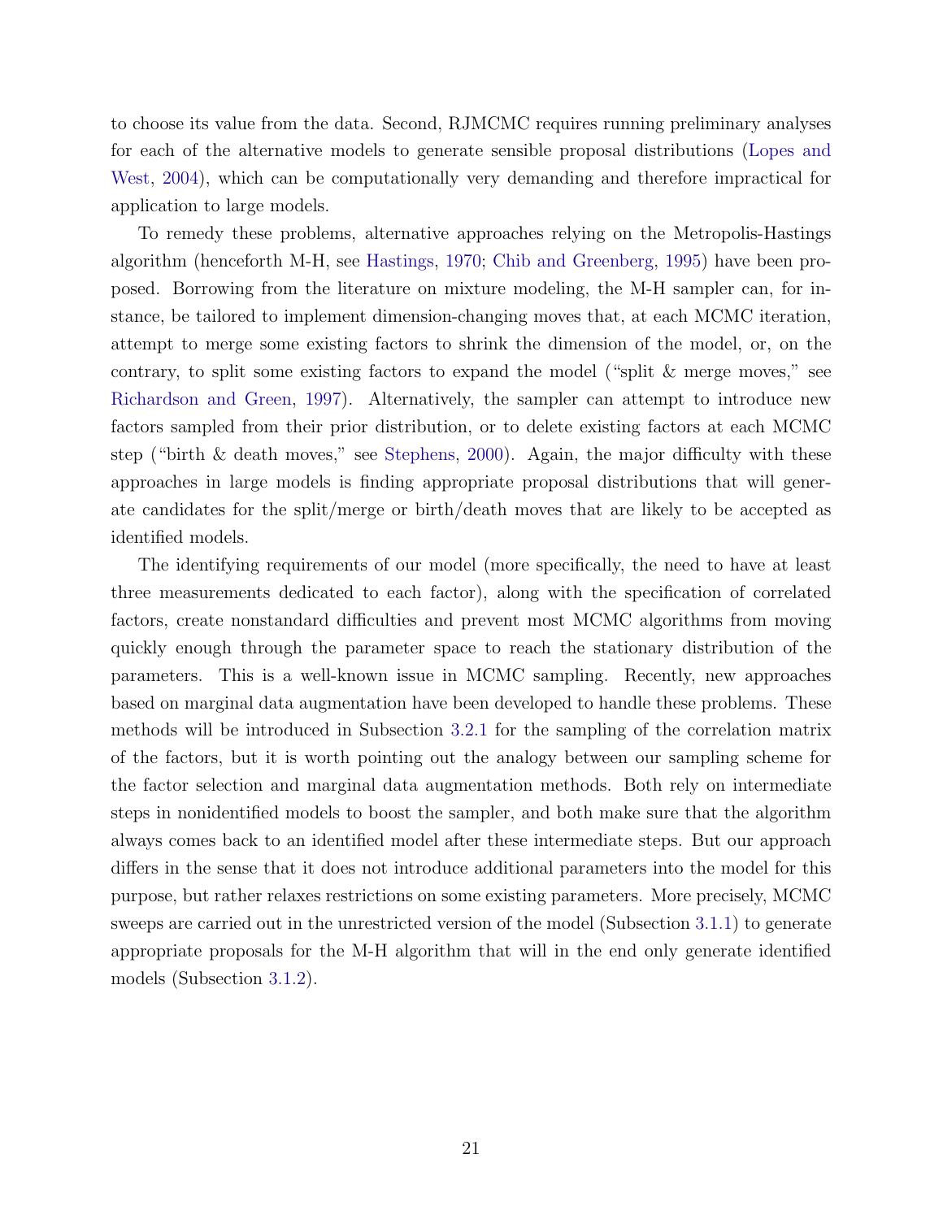to choose its value from the data. Second, RJMCMC requires running preliminary analyses for each of the alternative models to generate sensible proposal distributions (Lopes and West, 2004), which can be computationally very demanding and therefore impractical for application to large models.

To remedy these problems, alternative approaches relying on the Metropolis-Hastings algorithm (henceforth M-H, see Hastings, 1970; Chib and Greenberg, 1995) have been proposed. Borrowing from the literature on mixture modeling, the M-H sampler can, for instance, be tailored to implement dimension-changing moves that, at each MCMC iteration, attempt to merge some existing factors to shrink the dimension of the model, or, on the contrary, to split some existing factors to expand the model ("split & merge moves," see Richardson and Green, 1997). Alternatively, the sampler can attempt to introduce new factors sampled from their prior distribution, or to delete existing factors at each MCMC step ("birth & death moves," see Stephens, 2000). Again, the major difficulty with these approaches in large models is finding appropriate proposal distributions that will generate candidates for the split/merge or birth/death moves that are likely to be accepted as identified models.

The identifying requirements of our model (more specifically, the need to have at least three measurements dedicated to each factor), along with the specification of correlated factors, create nonstandard difficulties and prevent most MCMC algorithms from moving quickly enough through the parameter space to reach the stationary distribution of the parameters. This is a well-known issue in MCMC sampling. Recently, new approaches based on marginal data augmentation have been developed to handle these problems. These methods will be introduced in Subsection 3.2.1 for the sampling of the correlation matrix of the factors, but it is worth pointing out the analogy between our sampling scheme for the factor selection and marginal data augmentation methods. Both rely on intermediate steps in nonidentified models to boost the sampler, and both make sure that the algorithm always comes back to an identified model after these intermediate steps. But our approach differs in the sense that it does not introduce additional parameters into the model for this purpose, but rather relaxes restrictions on some existing parameters. More precisely, MCMC sweeps are carried out in the unrestricted version of the model (Subsection 3.1.1) to generate appropriate proposals for the M-H algorithm that will in the end only generate identified models (Subsection 3.1.2).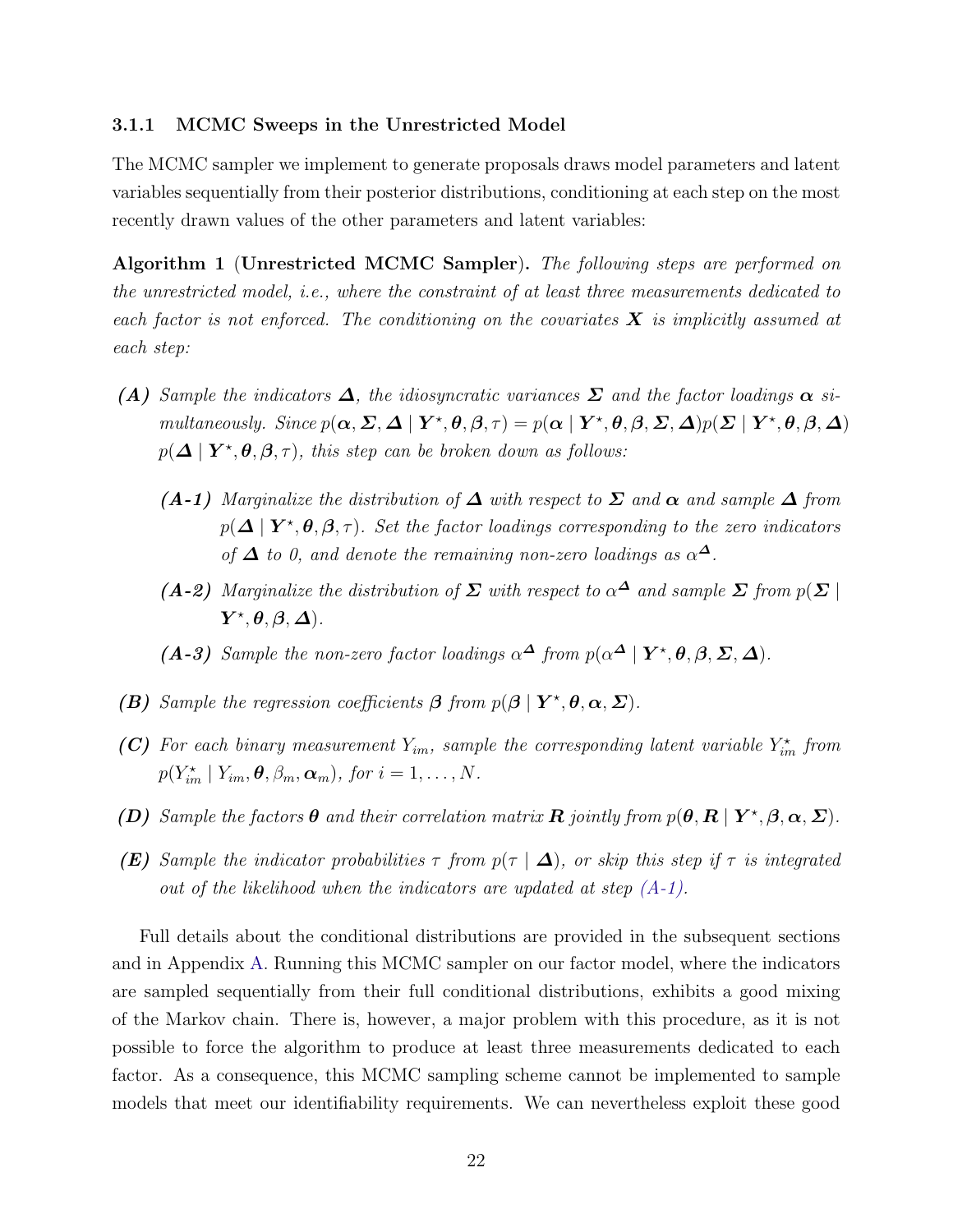#### 3.1.1 MCMC Sweeps in the Unrestricted Model

The MCMC sampler we implement to generate proposals draws model parameters and latent variables sequentially from their posterior distributions, conditioning at each step on the most recently drawn values of the other parameters and latent variables:

**Algorithm 1** (**Unrestricted MCMC Sampler**). *The following steps are performed on the unrestricted model, i.e., where the constraint of at least three measurements dedicated to each factor is not enforced. The conditioning on the covariates $\boldsymbol{X}$ is implicitly assumed at each step:*

- ***(A)*** *Sample the indicators $\boldsymbol{\Delta}$, the idiosyncratic variances $\boldsymbol{\Sigma}$ and the factor loadings $\boldsymbol{\alpha}$ simultaneously. Since $p(\boldsymbol{\alpha}, \boldsymbol{\Sigma}, \boldsymbol{\Delta} \mid \boldsymbol{Y}^\star, \boldsymbol{\theta}, \boldsymbol{\beta}, \tau) = p(\boldsymbol{\alpha} \mid \boldsymbol{Y}^\star, \boldsymbol{\theta}, \boldsymbol{\beta}, \boldsymbol{\Sigma}, \boldsymbol{\Delta}) p(\boldsymbol{\Sigma} \mid \boldsymbol{Y}^\star, \boldsymbol{\theta}, \boldsymbol{\beta}, \boldsymbol{\Delta})$ $p(\boldsymbol{\Delta} \mid \boldsymbol{Y}^\star, \boldsymbol{\theta}, \boldsymbol{\beta}, \tau)$, this step can be broken down as follows:*
  - ***(A-1)*** *Marginalize the distribution of $\boldsymbol{\Delta}$ with respect to $\boldsymbol{\Sigma}$ and $\boldsymbol{\alpha}$ and sample $\boldsymbol{\Delta}$ from $p(\boldsymbol{\Delta} \mid \boldsymbol{Y}^\star, \boldsymbol{\theta}, \boldsymbol{\beta}, \tau)$. Set the factor loadings corresponding to the zero indicators of $\boldsymbol{\Delta}$ to 0, and denote the remaining non-zero loadings as $\alpha^{\boldsymbol{\Delta}}$.*
  - ***(A-2)*** *Marginalize the distribution of $\boldsymbol{\Sigma}$ with respect to $\alpha^{\boldsymbol{\Delta}}$ and sample $\boldsymbol{\Sigma}$ from $p(\boldsymbol{\Sigma} \mid \boldsymbol{Y}^\star, \boldsymbol{\theta}, \boldsymbol{\beta}, \boldsymbol{\Delta})$.*
  - ***(A-3)*** *Sample the non-zero factor loadings $\alpha^{\boldsymbol{\Delta}}$ from $p(\alpha^{\boldsymbol{\Delta}} \mid \boldsymbol{Y}^\star, \boldsymbol{\theta}, \boldsymbol{\beta}, \boldsymbol{\Sigma}, \boldsymbol{\Delta})$.*
- ***(B)*** *Sample the regression coefficients $\boldsymbol{\beta}$ from $p(\boldsymbol{\beta} \mid \boldsymbol{Y}^\star, \boldsymbol{\theta}, \boldsymbol{\alpha}, \boldsymbol{\Sigma})$.*
- ***(C)*** *For each binary measurement $Y_{im}$, sample the corresponding latent variable $Y_{im}^\star$ from $p(Y_{im}^\star \mid Y_{im}, \boldsymbol{\theta}, \beta_m, \boldsymbol{\alpha}_m)$, for $i = 1, \ldots, N$.*
- ***(D)*** *Sample the factors $\boldsymbol{\theta}$ and their correlation matrix $\boldsymbol{R}$ jointly from $p(\boldsymbol{\theta}, \boldsymbol{R} \mid \boldsymbol{Y}^\star, \boldsymbol{\beta}, \boldsymbol{\alpha}, \boldsymbol{\Sigma})$.*
- ***(E)*** *Sample the indicator probabilities $\tau$ from $p(\tau \mid \boldsymbol{\Delta})$, or skip this step if $\tau$ is integrated out of the likelihood when the indicators are updated at step (A-1).*

Full details about the conditional distributions are provided in the subsequent sections and in Appendix A. Running this MCMC sampler on our factor model, where the indicators are sampled sequentially from their full conditional distributions, exhibits a good mixing of the Markov chain. There is, however, a major problem with this procedure, as it is not possible to force the algorithm to produce at least three measurements dedicated to each factor. As a consequence, this MCMC sampling scheme cannot be implemented to sample models that meet our identifiability requirements. We can nevertheless exploit these good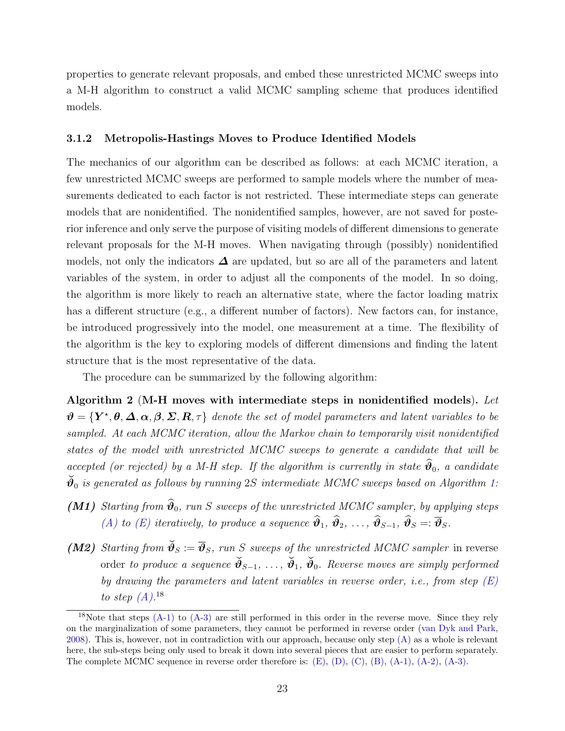properties to generate relevant proposals, and embed these unrestricted MCMC sweeps into a M-H algorithm to construct a valid MCMC sampling scheme that produces identified models.

### 3.1.2 Metropolis-Hastings Moves to Produce Identified Models

The mechanics of our algorithm can be described as follows: at each MCMC iteration, a few unrestricted MCMC sweeps are performed to sample models where the number of measurements dedicated to each factor is not restricted. These intermediate steps can generate models that are nonidentified. The nonidentified samples, however, are not saved for posterior inference and only serve the purpose of visiting models of different dimensions to generate relevant proposals for the M-H moves. When navigating through (possibly) nonidentified models, not only the indicators $\boldsymbol{\Delta}$ are updated, but so are all of the parameters and latent variables of the system, in order to adjust all the components of the model. In so doing, the algorithm is more likely to reach an alternative state, where the factor loading matrix has a different structure (e.g., a different number of factors). New factors can, for instance, be introduced progressively into the model, one measurement at a time. The flexibility of the algorithm is the key to exploring models of different dimensions and finding the latent structure that is the most representative of the data.

The procedure can be summarized by the following algorithm:

**Algorithm 2 (M-H moves with intermediate steps in nonidentified models).** *Let $\boldsymbol{\vartheta} = \{\boldsymbol{Y}^\star, \boldsymbol{\theta}, \boldsymbol{\Delta}, \boldsymbol{\alpha}, \boldsymbol{\beta}, \boldsymbol{\Sigma}, \boldsymbol{R}, \tau\}$ denote the set of model parameters and latent variables to be sampled. At each MCMC iteration, allow the Markov chain to temporarily visit nonidentified states of the model with unrestricted MCMC sweeps to generate a candidate that will be accepted (or rejected) by a M-H step. If the algorithm is currently in state $\widehat{\boldsymbol{\vartheta}}_0$, a candidate $\breve{\boldsymbol{\vartheta}}_0$ is generated as follows by running $2S$ intermediate MCMC sweeps based on Algorithm 1:*

- ***(M1)*** *Starting from $\widehat{\boldsymbol{\vartheta}}_0$, run $S$ sweeps of the unrestricted MCMC sampler, by applying steps (A) to (E) iteratively, to produce a sequence $\widehat{\boldsymbol{\vartheta}}_1, \widehat{\boldsymbol{\vartheta}}_2, \ldots, \widehat{\boldsymbol{\vartheta}}_{S-1}, \widehat{\boldsymbol{\vartheta}}_S =: \overline{\boldsymbol{\vartheta}}_S$.*
- ***(M2)*** *Starting from $\breve{\boldsymbol{\vartheta}}_S := \overline{\boldsymbol{\vartheta}}_S$, run $S$ sweeps of the unrestricted MCMC sampler* in reverse order *to produce a sequence $\breve{\boldsymbol{\vartheta}}_{S-1}, \ldots, \breve{\boldsymbol{\vartheta}}_1, \breve{\boldsymbol{\vartheta}}_0$. Reverse moves are simply performed by drawing the parameters and latent variables in reverse order, i.e., from step (E) to step (A).*[18]

[18] Note that steps (A-1) to (A-3) are still performed in this order in the reverse move. Since they rely on the marginalization of some parameters, they cannot be performed in reverse order (van Dyk and Park, 2008). This is, however, not in contradiction with our approach, because only step (A) as a whole is relevant here, the sub-steps being only used to break it down into several pieces that are easier to perform separately. The complete MCMC sequence in reverse order therefore is: (E), (D), (C), (B), (A-1), (A-2), (A-3).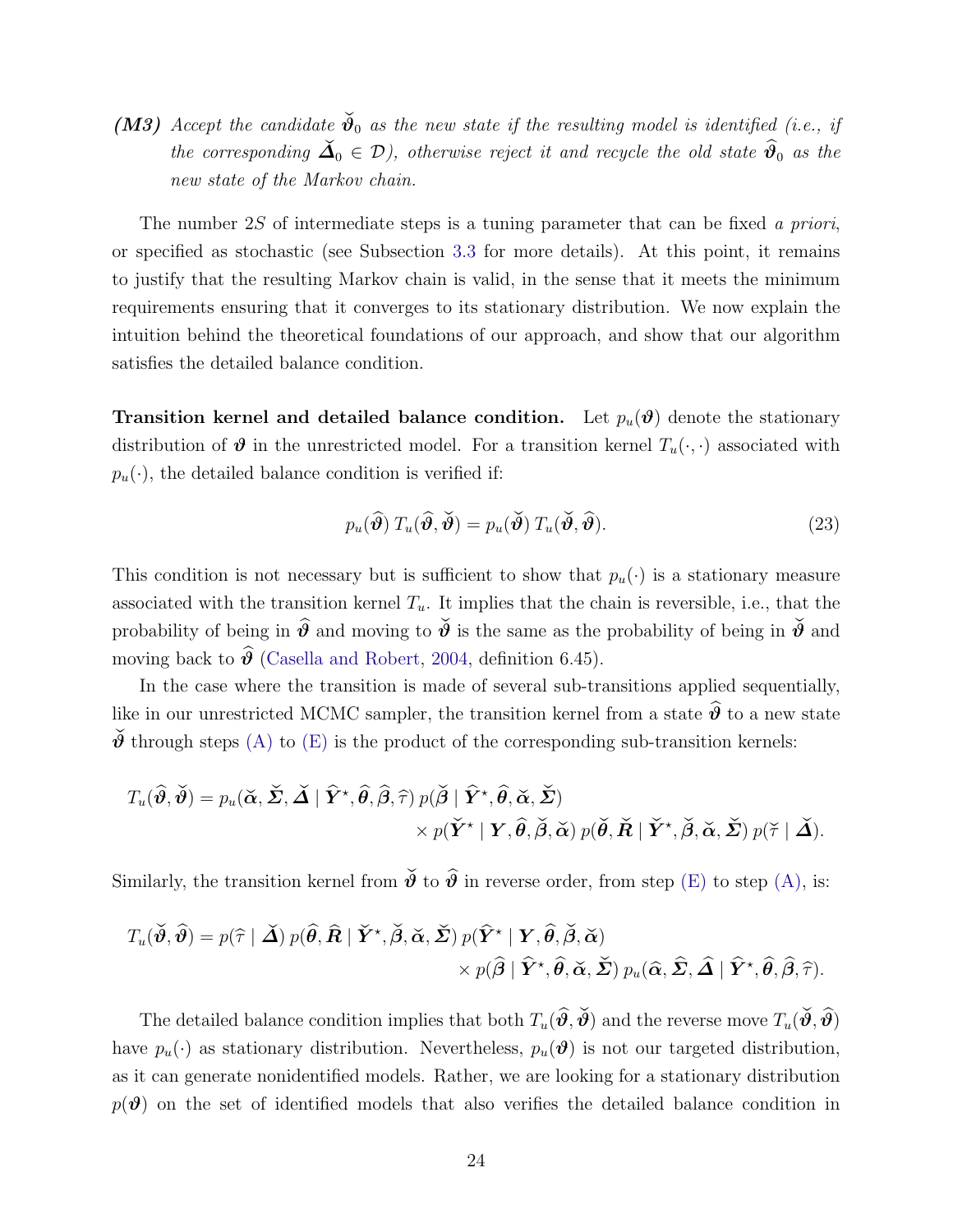***(M3)*** *Accept the candidate $\breve{\boldsymbol{\vartheta}}_0$ as the new state if the resulting model is identified (i.e., if the corresponding $\breve{\boldsymbol{\Delta}}_0 \in \mathcal{D}$), otherwise reject it and recycle the old state $\widehat{\boldsymbol{\vartheta}}_0$ as the new state of the Markov chain.*

The number $2S$ of intermediate steps is a tuning parameter that can be fixed *a priori*, or specified as stochastic (see Subsection 3.3 for more details). At this point, it remains to justify that the resulting Markov chain is valid, in the sense that it meets the minimum requirements ensuring that it converges to its stationary distribution. We now explain the intuition behind the theoretical foundations of our approach, and show that our algorithm satisfies the detailed balance condition.

**Transition kernel and detailed balance condition.** Let $p_u(\boldsymbol{\vartheta})$ denote the stationary distribution of $\boldsymbol{\vartheta}$ in the unrestricted model. For a transition kernel $T_u(\cdot,\cdot)$ associated with $p_u(\cdot)$, the detailed balance condition is verified if:

$$p_u(\widehat{\boldsymbol{\vartheta}})\, T_u(\widehat{\boldsymbol{\vartheta}}, \breve{\boldsymbol{\vartheta}}) = p_u(\breve{\boldsymbol{\vartheta}})\, T_u(\breve{\boldsymbol{\vartheta}}, \widehat{\boldsymbol{\vartheta}}). \tag{23}$$

This condition is not necessary but is sufficient to show that $p_u(\cdot)$ is a stationary measure associated with the transition kernel $T_u$. It implies that the chain is reversible, i.e., that the probability of being in $\widehat{\boldsymbol{\vartheta}}$ and moving to $\breve{\boldsymbol{\vartheta}}$ is the same as the probability of being in $\breve{\boldsymbol{\vartheta}}$ and moving back to $\widehat{\boldsymbol{\vartheta}}$ (Casella and Robert, 2004, definition 6.45).

In the case where the transition is made of several sub-transitions applied sequentially, like in our unrestricted MCMC sampler, the transition kernel from a state $\widehat{\boldsymbol{\vartheta}}$ to a new state $\breve{\boldsymbol{\vartheta}}$ through steps (A) to (E) is the product of the corresponding sub-transition kernels:

$$\begin{aligned} T_u(\widehat{\boldsymbol{\vartheta}}, \breve{\boldsymbol{\vartheta}}) = p_u(\breve{\boldsymbol{\alpha}}, \breve{\boldsymbol{\Sigma}}, \breve{\boldsymbol{\Delta}} \mid \widehat{\boldsymbol{Y}}^\star, \widehat{\boldsymbol{\theta}}, \widehat{\boldsymbol{\beta}}, \widehat{\tau})\, p(\breve{\boldsymbol{\beta}} \mid \widehat{\boldsymbol{Y}}^\star, \widehat{\boldsymbol{\theta}}, \breve{\boldsymbol{\alpha}}, \breve{\boldsymbol{\Sigma}}) \\ \times\, p(\breve{\boldsymbol{Y}}^\star \mid \boldsymbol{Y}, \widehat{\boldsymbol{\theta}}, \breve{\boldsymbol{\beta}}, \breve{\boldsymbol{\alpha}})\, p(\breve{\boldsymbol{\theta}}, \breve{\boldsymbol{R}} \mid \breve{\boldsymbol{Y}}^\star, \breve{\boldsymbol{\beta}}, \breve{\boldsymbol{\alpha}}, \breve{\boldsymbol{\Sigma}})\, p(\breve{\tau} \mid \breve{\boldsymbol{\Delta}}). \end{aligned}$$

Similarly, the transition kernel from $\breve{\boldsymbol{\vartheta}}$ to $\widehat{\boldsymbol{\vartheta}}$ in reverse order, from step (E) to step (A), is:

$$\begin{aligned} T_u(\breve{\boldsymbol{\vartheta}}, \widehat{\boldsymbol{\vartheta}}) = p(\widehat{\tau} \mid \breve{\boldsymbol{\Delta}})\, p(\widehat{\boldsymbol{\theta}}, \widehat{\boldsymbol{R}} \mid \breve{\boldsymbol{Y}}^\star, \breve{\boldsymbol{\beta}}, \breve{\boldsymbol{\alpha}}, \breve{\boldsymbol{\Sigma}})\, p(\widehat{\boldsymbol{Y}}^\star \mid \boldsymbol{Y}, \widehat{\boldsymbol{\theta}}, \breve{\boldsymbol{\beta}}, \breve{\boldsymbol{\alpha}}) \\ \times\, p(\widehat{\boldsymbol{\beta}} \mid \widehat{\boldsymbol{Y}}^\star, \widehat{\boldsymbol{\theta}}, \breve{\boldsymbol{\alpha}}, \breve{\boldsymbol{\Sigma}})\, p_u(\widehat{\boldsymbol{\alpha}}, \widehat{\boldsymbol{\Sigma}}, \widehat{\boldsymbol{\Delta}} \mid \widehat{\boldsymbol{Y}}^\star, \widehat{\boldsymbol{\theta}}, \widehat{\boldsymbol{\beta}}, \widehat{\tau}). \end{aligned}$$

The detailed balance condition implies that both $T_u(\widehat{\boldsymbol{\vartheta}}, \breve{\boldsymbol{\vartheta}})$ and the reverse move $T_u(\breve{\boldsymbol{\vartheta}}, \widehat{\boldsymbol{\vartheta}})$ have $p_u(\cdot)$ as stationary distribution. Nevertheless, $p_u(\boldsymbol{\vartheta})$ is not our targeted distribution, as it can generate nonidentified models. Rather, we are looking for a stationary distribution $p(\boldsymbol{\vartheta})$ on the set of identified models that also verifies the detailed balance condition in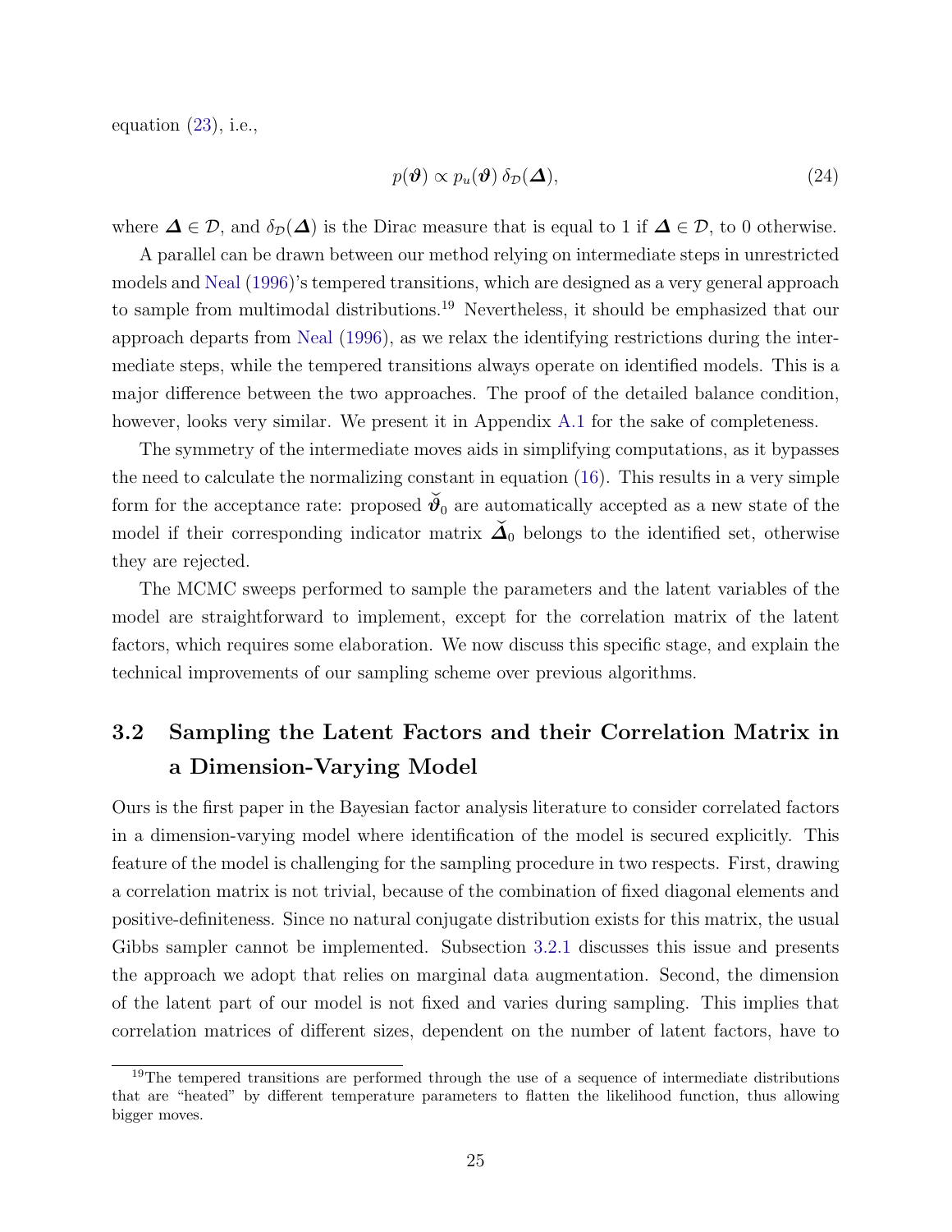equation (23), i.e.,

$$p(\boldsymbol{\vartheta}) \propto p_u(\boldsymbol{\vartheta})\, \delta_{\mathcal{D}}(\boldsymbol{\Delta}), \tag{24}$$

where $\boldsymbol{\Delta} \in \mathcal{D}$, and $\delta_{\mathcal{D}}(\boldsymbol{\Delta})$ is the Dirac measure that is equal to 1 if $\boldsymbol{\Delta} \in \mathcal{D}$, to 0 otherwise.

A parallel can be drawn between our method relying on intermediate steps in unrestricted models and Neal (1996)'s tempered transitions, which are designed as a very general approach to sample from multimodal distributions.[19] Nevertheless, it should be emphasized that our approach departs from Neal (1996), as we relax the identifying restrictions during the intermediate steps, while the tempered transitions always operate on identified models. This is a major difference between the two approaches. The proof of the detailed balance condition, however, looks very similar. We present it in Appendix A.1 for the sake of completeness.

The symmetry of the intermediate moves aids in simplifying computations, as it bypasses the need to calculate the normalizing constant in equation (16). This results in a very simple form for the acceptance rate: proposed $\breve{\boldsymbol{\vartheta}}_0$ are automatically accepted as a new state of the model if their corresponding indicator matrix $\breve{\boldsymbol{\Delta}}_0$ belongs to the identified set, otherwise they are rejected.

The MCMC sweeps performed to sample the parameters and the latent variables of the model are straightforward to implement, except for the correlation matrix of the latent factors, which requires some elaboration. We now discuss this specific stage, and explain the technical improvements of our sampling scheme over previous algorithms.

## 3.2 Sampling the Latent Factors and their Correlation Matrix in a Dimension-Varying Model

Ours is the first paper in the Bayesian factor analysis literature to consider correlated factors in a dimension-varying model where identification of the model is secured explicitly. This feature of the model is challenging for the sampling procedure in two respects. First, drawing a correlation matrix is not trivial, because of the combination of fixed diagonal elements and positive-definiteness. Since no natural conjugate distribution exists for this matrix, the usual Gibbs sampler cannot be implemented. Subsection 3.2.1 discusses this issue and presents the approach we adopt that relies on marginal data augmentation. Second, the dimension of the latent part of our model is not fixed and varies during sampling. This implies that correlation matrices of different sizes, dependent on the number of latent factors, have to

[19] The tempered transitions are performed through the use of a sequence of intermediate distributions that are "heated" by different temperature parameters to flatten the likelihood function, thus allowing bigger moves.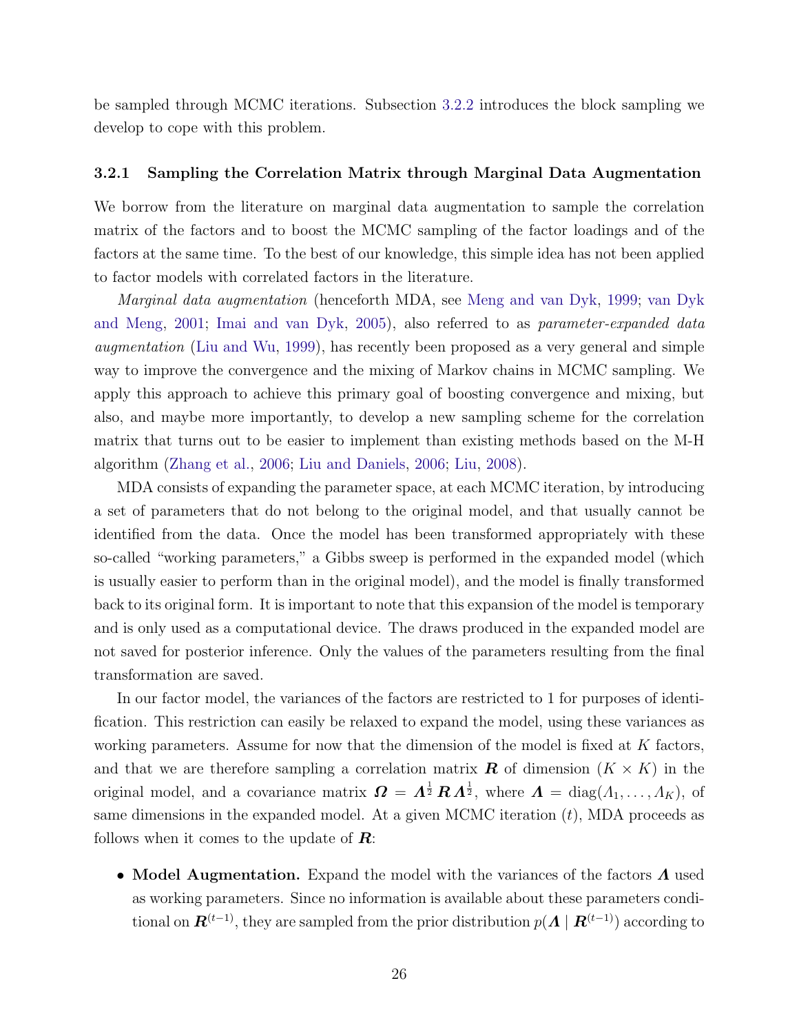be sampled through MCMC iterations. Subsection 3.2.2 introduces the block sampling we develop to cope with this problem.

### 3.2.1 Sampling the Correlation Matrix through Marginal Data Augmentation

We borrow from the literature on marginal data augmentation to sample the correlation matrix of the factors and to boost the MCMC sampling of the factor loadings and of the factors at the same time. To the best of our knowledge, this simple idea has not been applied to factor models with correlated factors in the literature.

*Marginal data augmentation* (henceforth MDA, see Meng and van Dyk, 1999; van Dyk and Meng, 2001; Imai and van Dyk, 2005), also referred to as *parameter-expanded data augmentation* (Liu and Wu, 1999), has recently been proposed as a very general and simple way to improve the convergence and the mixing of Markov chains in MCMC sampling. We apply this approach to achieve this primary goal of boosting convergence and mixing, but also, and maybe more importantly, to develop a new sampling scheme for the correlation matrix that turns out to be easier to implement than existing methods based on the M-H algorithm (Zhang et al., 2006; Liu and Daniels, 2006; Liu, 2008).

MDA consists of expanding the parameter space, at each MCMC iteration, by introducing a set of parameters that do not belong to the original model, and that usually cannot be identified from the data. Once the model has been transformed appropriately with these so-called "working parameters," a Gibbs sweep is performed in the expanded model (which is usually easier to perform than in the original model), and the model is finally transformed back to its original form. It is important to note that this expansion of the model is temporary and is only used as a computational device. The draws produced in the expanded model are not saved for posterior inference. Only the values of the parameters resulting from the final transformation are saved.

In our factor model, the variances of the factors are restricted to 1 for purposes of identification. This restriction can easily be relaxed to expand the model, using these variances as working parameters. Assume for now that the dimension of the model is fixed at $K$ factors, and that we are therefore sampling a correlation matrix $\boldsymbol{R}$ of dimension $(K \times K)$ in the original model, and a covariance matrix $\boldsymbol{\Omega} = \boldsymbol{\Lambda}^{\frac{1}{2}} \boldsymbol{R} \boldsymbol{\Lambda}^{\frac{1}{2}}$, where $\boldsymbol{\Lambda} = \text{diag}(\Lambda_1, \ldots, \Lambda_K)$, of same dimensions in the expanded model. At a given MCMC iteration $(t)$, MDA proceeds as follows when it comes to the update of $\boldsymbol{R}$:

- **Model Augmentation.** Expand the model with the variances of the factors $\boldsymbol{\Lambda}$ used as working parameters. Since no information is available about these parameters conditional on $\boldsymbol{R}^{(t-1)}$, they are sampled from the prior distribution $p(\boldsymbol{\Lambda} \mid \boldsymbol{R}^{(t-1)})$ according to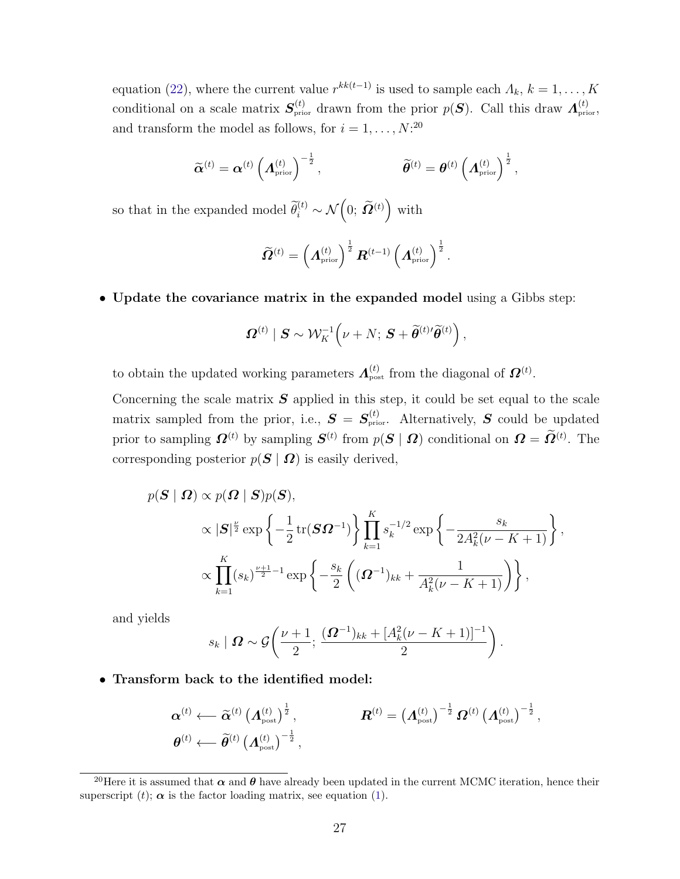equation (22), where the current value $r^{kk(t-1)}$ is used to sample each $\Lambda_k$, $k = 1, \ldots, K$ conditional on a scale matrix $\boldsymbol{S}^{(t)}_{\text{prior}}$ drawn from the prior $p(\boldsymbol{S})$. Call this draw $\boldsymbol{\Lambda}^{(t)}_{\text{prior}}$, and transform the model as follows, for $i = 1, \ldots, N$:[20]

$$\widetilde{\boldsymbol{\alpha}}^{(t)} = \boldsymbol{\alpha}^{(t)} \left(\boldsymbol{\Lambda}^{(t)}_{\text{prior}}\right)^{-\frac{1}{2}}, \qquad\qquad \widetilde{\boldsymbol{\theta}}^{(t)} = \boldsymbol{\theta}^{(t)} \left(\boldsymbol{\Lambda}^{(t)}_{\text{prior}}\right)^{\frac{1}{2}},$$

so that in the expanded model $\widetilde{\theta}^{(t)}_i \sim \mathcal{N}\left(0;\, \widetilde{\boldsymbol{\Omega}}^{(t)}\right)$ with

$$\widetilde{\boldsymbol{\Omega}}^{(t)} = \left(\boldsymbol{\Lambda}^{(t)}_{\text{prior}}\right)^{\frac{1}{2}} \boldsymbol{R}^{(t-1)} \left(\boldsymbol{\Lambda}^{(t)}_{\text{prior}}\right)^{\frac{1}{2}}.$$

- **Update the covariance matrix in the expanded model** using a Gibbs step:

  $$\boldsymbol{\Omega}^{(t)} \mid \boldsymbol{S} \sim \mathcal{W}^{-1}_K\left(\nu + N;\, \boldsymbol{S} + \widetilde{\boldsymbol{\theta}}^{(t)\prime}\widetilde{\boldsymbol{\theta}}^{(t)}\right),$$

  to obtain the updated working parameters $\boldsymbol{\Lambda}^{(t)}_{\text{post}}$ from the diagonal of $\boldsymbol{\Omega}^{(t)}$.

  Concerning the scale matrix $\boldsymbol{S}$ applied in this step, it could be set equal to the scale matrix sampled from the prior, i.e., $\boldsymbol{S} = \boldsymbol{S}^{(t)}_{\text{prior}}$. Alternatively, $\boldsymbol{S}$ could be updated prior to sampling $\boldsymbol{\Omega}^{(t)}$ by sampling $\boldsymbol{S}^{(t)}$ from $p(\boldsymbol{S} \mid \boldsymbol{\Omega})$ conditional on $\boldsymbol{\Omega} = \widetilde{\boldsymbol{\Omega}}^{(t)}$. The corresponding posterior $p(\boldsymbol{S} \mid \boldsymbol{\Omega})$ is easily derived,

  $$\begin{aligned} p(\boldsymbol{S} \mid \boldsymbol{\Omega}) &\propto p(\boldsymbol{\Omega} \mid \boldsymbol{S}) p(\boldsymbol{S}), \\ &\propto |\boldsymbol{S}|^{\frac{\nu}{2}} \exp\left\{-\frac{1}{2}\operatorname{tr}(\boldsymbol{S}\boldsymbol{\Omega}^{-1})\right\} \prod_{k=1}^{K} s_k^{-1/2} \exp\left\{-\frac{s_k}{2A_k^2(\nu - K + 1)}\right\}, \\ &\propto \prod_{k=1}^{K} (s_k)^{\frac{\nu+1}{2}-1} \exp\left\{-\frac{s_k}{2}\left((\boldsymbol{\Omega}^{-1})_{kk} + \frac{1}{A_k^2(\nu - K + 1)}\right)\right\}, \end{aligned}$$

  and yields

  $$s_k \mid \boldsymbol{\Omega} \sim \mathcal{G}\left(\frac{\nu+1}{2};\, \frac{(\boldsymbol{\Omega}^{-1})_{kk} + [A_k^2(\nu - K + 1)]^{-1}}{2}\right).$$

- **Transform back to the identified model:**

  $$\boldsymbol{\alpha}^{(t)} \longleftarrow \widetilde{\boldsymbol{\alpha}}^{(t)} \left(\boldsymbol{\Lambda}^{(t)}_{\text{post}}\right)^{\frac{1}{2}}, \qquad\qquad \boldsymbol{R}^{(t)} = \left(\boldsymbol{\Lambda}^{(t)}_{\text{post}}\right)^{-\frac{1}{2}} \boldsymbol{\Omega}^{(t)} \left(\boldsymbol{\Lambda}^{(t)}_{\text{post}}\right)^{-\frac{1}{2}},$$

  $$\boldsymbol{\theta}^{(t)} \longleftarrow \widetilde{\boldsymbol{\theta}}^{(t)} \left(\boldsymbol{\Lambda}^{(t)}_{\text{post}}\right)^{-\frac{1}{2}},$$

[20] Here it is assumed that $\boldsymbol{\alpha}$ and $\boldsymbol{\theta}$ have already been updated in the current MCMC iteration, hence their superscript $(t)$; $\boldsymbol{\alpha}$ is the factor loading matrix, see equation (1).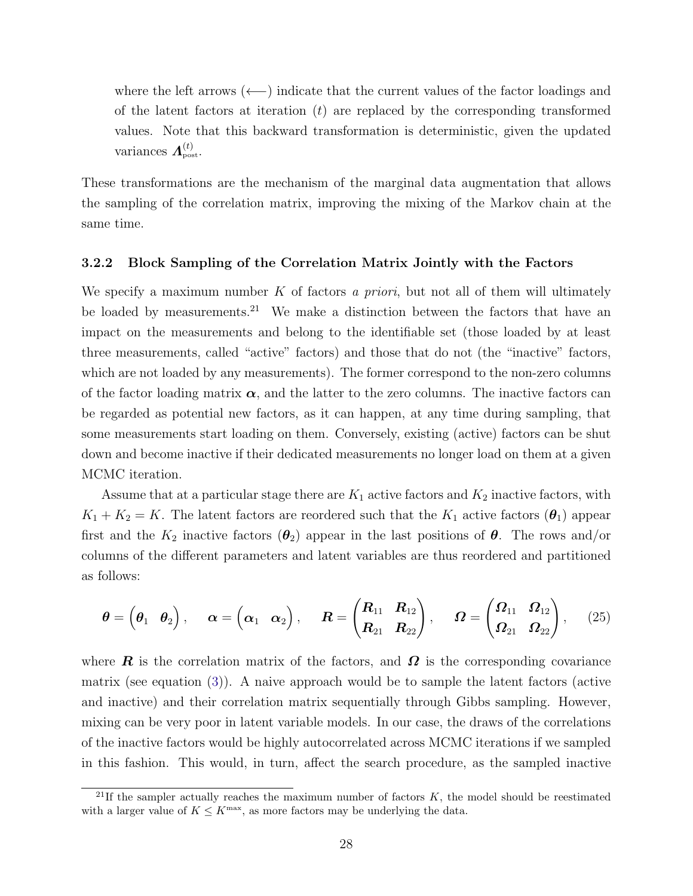where the left arrows ($\longleftarrow$) indicate that the current values of the factor loadings and of the latent factors at iteration $(t)$ are replaced by the corresponding transformed values. Note that this backward transformation is deterministic, given the updated variances $\boldsymbol{\Lambda}_{\text{post}}^{(t)}$.

These transformations are the mechanism of the marginal data augmentation that allows the sampling of the correlation matrix, improving the mixing of the Markov chain at the same time.

### 3.2.2 Block Sampling of the Correlation Matrix Jointly with the Factors

We specify a maximum number $K$ of factors *a priori*, but not all of them will ultimately be loaded by measurements.[21] We make a distinction between the factors that have an impact on the measurements and belong to the identifiable set (those loaded by at least three measurements, called "active" factors) and those that do not (the "inactive" factors, which are not loaded by any measurements). The former correspond to the non-zero columns of the factor loading matrix $\boldsymbol{\alpha}$, and the latter to the zero columns. The inactive factors can be regarded as potential new factors, as it can happen, at any time during sampling, that some measurements start loading on them. Conversely, existing (active) factors can be shut down and become inactive if their dedicated measurements no longer load on them at a given MCMC iteration.

Assume that at a particular stage there are $K_1$ active factors and $K_2$ inactive factors, with $K_1 + K_2 = K$. The latent factors are reordered such that the $K_1$ active factors ($\boldsymbol{\theta}_1$) appear first and the $K_2$ inactive factors ($\boldsymbol{\theta}_2$) appear in the last positions of $\boldsymbol{\theta}$. The rows and/or columns of the different parameters and latent variables are thus reordered and partitioned as follows:

$$\boldsymbol{\theta} = \begin{pmatrix} \boldsymbol{\theta}_1 & \boldsymbol{\theta}_2 \end{pmatrix}, \quad \boldsymbol{\alpha} = \begin{pmatrix} \boldsymbol{\alpha}_1 & \boldsymbol{\alpha}_2 \end{pmatrix}, \quad \boldsymbol{R} = \begin{pmatrix} \boldsymbol{R}_{11} & \boldsymbol{R}_{12} \\ \boldsymbol{R}_{21} & \boldsymbol{R}_{22} \end{pmatrix}, \quad \boldsymbol{\Omega} = \begin{pmatrix} \boldsymbol{\Omega}_{11} & \boldsymbol{\Omega}_{12} \\ \boldsymbol{\Omega}_{21} & \boldsymbol{\Omega}_{22} \end{pmatrix}, \tag{25}$$

where $\boldsymbol{R}$ is the correlation matrix of the factors, and $\boldsymbol{\Omega}$ is the corresponding covariance matrix (see equation (3)). A naive approach would be to sample the latent factors (active and inactive) and their correlation matrix sequentially through Gibbs sampling. However, mixing can be very poor in latent variable models. In our case, the draws of the correlations of the inactive factors would be highly autocorrelated across MCMC iterations if we sampled in this fashion. This would, in turn, affect the search procedure, as the sampled inactive

[21] If the sampler actually reaches the maximum number of factors $K$, the model should be reestimated with a larger value of $K \leq K^{\max}$, as more factors may be underlying the data.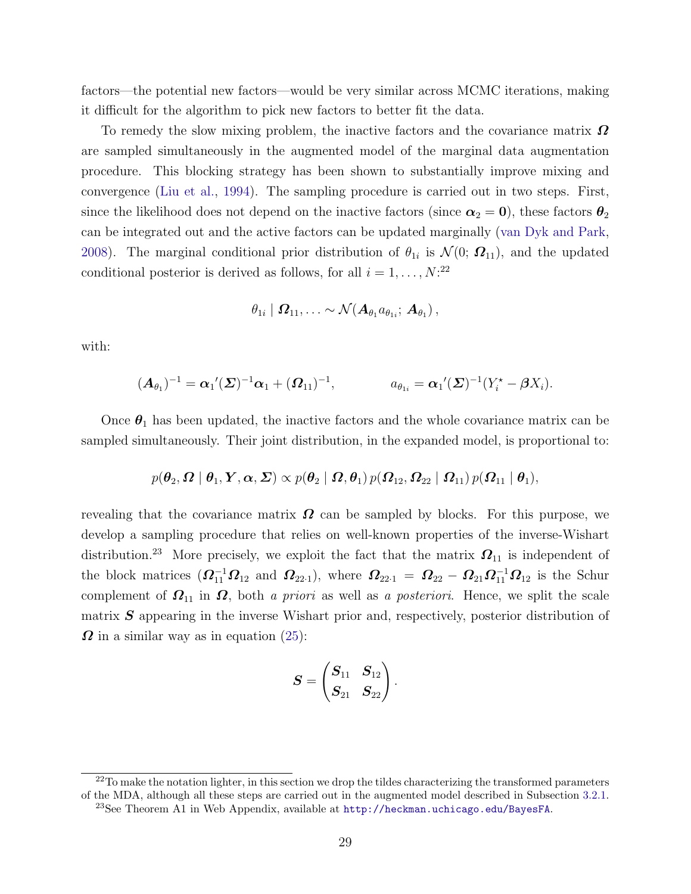factors—the potential new factors—would be very similar across MCMC iterations, making it difficult for the algorithm to pick new factors to better fit the data.

To remedy the slow mixing problem, the inactive factors and the covariance matrix $\boldsymbol{\Omega}$ are sampled simultaneously in the augmented model of the marginal data augmentation procedure. This blocking strategy has been shown to substantially improve mixing and convergence (Liu et al., 1994). The sampling procedure is carried out in two steps. First, since the likelihood does not depend on the inactive factors (since $\boldsymbol{\alpha}_2 = \mathbf{0}$), these factors $\boldsymbol{\theta}_2$ can be integrated out and the active factors can be updated marginally (van Dyk and Park, 2008). The marginal conditional prior distribution of $\theta_{1i}$ is $\mathcal{N}(0; \boldsymbol{\Omega}_{11})$, and the updated conditional posterior is derived as follows, for all $i = 1, \ldots, N$:[22]

$$\theta_{1i} \mid \boldsymbol{\Omega}_{11}, \ldots \sim \mathcal{N}(\boldsymbol{A}_{\theta_1} a_{\theta_{1i}}; \boldsymbol{A}_{\theta_1}),$$

with:

$$(\boldsymbol{A}_{\theta_1})^{-1} = \boldsymbol{\alpha}_1{}'(\boldsymbol{\Sigma})^{-1}\boldsymbol{\alpha}_1 + (\boldsymbol{\Omega}_{11})^{-1}, \qquad a_{\theta_{1i}} = \boldsymbol{\alpha}_1{}'(\boldsymbol{\Sigma})^{-1}(Y_i^\star - \boldsymbol{\beta} X_i).$$

Once $\boldsymbol{\theta}_1$ has been updated, the inactive factors and the whole covariance matrix can be sampled simultaneously. Their joint distribution, in the expanded model, is proportional to:

$$p(\boldsymbol{\theta}_2, \boldsymbol{\Omega} \mid \boldsymbol{\theta}_1, \boldsymbol{Y}, \boldsymbol{\alpha}, \boldsymbol{\Sigma}) \propto p(\boldsymbol{\theta}_2 \mid \boldsymbol{\Omega}, \boldsymbol{\theta}_1)\, p(\boldsymbol{\Omega}_{12}, \boldsymbol{\Omega}_{22} \mid \boldsymbol{\Omega}_{11})\, p(\boldsymbol{\Omega}_{11} \mid \boldsymbol{\theta}_1),$$

revealing that the covariance matrix $\boldsymbol{\Omega}$ can be sampled by blocks. For this purpose, we develop a sampling procedure that relies on well-known properties of the inverse-Wishart distribution.[23] More precisely, we exploit the fact that the matrix $\boldsymbol{\Omega}_{11}$ is independent of the block matrices ($\boldsymbol{\Omega}_{11}^{-1}\boldsymbol{\Omega}_{12}$ and $\boldsymbol{\Omega}_{22\cdot 1}$), where $\boldsymbol{\Omega}_{22\cdot 1} = \boldsymbol{\Omega}_{22} - \boldsymbol{\Omega}_{21}\boldsymbol{\Omega}_{11}^{-1}\boldsymbol{\Omega}_{12}$ is the Schur complement of $\boldsymbol{\Omega}_{11}$ in $\boldsymbol{\Omega}$, both *a priori* as well as *a posteriori*. Hence, we split the scale matrix $\boldsymbol{S}$ appearing in the inverse Wishart prior and, respectively, posterior distribution of $\boldsymbol{\Omega}$ in a similar way as in equation (25):

$$\boldsymbol{S} = \begin{pmatrix} \boldsymbol{S}_{11} & \boldsymbol{S}_{12} \\ \boldsymbol{S}_{21} & \boldsymbol{S}_{22} \end{pmatrix}.$$

---

[22] To make the notation lighter, in this section we drop the tildes characterizing the transformed parameters of the MDA, although all these steps are carried out in the augmented model described in Subsection 3.2.1.

[23] See Theorem A1 in Web Appendix, available at `http://heckman.uchicago.edu/BayesFA`.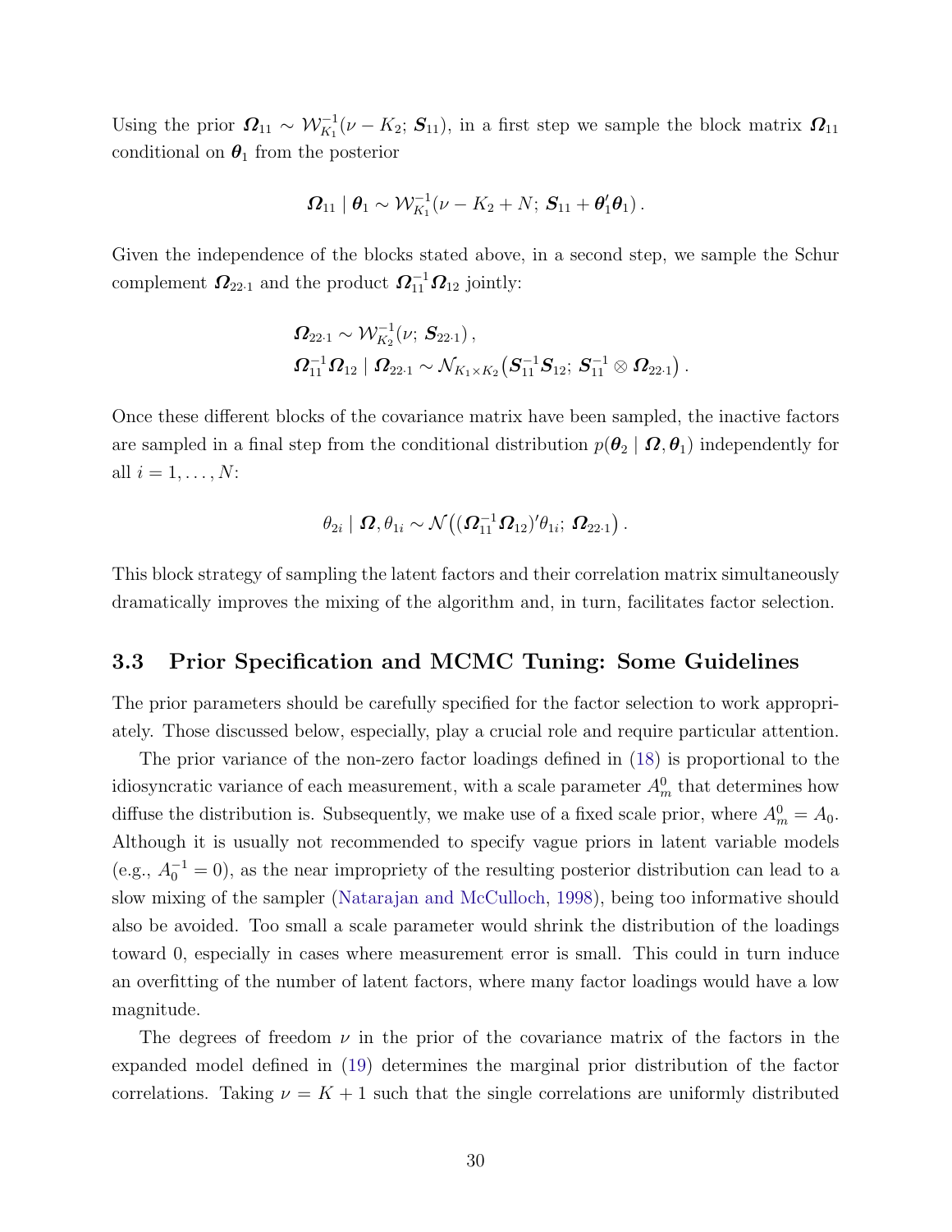Using the prior $\boldsymbol{\Omega}_{11} \sim \mathcal{W}^{-1}_{K_1}(\nu - K_2;\, \boldsymbol{S}_{11})$, in a first step we sample the block matrix $\boldsymbol{\Omega}_{11}$ conditional on $\boldsymbol{\theta}_1$ from the posterior

$$\boldsymbol{\Omega}_{11} \mid \boldsymbol{\theta}_1 \sim \mathcal{W}^{-1}_{K_1}(\nu - K_2 + N;\, \boldsymbol{S}_{11} + \boldsymbol{\theta}_1'\boldsymbol{\theta}_1)\,.$$

Given the independence of the blocks stated above, in a second step, we sample the Schur complement $\boldsymbol{\Omega}_{22\cdot 1}$ and the product $\boldsymbol{\Omega}_{11}^{-1}\boldsymbol{\Omega}_{12}$ jointly:

$$\begin{aligned}
&\boldsymbol{\Omega}_{22\cdot 1} \sim \mathcal{W}^{-1}_{K_2}(\nu;\, \boldsymbol{S}_{22\cdot 1})\,,\\
&\boldsymbol{\Omega}_{11}^{-1}\boldsymbol{\Omega}_{12} \mid \boldsymbol{\Omega}_{22\cdot 1} \sim \mathcal{N}_{K_1\times K_2}\big(\boldsymbol{S}_{11}^{-1}\boldsymbol{S}_{12};\, \boldsymbol{S}_{11}^{-1} \otimes \boldsymbol{\Omega}_{22\cdot 1}\big)\,.
\end{aligned}$$

Once these different blocks of the covariance matrix have been sampled, the inactive factors are sampled in a final step from the conditional distribution $p(\boldsymbol{\theta}_2 \mid \boldsymbol{\Omega}, \boldsymbol{\theta}_1)$ independently for all $i = 1, \ldots, N$:

$$\theta_{2i} \mid \boldsymbol{\Omega}, \theta_{1i} \sim \mathcal{N}\big((\boldsymbol{\Omega}_{11}^{-1}\boldsymbol{\Omega}_{12})'\theta_{1i};\, \boldsymbol{\Omega}_{22\cdot 1}\big)\,.$$

This block strategy of sampling the latent factors and their correlation matrix simultaneously dramatically improves the mixing of the algorithm and, in turn, facilitates factor selection.

### 3.3 Prior Specification and MCMC Tuning: Some Guidelines

The prior parameters should be carefully specified for the factor selection to work appropriately. Those discussed below, especially, play a crucial role and require particular attention.

The prior variance of the non-zero factor loadings defined in (18) is proportional to the idiosyncratic variance of each measurement, with a scale parameter $A^0_m$ that determines how diffuse the distribution is. Subsequently, we make use of a fixed scale prior, where $A^0_m = A_0$. Although it is usually not recommended to specify vague priors in latent variable models (e.g., $A_0^{-1} = 0$), as the near impropriety of the resulting posterior distribution can lead to a slow mixing of the sampler (Natarajan and McCulloch, 1998), being too informative should also be avoided. Too small a scale parameter would shrink the distribution of the loadings toward 0, especially in cases where measurement error is small. This could in turn induce an overfitting of the number of latent factors, where many factor loadings would have a low magnitude.

The degrees of freedom $\nu$ in the prior of the covariance matrix of the factors in the expanded model defined in (19) determines the marginal prior distribution of the factor correlations. Taking $\nu = K + 1$ such that the single correlations are uniformly distributed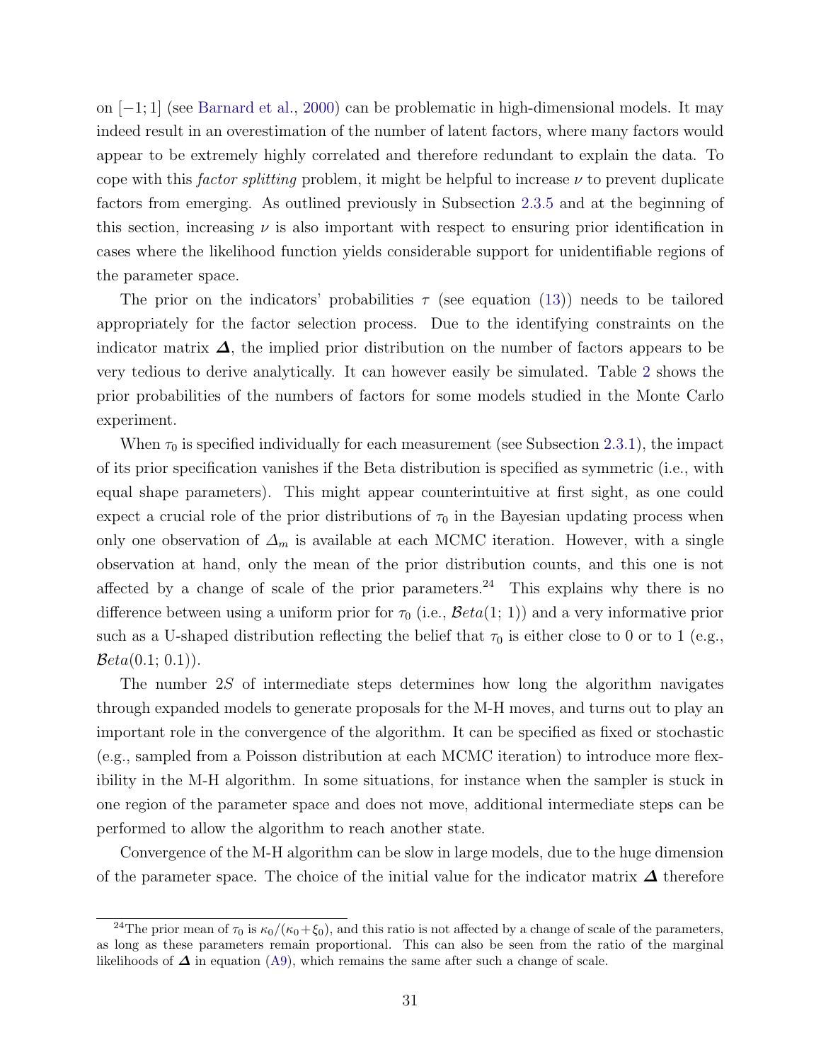on $[-1; 1]$ (see Barnard et al., 2000) can be problematic in high-dimensional models. It may indeed result in an overestimation of the number of latent factors, where many factors would appear to be extremely highly correlated and therefore redundant to explain the data. To cope with this *factor splitting* problem, it might be helpful to increase $\nu$ to prevent duplicate factors from emerging. As outlined previously in Subsection 2.3.5 and at the beginning of this section, increasing $\nu$ is also important with respect to ensuring prior identification in cases where the likelihood function yields considerable support for unidentifiable regions of the parameter space.

The prior on the indicators' probabilities $\tau$ (see equation (13)) needs to be tailored appropriately for the factor selection process. Due to the identifying constraints on the indicator matrix $\boldsymbol{\Delta}$, the implied prior distribution on the number of factors appears to be very tedious to derive analytically. It can however easily be simulated. Table 2 shows the prior probabilities of the numbers of factors for some models studied in the Monte Carlo experiment.

When $\tau_0$ is specified individually for each measurement (see Subsection 2.3.1), the impact of its prior specification vanishes if the Beta distribution is specified as symmetric (i.e., with equal shape parameters). This might appear counterintuitive at first sight, as one could expect a crucial role of the prior distributions of $\tau_0$ in the Bayesian updating process when only one observation of $\Delta_m$ is available at each MCMC iteration. However, with a single observation at hand, only the mean of the prior distribution counts, and this one is not affected by a change of scale of the prior parameters.[24] This explains why there is no difference between using a uniform prior for $\tau_0$ (i.e., $\mathcal{B}eta(1; 1)$) and a very informative prior such as a U-shaped distribution reflecting the belief that $\tau_0$ is either close to 0 or to 1 (e.g., $\mathcal{B}eta(0.1; 0.1)$).

The number $2S$ of intermediate steps determines how long the algorithm navigates through expanded models to generate proposals for the M-H moves, and turns out to play an important role in the convergence of the algorithm. It can be specified as fixed or stochastic (e.g., sampled from a Poisson distribution at each MCMC iteration) to introduce more flexibility in the M-H algorithm. In some situations, for instance when the sampler is stuck in one region of the parameter space and does not move, additional intermediate steps can be performed to allow the algorithm to reach another state.

Convergence of the M-H algorithm can be slow in large models, due to the huge dimension of the parameter space. The choice of the initial value for the indicator matrix $\boldsymbol{\Delta}$ therefore

[24] The prior mean of $\tau_0$ is $\kappa_0/(\kappa_0+\xi_0)$, and this ratio is not affected by a change of scale of the parameters, as long as these parameters remain proportional. This can also be seen from the ratio of the marginal likelihoods of $\boldsymbol{\Delta}$ in equation (A9), which remains the same after such a change of scale.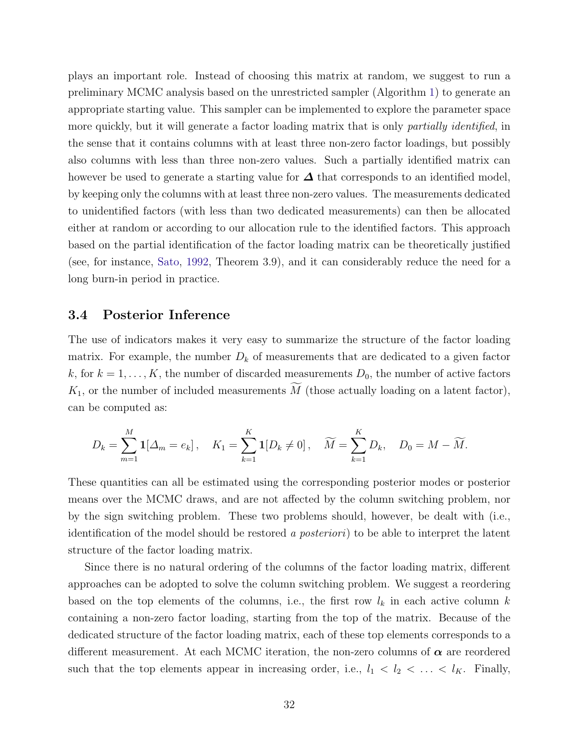plays an important role. Instead of choosing this matrix at random, we suggest to run a preliminary MCMC analysis based on the unrestricted sampler (Algorithm 1) to generate an appropriate starting value. This sampler can be implemented to explore the parameter space more quickly, but it will generate a factor loading matrix that is only *partially identified*, in the sense that it contains columns with at least three non-zero factor loadings, but possibly also columns with less than three non-zero values. Such a partially identified matrix can however be used to generate a starting value for $\boldsymbol{\Delta}$ that corresponds to an identified model, by keeping only the columns with at least three non-zero values. The measurements dedicated to unidentified factors (with less than two dedicated measurements) can then be allocated either at random or according to our allocation rule to the identified factors. This approach based on the partial identification of the factor loading matrix can be theoretically justified (see, for instance, Sato, 1992, Theorem 3.9), and it can considerably reduce the need for a long burn-in period in practice.

### 3.4 Posterior Inference

The use of indicators makes it very easy to summarize the structure of the factor loading matrix. For example, the number $D_k$ of measurements that are dedicated to a given factor $k$, for $k = 1, \ldots, K$, the number of discarded measurements $D_0$, the number of active factors $K_1$, or the number of included measurements $\widetilde{M}$ (those actually loading on a latent factor), can be computed as:

$$D_k = \sum_{m=1}^{M} \mathbf{1}[\Delta_m = e_k], \quad K_1 = \sum_{k=1}^{K} \mathbf{1}[D_k \neq 0], \quad \widetilde{M} = \sum_{k=1}^{K} D_k, \quad D_0 = M - \widetilde{M}.$$

These quantities can all be estimated using the corresponding posterior modes or posterior means over the MCMC draws, and are not affected by the column switching problem, nor by the sign switching problem. These two problems should, however, be dealt with (i.e., identification of the model should be restored *a posteriori*) to be able to interpret the latent structure of the factor loading matrix.

Since there is no natural ordering of the columns of the factor loading matrix, different approaches can be adopted to solve the column switching problem. We suggest a reordering based on the top elements of the columns, i.e., the first row $l_k$ in each active column $k$ containing a non-zero factor loading, starting from the top of the matrix. Because of the dedicated structure of the factor loading matrix, each of these top elements corresponds to a different measurement. At each MCMC iteration, the non-zero columns of $\boldsymbol{\alpha}$ are reordered such that the top elements appear in increasing order, i.e., $l_1 < l_2 < \ldots < l_K$. Finally,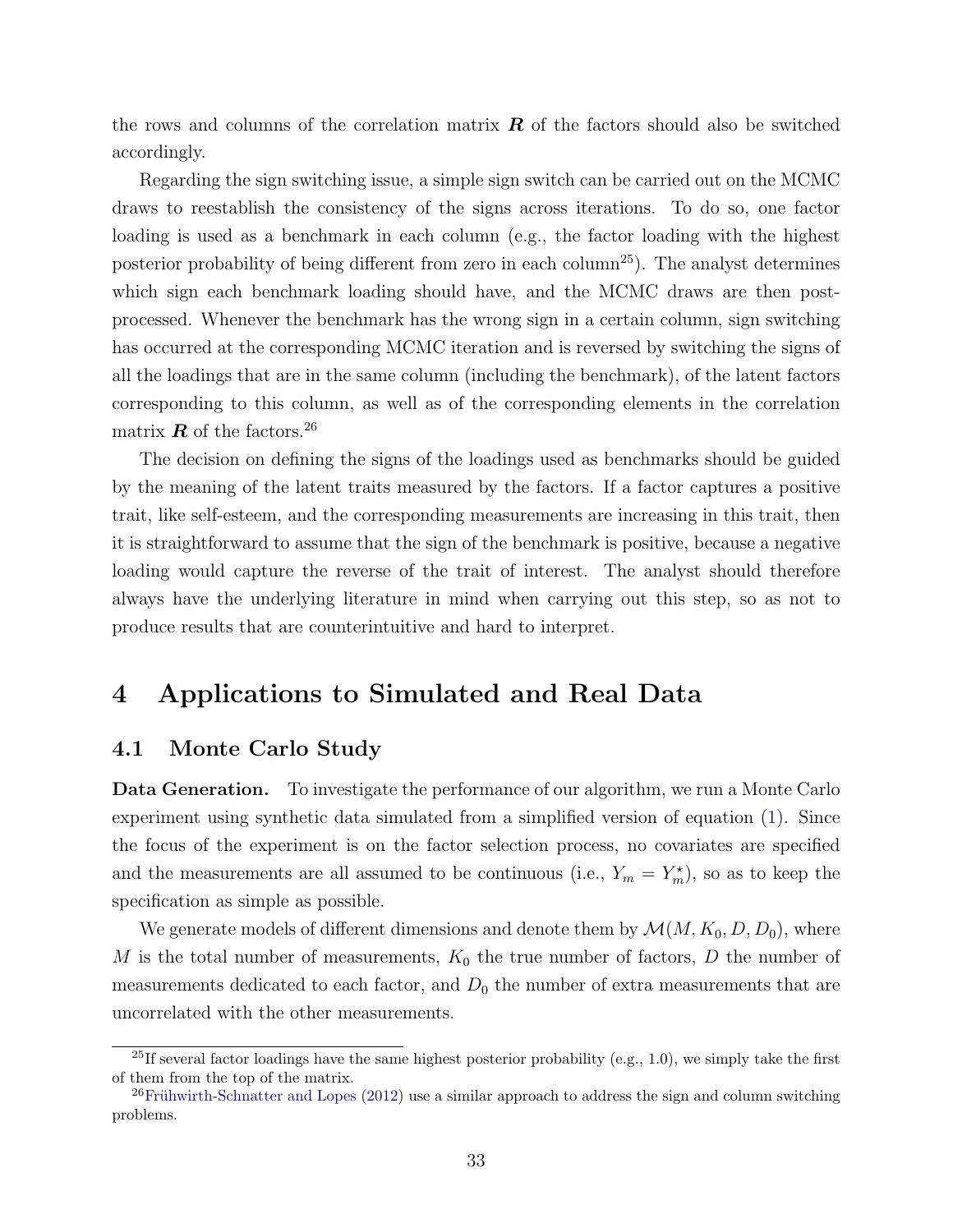the rows and columns of the correlation matrix $\boldsymbol{R}$ of the factors should also be switched accordingly.

Regarding the sign switching issue, a simple sign switch can be carried out on the MCMC draws to reestablish the consistency of the signs across iterations. To do so, one factor loading is used as a benchmark in each column (e.g., the factor loading with the highest posterior probability of being different from zero in each column[25]). The analyst determines which sign each benchmark loading should have, and the MCMC draws are then post-processed. Whenever the benchmark has the wrong sign in a certain column, sign switching has occurred at the corresponding MCMC iteration and is reversed by switching the signs of all the loadings that are in the same column (including the benchmark), of the latent factors corresponding to this column, as well as of the corresponding elements in the correlation matrix $\boldsymbol{R}$ of the factors.[26]

The decision on defining the signs of the loadings used as benchmarks should be guided by the meaning of the latent traits measured by the factors. If a factor captures a positive trait, like self-esteem, and the corresponding measurements are increasing in this trait, then it is straightforward to assume that the sign of the benchmark is positive, because a negative loading would capture the reverse of the trait of interest. The analyst should therefore always have the underlying literature in mind when carrying out this step, so as not to produce results that are counterintuitive and hard to interpret.

# 4 Applications to Simulated and Real Data

## 4.1 Monte Carlo Study

**Data Generation.** To investigate the performance of our algorithm, we run a Monte Carlo experiment using synthetic data simulated from a simplified version of equation (1). Since the focus of the experiment is on the factor selection process, no covariates are specified and the measurements are all assumed to be continuous (i.e., $Y_m = Y_m^\star$), so as to keep the specification as simple as possible.

We generate models of different dimensions and denote them by $\mathcal{M}(M, K_0, D, D_0)$, where $M$ is the total number of measurements, $K_0$ the true number of factors, $D$ the number of measurements dedicated to each factor, and $D_0$ the number of extra measurements that are uncorrelated with the other measurements.

[25] If several factor loadings have the same highest posterior probability (e.g., 1.0), we simply take the first of them from the top of the matrix.

[26] Frühwirth-Schnatter and Lopes (2012) use a similar approach to address the sign and column switching problems.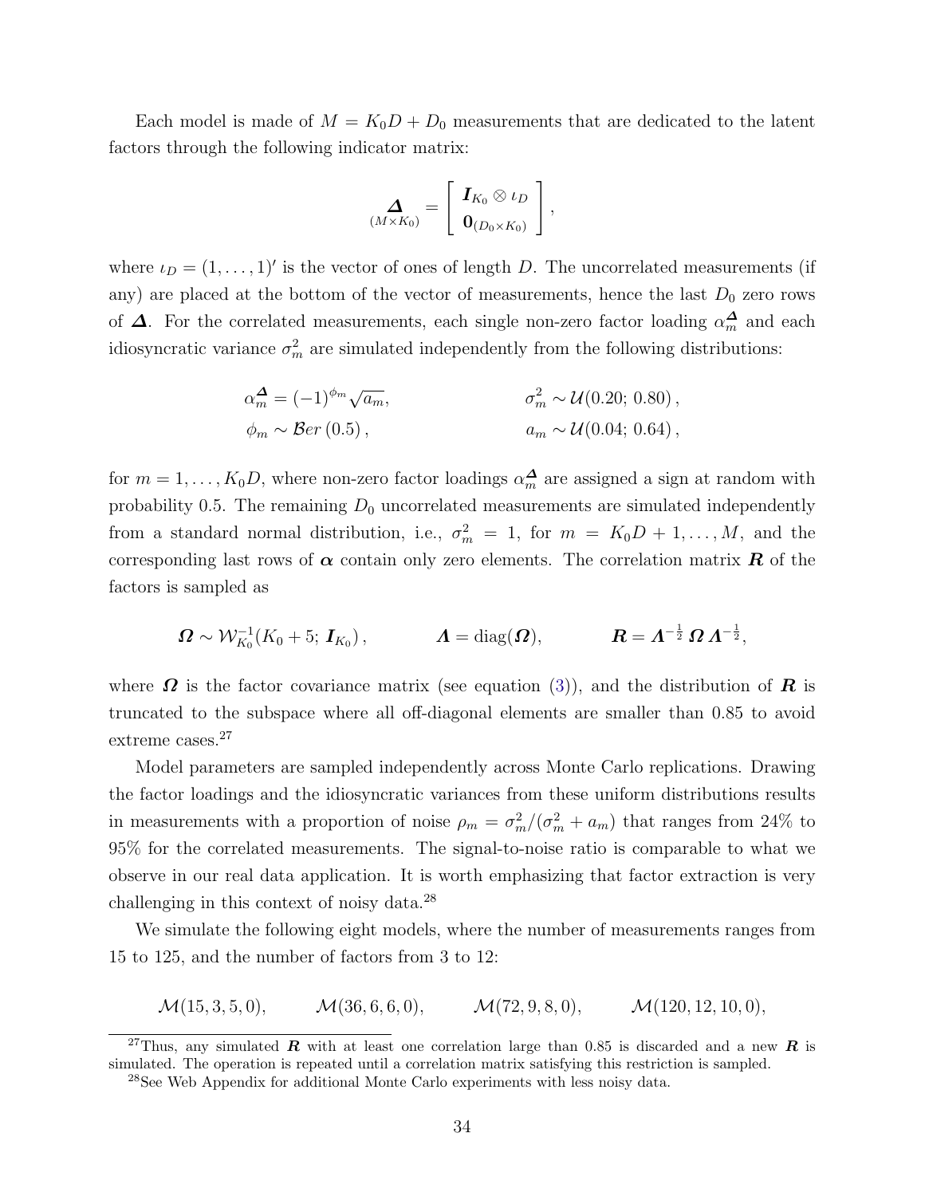Each model is made of $M = K_0D + D_0$ measurements that are dedicated to the latent factors through the following indicator matrix:

$$\underset{(M\times K_0)}{\boldsymbol{\Delta}} = \begin{bmatrix} \boldsymbol{I}_{K_0} \otimes \iota_D \\ \boldsymbol{0}_{(D_0\times K_0)} \end{bmatrix},$$

where $\iota_D = (1, \ldots, 1)'$ is the vector of ones of length $D$. The uncorrelated measurements (if any) are placed at the bottom of the vector of measurements, hence the last $D_0$ zero rows of $\boldsymbol{\Delta}$. For the correlated measurements, each single non-zero factor loading $\alpha_m^{\boldsymbol{\Delta}}$ and each idiosyncratic variance $\sigma_m^2$ are simulated independently from the following distributions:

$$\alpha_m^{\boldsymbol{\Delta}} = (-1)^{\phi_m}\sqrt{a_m}, \qquad\qquad \sigma_m^2 \sim \mathcal{U}(0.20;\, 0.80)\,,$$
$$\phi_m \sim \mathcal{B}er\,(0.5)\,, \qquad\qquad a_m \sim \mathcal{U}(0.04;\, 0.64)\,,$$

for $m = 1, \ldots, K_0D$, where non-zero factor loadings $\alpha_m^{\boldsymbol{\Delta}}$ are assigned a sign at random with probability 0.5. The remaining $D_0$ uncorrelated measurements are simulated independently from a standard normal distribution, i.e., $\sigma_m^2 = 1$, for $m = K_0D + 1, \ldots, M$, and the corresponding last rows of $\boldsymbol{\alpha}$ contain only zero elements. The correlation matrix $\boldsymbol{R}$ of the factors is sampled as

$$\boldsymbol{\Omega} \sim \mathcal{W}_{K_0}^{-1}(K_0 + 5;\, \boldsymbol{I}_{K_0})\,, \qquad \boldsymbol{\Lambda} = \mathrm{diag}(\boldsymbol{\Omega}), \qquad \boldsymbol{R} = \boldsymbol{\Lambda}^{-\frac{1}{2}}\,\boldsymbol{\Omega}\,\boldsymbol{\Lambda}^{-\frac{1}{2}},$$

where $\boldsymbol{\Omega}$ is the factor covariance matrix (see equation (3)), and the distribution of $\boldsymbol{R}$ is truncated to the subspace where all off-diagonal elements are smaller than 0.85 to avoid extreme cases.[27]

Model parameters are sampled independently across Monte Carlo replications. Drawing the factor loadings and the idiosyncratic variances from these uniform distributions results in measurements with a proportion of noise $\rho_m = \sigma_m^2/(\sigma_m^2 + a_m)$ that ranges from 24% to 95% for the correlated measurements. The signal-to-noise ratio is comparable to what we observe in our real data application. It is worth emphasizing that factor extraction is very challenging in this context of noisy data.[28]

We simulate the following eight models, where the number of measurements ranges from 15 to 125, and the number of factors from 3 to 12:

$$\mathcal{M}(15, 3, 5, 0), \qquad \mathcal{M}(36, 6, 6, 0), \qquad \mathcal{M}(72, 9, 8, 0), \qquad \mathcal{M}(120, 12, 10, 0),$$

[27] Thus, any simulated $\boldsymbol{R}$ with at least one correlation large than 0.85 is discarded and a new $\boldsymbol{R}$ is simulated. The operation is repeated until a correlation matrix satisfying this restriction is sampled.

[28] See Web Appendix for additional Monte Carlo experiments with less noisy data.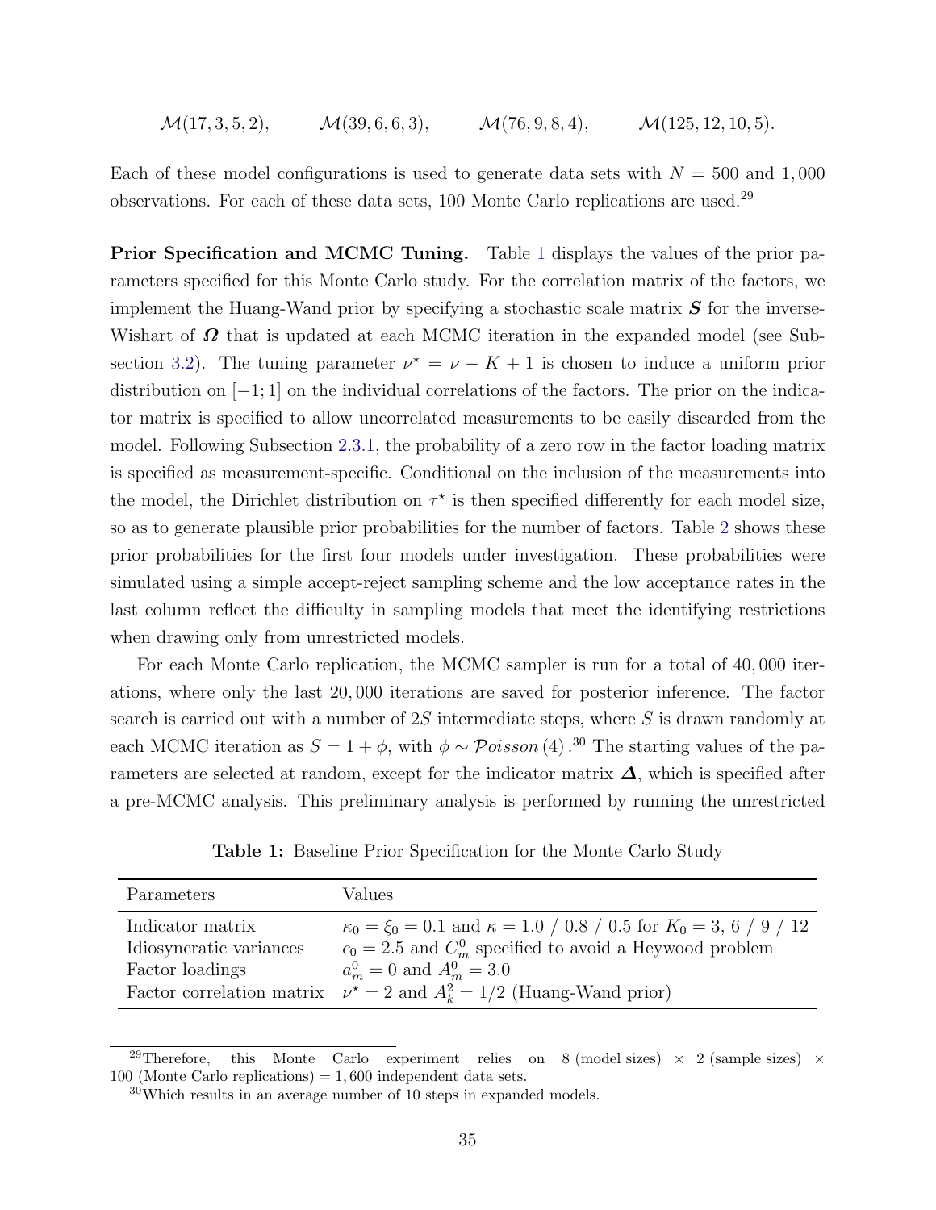$$\mathcal{M}(17, 3, 5, 2), \qquad \mathcal{M}(39, 6, 6, 3), \qquad \mathcal{M}(76, 9, 8, 4), \qquad \mathcal{M}(125, 12, 10, 5).$$

Each of these model configurations is used to generate data sets with $N = 500$ and $1,000$ observations. For each of these data sets, 100 Monte Carlo replications are used.[29]

**Prior Specification and MCMC Tuning.** Table 1 displays the values of the prior parameters specified for this Monte Carlo study. For the correlation matrix of the factors, we implement the Huang-Wand prior by specifying a stochastic scale matrix $\boldsymbol{S}$ for the inverse-Wishart of $\boldsymbol{\Omega}$ that is updated at each MCMC iteration in the expanded model (see Subsection 3.2). The tuning parameter $\nu^\star = \nu - K + 1$ is chosen to induce a uniform prior distribution on $[-1; 1]$ on the individual correlations of the factors. The prior on the indicator matrix is specified to allow uncorrelated measurements to be easily discarded from the model. Following Subsection 2.3.1, the probability of a zero row in the factor loading matrix is specified as measurement-specific. Conditional on the inclusion of the measurements into the model, the Dirichlet distribution on $\tau^\star$ is then specified differently for each model size, so as to generate plausible prior probabilities for the number of factors. Table 2 shows these prior probabilities for the first four models under investigation. These probabilities were simulated using a simple accept-reject sampling scheme and the low acceptance rates in the last column reflect the difficulty in sampling models that meet the identifying restrictions when drawing only from unrestricted models.

For each Monte Carlo replication, the MCMC sampler is run for a total of $40,000$ iterations, where only the last $20,000$ iterations are saved for posterior inference. The factor search is carried out with a number of $2S$ intermediate steps, where $S$ is drawn randomly at each MCMC iteration as $S = 1 + \phi$, with $\phi \sim \mathcal{P}oisson\,(4)$.[30] The starting values of the parameters are selected at random, except for the indicator matrix $\boldsymbol{\Delta}$, which is specified after a pre-MCMC analysis. This preliminary analysis is performed by running the unrestricted

**Table 1:** Baseline Prior Specification for the Monte Carlo Study

| Parameters | Values |
|---|---|
| Indicator matrix | $\kappa_0 = \xi_0 = 0.1$ and $\kappa = 1.0$ / $0.8$ / $0.5$ for $K_0 = 3, 6$ / $9$ / $12$ |
| Idiosyncratic variances | $c_0 = 2.5$ and $C_m^0$ specified to avoid a Heywood problem |
| Factor loadings | $a_m^0 = 0$ and $A_m^0 = 3.0$ |
| Factor correlation matrix | $\nu^\star = 2$ and $A_k^2 = 1/2$ (Huang-Wand prior) |

[29] Therefore, this Monte Carlo experiment relies on 8 (model sizes) $\times$ 2 (sample sizes) $\times$ 100 (Monte Carlo replications) $= 1,600$ independent data sets.

[30] Which results in an average number of 10 steps in expanded models.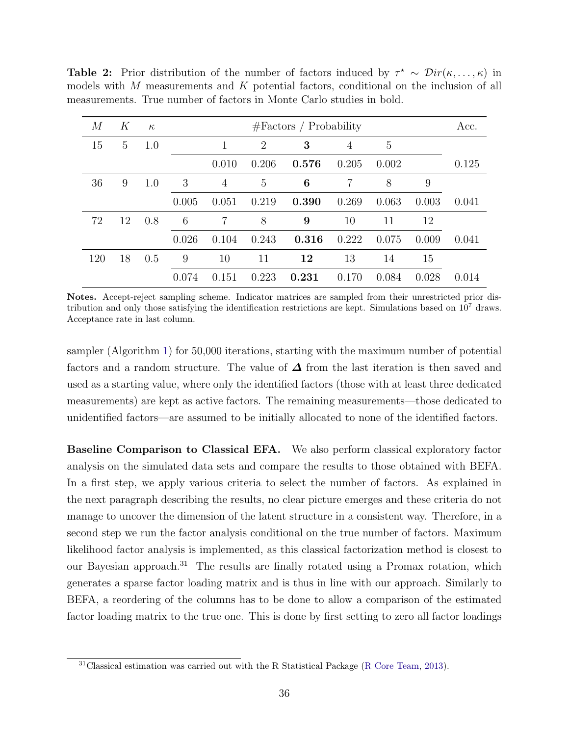**Table 2:** Prior distribution of the number of factors induced by $\tau^\star \sim \mathcal{D}ir(\kappa, \ldots, \kappa)$ in models with $M$ measurements and $K$ potential factors, conditional on the inclusion of all measurements. True number of factors in Monte Carlo studies in bold.

| $M$ | $K$ | $\kappa$ | #Factors / Probability | | | | | | | Acc. |
|---|---|---|---|---|---|---|---|---|---|---|
| 15 | 5 | 1.0 | | 1 | 2 | **3** | 4 | 5 | | |
| | | | | 0.010 | 0.206 | **0.576** | 0.205 | 0.002 | | 0.125 |
| 36 | 9 | 1.0 | 3 | 4 | 5 | **6** | 7 | 8 | 9 | |
| | | | 0.005 | 0.051 | 0.219 | **0.390** | 0.269 | 0.063 | 0.003 | 0.041 |
| 72 | 12 | 0.8 | 6 | 7 | 8 | **9** | 10 | 11 | 12 | |
| | | | 0.026 | 0.104 | 0.243 | **0.316** | 0.222 | 0.075 | 0.009 | 0.041 |
| 120 | 18 | 0.5 | 9 | 10 | 11 | **12** | 13 | 14 | 15 | |
| | | | 0.074 | 0.151 | 0.223 | **0.231** | 0.170 | 0.084 | 0.028 | 0.014 |

**Notes.** Accept-reject sampling scheme. Indicator matrices are sampled from their unrestricted prior distribution and only those satisfying the identification restrictions are kept. Simulations based on $10^7$ draws. Acceptance rate in last column.

sampler (Algorithm 1) for 50,000 iterations, starting with the maximum number of potential factors and a random structure. The value of $\boldsymbol{\Delta}$ from the last iteration is then saved and used as a starting value, where only the identified factors (those with at least three dedicated measurements) are kept as active factors. The remaining measurements—those dedicated to unidentified factors—are assumed to be initially allocated to none of the identified factors.

**Baseline Comparison to Classical EFA.** We also perform classical exploratory factor analysis on the simulated data sets and compare the results to those obtained with BEFA. In a first step, we apply various criteria to select the number of factors. As explained in the next paragraph describing the results, no clear picture emerges and these criteria do not manage to uncover the dimension of the latent structure in a consistent way. Therefore, in a second step we run the factor analysis conditional on the true number of factors. Maximum likelihood factor analysis is implemented, as this classical factorization method is closest to our Bayesian approach.[31] The results are finally rotated using a Promax rotation, which generates a sparse factor loading matrix and is thus in line with our approach. Similarly to BEFA, a reordering of the columns has to be done to allow a comparison of the estimated factor loading matrix to the true one. This is done by first setting to zero all factor loadings

[31] Classical estimation was carried out with the R Statistical Package (R Core Team, 2013).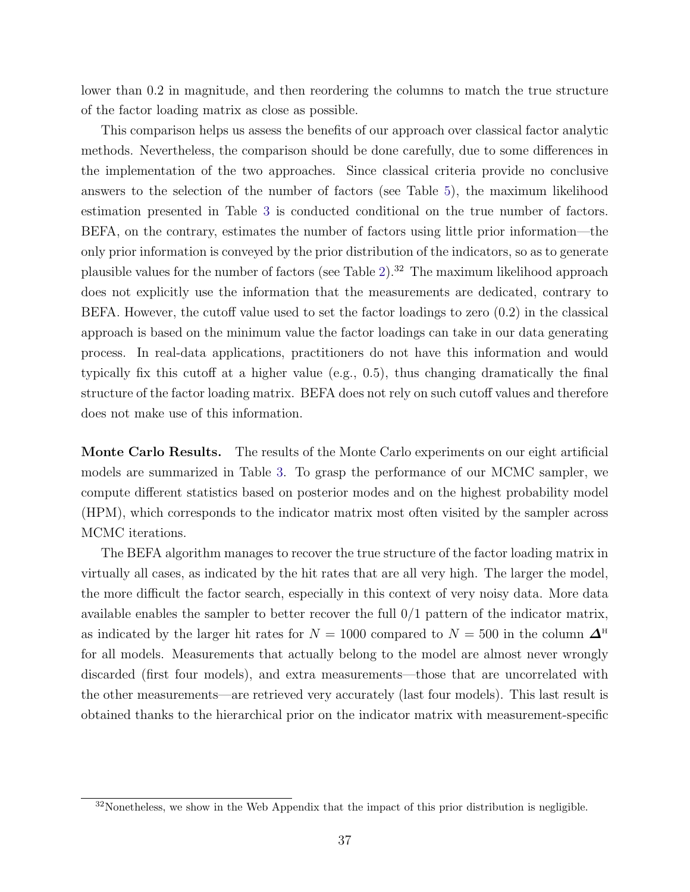lower than 0.2 in magnitude, and then reordering the columns to match the true structure of the factor loading matrix as close as possible.

This comparison helps us assess the benefits of our approach over classical factor analytic methods. Nevertheless, the comparison should be done carefully, due to some differences in the implementation of the two approaches. Since classical criteria provide no conclusive answers to the selection of the number of factors (see Table 5), the maximum likelihood estimation presented in Table 3 is conducted conditional on the true number of factors. BEFA, on the contrary, estimates the number of factors using little prior information—the only prior information is conveyed by the prior distribution of the indicators, so as to generate plausible values for the number of factors (see Table 2).[32] The maximum likelihood approach does not explicitly use the information that the measurements are dedicated, contrary to BEFA. However, the cutoff value used to set the factor loadings to zero (0.2) in the classical approach is based on the minimum value the factor loadings can take in our data generating process. In real-data applications, practitioners do not have this information and would typically fix this cutoff at a higher value (e.g., 0.5), thus changing dramatically the final structure of the factor loading matrix. BEFA does not rely on such cutoff values and therefore does not make use of this information.

**Monte Carlo Results.** The results of the Monte Carlo experiments on our eight artificial models are summarized in Table 3. To grasp the performance of our MCMC sampler, we compute different statistics based on posterior modes and on the highest probability model (HPM), which corresponds to the indicator matrix most often visited by the sampler across MCMC iterations.

The BEFA algorithm manages to recover the true structure of the factor loading matrix in virtually all cases, as indicated by the hit rates that are all very high. The larger the model, the more difficult the factor search, especially in this context of very noisy data. More data available enables the sampler to better recover the full 0/1 pattern of the indicator matrix, as indicated by the larger hit rates for $N = 1000$ compared to $N = 500$ in the column $\boldsymbol{\Delta}^{\text{H}}$ for all models. Measurements that actually belong to the model are almost never wrongly discarded (first four models), and extra measurements—those that are uncorrelated with the other measurements—are retrieved very accurately (last four models). This last result is obtained thanks to the hierarchical prior on the indicator matrix with measurement-specific

[32] Nonetheless, we show in the Web Appendix that the impact of this prior distribution is negligible.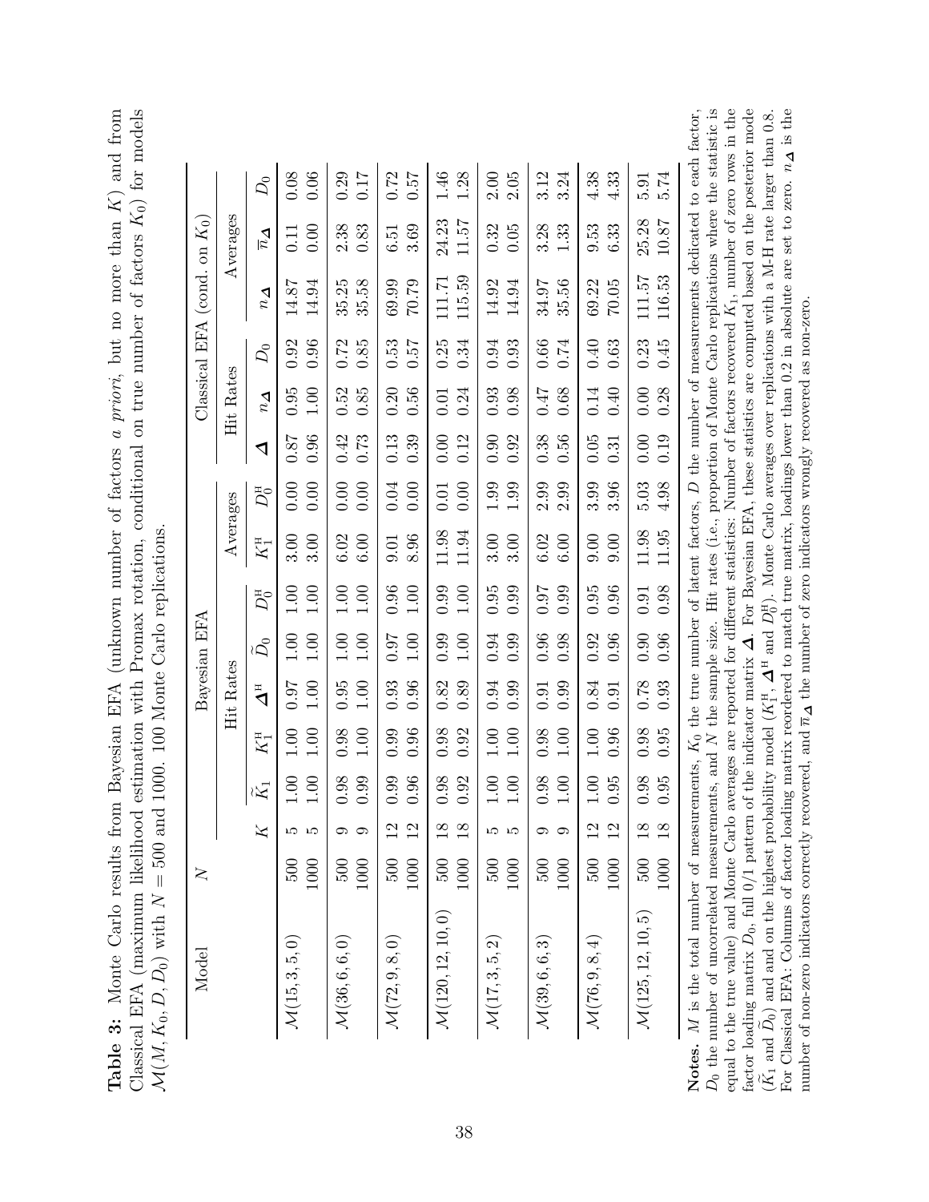**Table 3:** Monte Carlo results from Bayesian EFA (unknown number of factors *a priori*, but no more than $K$) and from Classical EFA (maximum likelihood estimation with Promax rotation, conditional on true number of factors $K_0$) for models $\mathcal{M}(M, K_0, D, D_0)$ with $N = 500$ and 1000. 100 Monte Carlo replications.

| Model | $N$ | Bayesian EFA | | | | | | | | | Classical EFA (cond. on $K_0$) | | | | | |
|---|---|---|---|---|---|---|---|---|---|---|---|---|---|---|---|---|
| | | | Hit Rates | | | | | Averages | | | Hit Rates | | | Averages | | |
| | | $K$ | $\widetilde{K}_1$ | $K_1^{\text{H}}$ | $\boldsymbol{\Delta}^{\text{H}}$ | $\widetilde{D}_0$ | $D_0^{\text{H}}$ | $K_1^{\text{H}}$ | $D_0^{\text{H}}$ | | $\boldsymbol{\Delta}$ | $n_{\boldsymbol{\Delta}}$ | $D_0$ | $n_{\boldsymbol{\Delta}}$ | $\overline{n}_{\boldsymbol{\Delta}}$ | $D_0$ |
| $\mathcal{M}(15,3,5,0)$ | 500 | 5 | 1.00 | 1.00 | 0.97 | 1.00 | 1.00 | 3.00 | 0.00 | | 0.87 | 0.95 | 0.92 | 14.87 | 0.11 | 0.08 |
| | 1000 | 5 | 1.00 | 1.00 | 1.00 | 1.00 | 1.00 | 3.00 | 0.00 | | 0.96 | 1.00 | 0.96 | 14.94 | 0.00 | 0.06 |
| $\mathcal{M}(36,6,6,0)$ | 500 | 9 | 0.98 | 0.98 | 0.95 | 1.00 | 1.00 | 6.02 | 0.00 | | 0.42 | 0.52 | 0.72 | 35.25 | 2.38 | 0.29 |
| | 1000 | 9 | 0.99 | 1.00 | 1.00 | 1.00 | 1.00 | 6.00 | 0.00 | | 0.73 | 0.85 | 0.85 | 35.58 | 0.83 | 0.17 |
| $\mathcal{M}(72,9,8,0)$ | 500 | 12 | 0.99 | 0.99 | 0.93 | 0.97 | 0.96 | 9.01 | 0.04 | | 0.13 | 0.20 | 0.53 | 69.99 | 6.51 | 0.72 |
| | 1000 | 12 | 0.96 | 0.96 | 0.96 | 1.00 | 1.00 | 8.96 | 0.00 | | 0.39 | 0.56 | 0.57 | 70.79 | 3.69 | 0.57 |
| $\mathcal{M}(120,12,10,0)$ | 500 | 18 | 0.98 | 0.98 | 0.82 | 0.99 | 0.99 | 11.98 | 0.01 | | 0.00 | 0.01 | 0.25 | 111.71 | 24.23 | 1.46 |
| | 1000 | 18 | 0.92 | 0.92 | 0.89 | 1.00 | 1.00 | 11.94 | 0.00 | | 0.12 | 0.24 | 0.34 | 115.59 | 11.57 | 1.28 |
| $\mathcal{M}(17,3,5,2)$ | 500 | 5 | 1.00 | 1.00 | 0.94 | 0.94 | 0.95 | 3.00 | 1.99 | | 0.90 | 0.93 | 0.94 | 14.92 | 0.32 | 2.00 |
| | 1000 | 5 | 1.00 | 1.00 | 0.99 | 0.99 | 0.99 | 3.00 | 1.99 | | 0.92 | 0.98 | 0.93 | 14.94 | 0.05 | 2.05 |
| $\mathcal{M}(39,6,6,3)$ | 500 | 9 | 0.98 | 0.98 | 0.91 | 0.96 | 0.97 | 6.02 | 2.99 | | 0.38 | 0.47 | 0.66 | 34.97 | 3.28 | 3.12 |
| | 1000 | 9 | 1.00 | 1.00 | 0.99 | 0.98 | 0.99 | 6.00 | 2.99 | | 0.56 | 0.68 | 0.74 | 35.56 | 1.33 | 3.24 |
| $\mathcal{M}(76,9,8,4)$ | 500 | 12 | 1.00 | 1.00 | 0.84 | 0.92 | 0.95 | 9.00 | 3.99 | | 0.05 | 0.14 | 0.40 | 69.22 | 9.53 | 4.38 |
| | 1000 | 12 | 0.95 | 0.96 | 0.91 | 0.96 | 0.96 | 9.00 | 3.96 | | 0.31 | 0.40 | 0.63 | 70.05 | 6.33 | 4.33 |
| $\mathcal{M}(125,12,10,5)$ | 500 | 18 | 0.98 | 0.98 | 0.78 | 0.90 | 0.91 | 11.98 | 5.03 | | 0.00 | 0.00 | 0.23 | 111.57 | 25.28 | 5.91 |
| | 1000 | 18 | 0.95 | 0.95 | 0.93 | 0.96 | 0.98 | 11.95 | 4.98 | | 0.19 | 0.28 | 0.45 | 116.53 | 10.87 | 5.74 |

**Notes.** $M$ is the total number of measurements, $K_0$ the true number of latent factors, $D$ the number of measurements dedicated to each factor, $D_0$ the number of uncorrelated measurements, and $N$ the sample size. Hit rates (i.e., proportion of Monte Carlo replications where the statistic is equal to the true value) and Monte Carlo averages are reported for different statistics: Number of factors recovered $K_1$, number of zero rows in the factor loading matrix $D_0$, full 0/1 pattern of the indicator matrix $\boldsymbol{\Delta}$. For Bayesian EFA, these statistics are computed based on the posterior mode ($\widetilde{K}_1$ and $\widetilde{D}_0$) and and on the highest probability model ($K_1^{\text{H}}$, $\boldsymbol{\Delta}^{\text{H}}$ and $D_0^{\text{H}}$). Monte Carlo averages over replications with a M-H rate larger than 0.8. For Classical EFA: Columns of factor loading matrix reordered to match true matrix, loadings lower than 0.2 in absolute are set to zero. $n_{\boldsymbol{\Delta}}$ is the number of non-zero indicators correctly recovered, and $\overline{n}_{\boldsymbol{\Delta}}$ the number of zero indicators wrongly recovered as non-zero.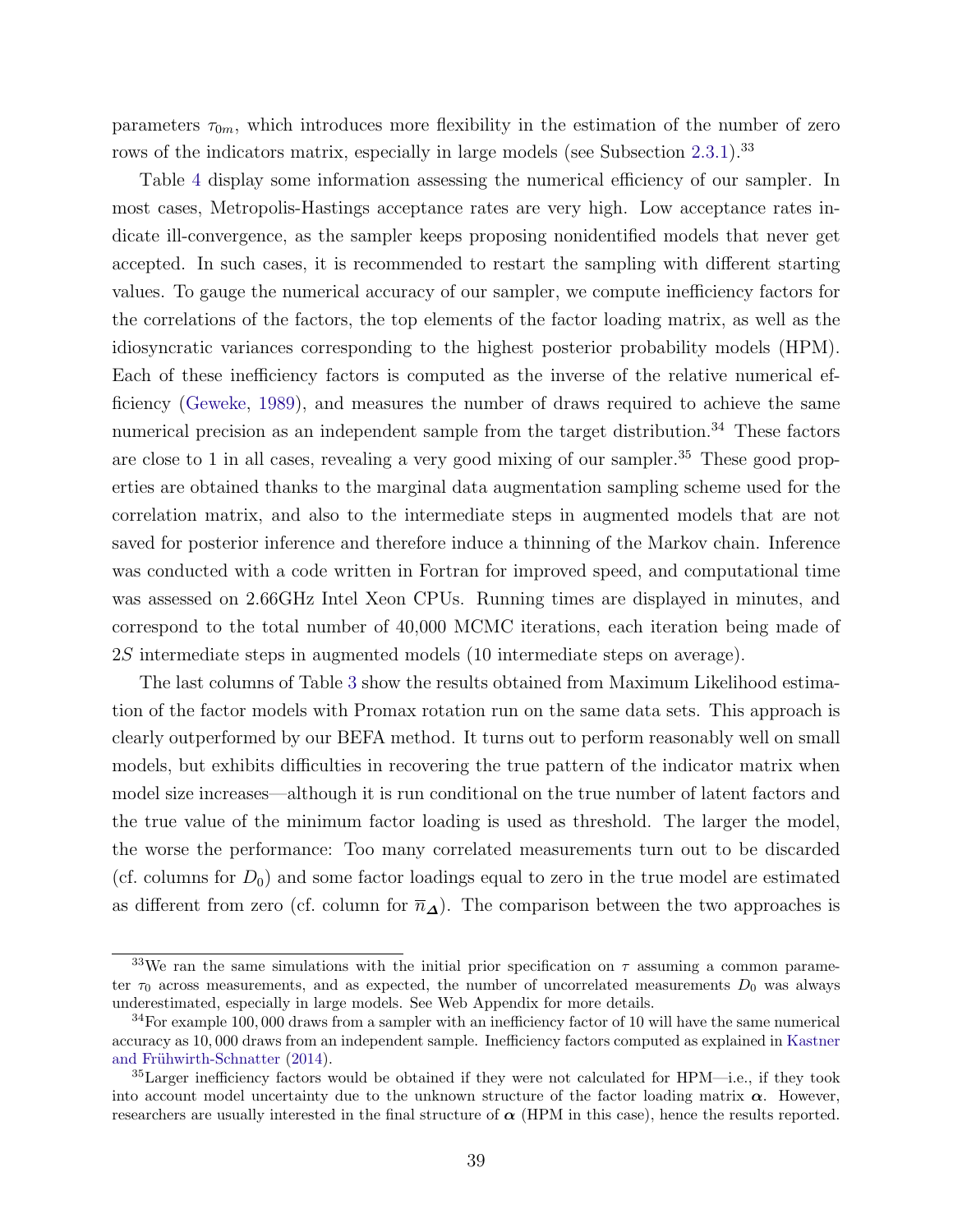parameters $\tau_{0m}$, which introduces more flexibility in the estimation of the number of zero rows of the indicators matrix, especially in large models (see Subsection 2.3.1).[33]

Table 4 display some information assessing the numerical efficiency of our sampler. In most cases, Metropolis-Hastings acceptance rates are very high. Low acceptance rates indicate ill-convergence, as the sampler keeps proposing nonidentified models that never get accepted. In such cases, it is recommended to restart the sampling with different starting values. To gauge the numerical accuracy of our sampler, we compute inefficiency factors for the correlations of the factors, the top elements of the factor loading matrix, as well as the idiosyncratic variances corresponding to the highest posterior probability models (HPM). Each of these inefficiency factors is computed as the inverse of the relative numerical efficiency (Geweke, 1989), and measures the number of draws required to achieve the same numerical precision as an independent sample from the target distribution.[34] These factors are close to 1 in all cases, revealing a very good mixing of our sampler.[35] These good properties are obtained thanks to the marginal data augmentation sampling scheme used for the correlation matrix, and also to the intermediate steps in augmented models that are not saved for posterior inference and therefore induce a thinning of the Markov chain. Inference was conducted with a code written in Fortran for improved speed, and computational time was assessed on 2.66GHz Intel Xeon CPUs. Running times are displayed in minutes, and correspond to the total number of 40,000 MCMC iterations, each iteration being made of $2S$ intermediate steps in augmented models (10 intermediate steps on average).

The last columns of Table 3 show the results obtained from Maximum Likelihood estimation of the factor models with Promax rotation run on the same data sets. This approach is clearly outperformed by our BEFA method. It turns out to perform reasonably well on small models, but exhibits difficulties in recovering the true pattern of the indicator matrix when model size increases—although it is run conditional on the true number of latent factors and the true value of the minimum factor loading is used as threshold. The larger the model, the worse the performance: Too many correlated measurements turn out to be discarded (cf. columns for $D_0$) and some factor loadings equal to zero in the true model are estimated as different from zero (cf. column for $\overline{n}_{\boldsymbol{\Delta}}$). The comparison between the two approaches is

[33] We ran the same simulations with the initial prior specification on $\tau$ assuming a common parameter $\tau_0$ across measurements, and as expected, the number of uncorrelated measurements $D_0$ was always underestimated, especially in large models. See Web Appendix for more details.

[34] For example $100,000$ draws from a sampler with an inefficiency factor of 10 will have the same numerical accuracy as $10,000$ draws from an independent sample. Inefficiency factors computed as explained in Kastner and Frühwirth-Schnatter (2014).

[35] Larger inefficiency factors would be obtained if they were not calculated for HPM—i.e., if they took into account model uncertainty due to the unknown structure of the factor loading matrix $\boldsymbol{\alpha}$. However, researchers are usually interested in the final structure of $\boldsymbol{\alpha}$ (HPM in this case), hence the results reported.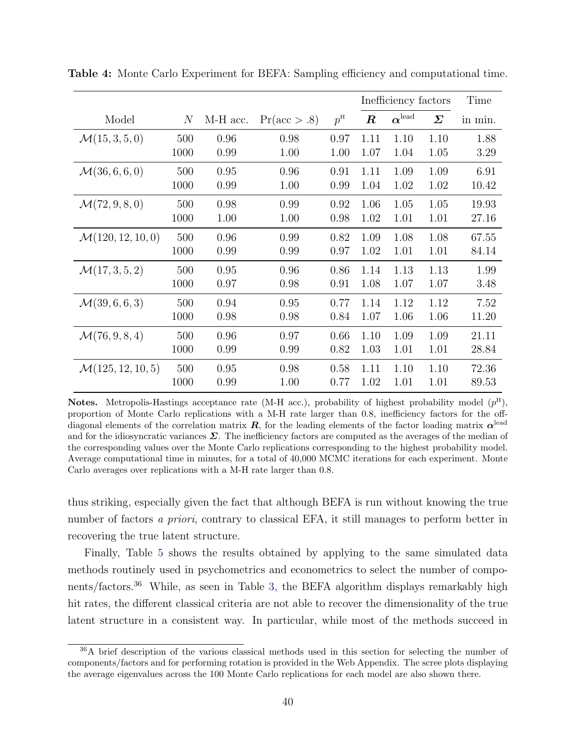**Table 4:** Monte Carlo Experiment for BEFA: Sampling efficiency and computational time.

| | | | | | Inefficiency factors | | | Time |
|---|---|---|---|---|---|---|---|---|
| Model | $N$ | M-H acc. | $\Pr(\text{acc} > .8)$ | $p^{\text{H}}$ | $\boldsymbol{R}$ | $\boldsymbol{\alpha}^{\text{lead}}$ | $\boldsymbol{\Sigma}$ | in min. |
| $\mathcal{M}(15,3,5,0)$ | 500 | 0.96 | 0.98 | 0.97 | 1.11 | 1.10 | 1.10 | 1.88 |
| | 1000 | 0.99 | 1.00 | 1.00 | 1.07 | 1.04 | 1.05 | 3.29 |
| $\mathcal{M}(36,6,6,0)$ | 500 | 0.95 | 0.96 | 0.91 | 1.11 | 1.09 | 1.09 | 6.91 |
| | 1000 | 0.99 | 1.00 | 0.99 | 1.04 | 1.02 | 1.02 | 10.42 |
| $\mathcal{M}(72,9,8,0)$ | 500 | 0.98 | 0.99 | 0.92 | 1.06 | 1.05 | 1.05 | 19.93 |
| | 1000 | 1.00 | 1.00 | 0.98 | 1.02 | 1.01 | 1.01 | 27.16 |
| $\mathcal{M}(120,12,10,0)$ | 500 | 0.96 | 0.99 | 0.82 | 1.09 | 1.08 | 1.08 | 67.55 |
| | 1000 | 0.99 | 0.99 | 0.97 | 1.02 | 1.01 | 1.01 | 84.14 |
| $\mathcal{M}(17,3,5,2)$ | 500 | 0.95 | 0.96 | 0.86 | 1.14 | 1.13 | 1.13 | 1.99 |
| | 1000 | 0.97 | 0.98 | 0.91 | 1.08 | 1.07 | 1.07 | 3.48 |
| $\mathcal{M}(39,6,6,3)$ | 500 | 0.94 | 0.95 | 0.77 | 1.14 | 1.12 | 1.12 | 7.52 |
| | 1000 | 0.98 | 0.98 | 0.84 | 1.07 | 1.06 | 1.06 | 11.20 |
| $\mathcal{M}(76,9,8,4)$ | 500 | 0.96 | 0.97 | 0.66 | 1.10 | 1.09 | 1.09 | 21.11 |
| | 1000 | 0.99 | 0.99 | 0.82 | 1.03 | 1.01 | 1.01 | 28.84 |
| $\mathcal{M}(125,12,10,5)$ | 500 | 0.95 | 0.98 | 0.58 | 1.11 | 1.10 | 1.10 | 72.36 |
| | 1000 | 0.99 | 1.00 | 0.77 | 1.02 | 1.01 | 1.01 | 89.53 |

**Notes.** Metropolis-Hastings acceptance rate (M-H acc.), probability of highest probability model ($p^{\text{H}}$), proportion of Monte Carlo replications with a M-H rate larger than 0.8, inefficiency factors for the off-diagonal elements of the correlation matrix $\boldsymbol{R}$, for the leading elements of the factor loading matrix $\boldsymbol{\alpha}^{\text{lead}}$ and for the idiosyncratic variances $\boldsymbol{\Sigma}$. The inefficiency factors are computed as the averages of the median of the corresponding values over the Monte Carlo replications corresponding to the highest probability model. Average computational time in minutes, for a total of 40,000 MCMC iterations for each experiment. Monte Carlo averages over replications with a M-H rate larger than 0.8.

thus striking, especially given the fact that although BEFA is run without knowing the true number of factors *a priori*, contrary to classical EFA, it still manages to perform better in recovering the true latent structure.

Finally, Table 5 shows the results obtained by applying to the same simulated data methods routinely used in psychometrics and econometrics to select the number of components/factors.[36] While, as seen in Table 3, the BEFA algorithm displays remarkably high hit rates, the different classical criteria are not able to recover the dimensionality of the true latent structure in a consistent way. In particular, while most of the methods succeed in

[36] A brief description of the various classical methods used in this section for selecting the number of components/factors and for performing rotation is provided in the Web Appendix. The scree plots displaying the average eigenvalues across the 100 Monte Carlo replications for each model are also shown there.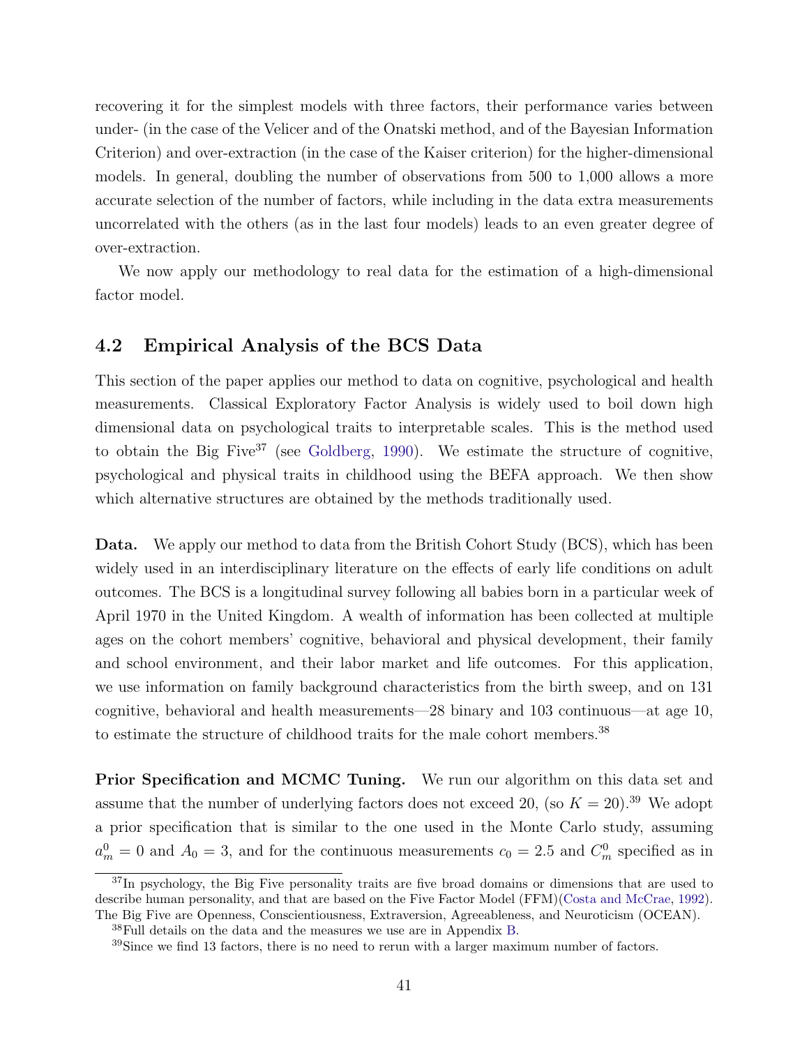recovering it for the simplest models with three factors, their performance varies between under- (in the case of the Velicer and of the Onatski method, and of the Bayesian Information Criterion) and over-extraction (in the case of the Kaiser criterion) for the higher-dimensional models. In general, doubling the number of observations from 500 to 1,000 allows a more accurate selection of the number of factors, while including in the data extra measurements uncorrelated with the others (as in the last four models) leads to an even greater degree of over-extraction.

We now apply our methodology to real data for the estimation of a high-dimensional factor model.

## 4.2 Empirical Analysis of the BCS Data

This section of the paper applies our method to data on cognitive, psychological and health measurements. Classical Exploratory Factor Analysis is widely used to boil down high dimensional data on psychological traits to interpretable scales. This is the method used to obtain the Big Five[37] (see Goldberg, 1990). We estimate the structure of cognitive, psychological and physical traits in childhood using the BEFA approach. We then show which alternative structures are obtained by the methods traditionally used.

**Data.** We apply our method to data from the British Cohort Study (BCS), which has been widely used in an interdisciplinary literature on the effects of early life conditions on adult outcomes. The BCS is a longitudinal survey following all babies born in a particular week of April 1970 in the United Kingdom. A wealth of information has been collected at multiple ages on the cohort members' cognitive, behavioral and physical development, their family and school environment, and their labor market and life outcomes. For this application, we use information on family background characteristics from the birth sweep, and on 131 cognitive, behavioral and health measurements—28 binary and 103 continuous—at age 10, to estimate the structure of childhood traits for the male cohort members.[38]

**Prior Specification and MCMC Tuning.** We run our algorithm on this data set and assume that the number of underlying factors does not exceed 20, (so $K = 20$).[39] We adopt a prior specification that is similar to the one used in the Monte Carlo study, assuming $a_m^0 = 0$ and $A_0 = 3$, and for the continuous measurements $c_0 = 2.5$ and $C_m^0$ specified as in

[37] In psychology, the Big Five personality traits are five broad domains or dimensions that are used to describe human personality, and that are based on the Five Factor Model (FFM)(Costa and McCrae, 1992). The Big Five are Openness, Conscientiousness, Extraversion, Agreeableness, and Neuroticism (OCEAN).

[38] Full details on the data and the measures we use are in Appendix B.

[39] Since we find 13 factors, there is no need to rerun with a larger maximum number of factors.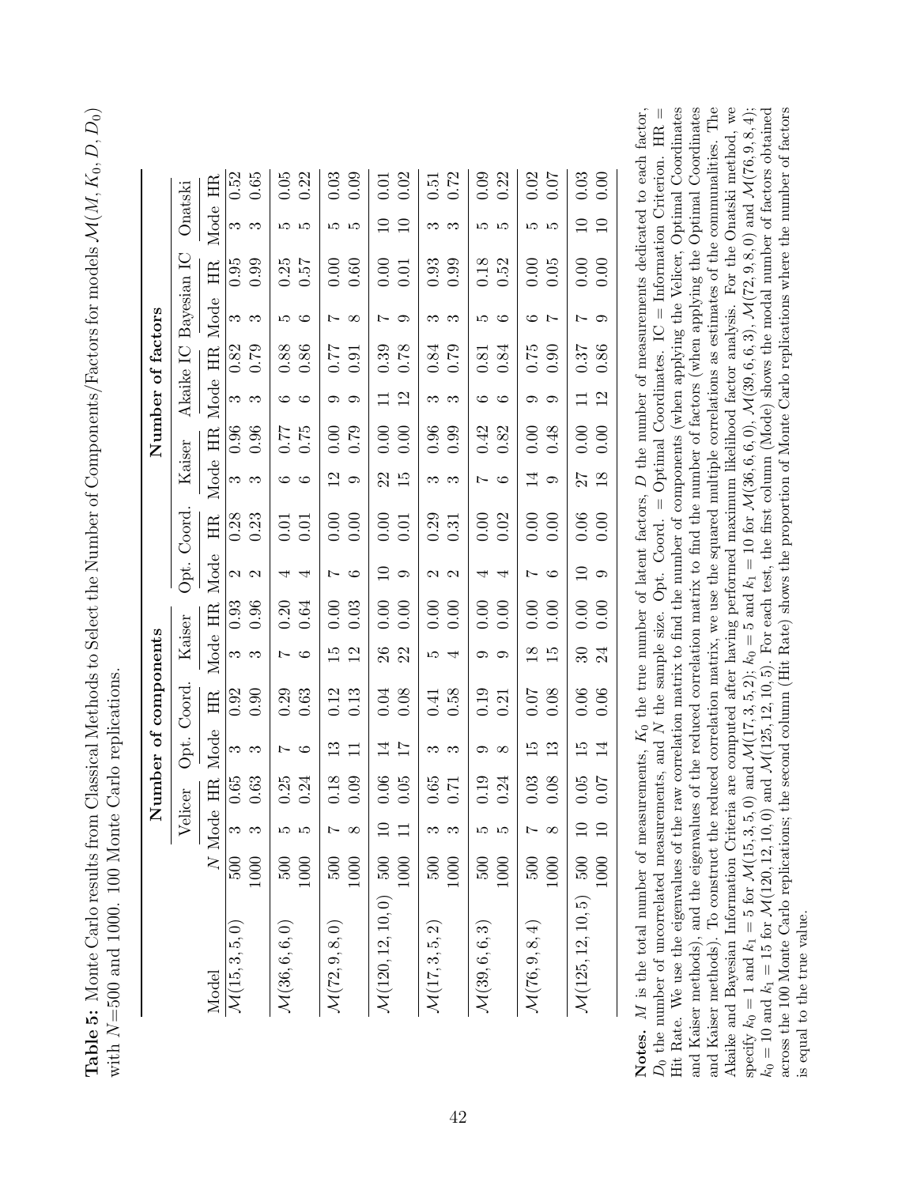**Table 5:** Monte Carlo results from Classical Methods to Select the Number of Components/Factors for models $\mathcal{M}(M, K_0, D, D_0)$ with $N$=500 and 1000. 100 Monte Carlo replications.

| | | Number of components | | | | | | Number of factors | | | | | | | | | | | |
|---|---|---|---|---|---|---|---|---|---|---|---|---|---|---|---|---|---|---|---|
| | | Velicer | | Opt. Coord. | | Kaiser | | Opt. Coord. | | Kaiser | | Akaike IC | | Bayesian IC | | Onatski | | | |
| Model | $N$ | Mode | HR | Mode | HR | Mode | HR | Mode | HR | Mode | HR | Mode | HR | Mode | HR | Mode | HR | | |
| $\mathcal{M}(15,3,5,0)$ | 500 | 3 | 0.65 | 3 | 0.92 | 3 | 0.93 | 2 | 0.28 | 3 | 0.96 | 3 | 0.82 | 3 | 0.95 | 3 | 0.52 | | |
| | 1000 | 3 | 0.63 | 3 | 0.90 | 3 | 0.96 | 2 | 0.23 | 3 | 0.96 | 3 | 0.79 | 3 | 0.99 | 3 | 0.65 | | |
| $\mathcal{M}(36,6,6,0)$ | 500 | 5 | 0.25 | 7 | 0.29 | 7 | 0.20 | 4 | 0.01 | 6 | 0.77 | 6 | 0.88 | 5 | 0.25 | 5 | 0.05 | | |
| | 1000 | 5 | 0.24 | 6 | 0.63 | 6 | 0.64 | 4 | 0.01 | 6 | 0.75 | 6 | 0.86 | 6 | 0.57 | 5 | 0.22 | | |
| $\mathcal{M}(72,9,8,0)$ | 500 | 7 | 0.18 | 13 | 0.12 | 15 | 0.00 | 7 | 0.00 | 12 | 0.00 | 9 | 0.77 | 7 | 0.00 | 5 | 0.03 | | |
| | 1000 | 8 | 0.09 | 11 | 0.13 | 12 | 0.03 | 6 | 0.00 | 9 | 0.79 | 9 | 0.91 | 8 | 0.60 | 5 | 0.09 | | |
| $\mathcal{M}(120,12,10,0)$ | 500 | 10 | 0.06 | 14 | 0.04 | 26 | 0.00 | 10 | 0.00 | 22 | 0.00 | 11 | 0.39 | 7 | 0.00 | 10 | 0.01 | | |
| | 1000 | 11 | 0.05 | 17 | 0.08 | 22 | 0.00 | 9 | 0.01 | 15 | 0.00 | 12 | 0.78 | 9 | 0.01 | 10 | 0.02 | | |
| $\mathcal{M}(17,3,5,2)$ | 500 | 3 | 0.65 | 3 | 0.41 | 5 | 0.00 | 2 | 0.29 | 3 | 0.96 | 3 | 0.84 | 3 | 0.93 | 3 | 0.51 | | |
| | 1000 | 3 | 0.71 | 3 | 0.58 | 4 | 0.00 | 2 | 0.31 | 3 | 0.99 | 3 | 0.79 | 3 | 0.99 | 3 | 0.72 | | |
| $\mathcal{M}(39,6,6,3)$ | 500 | 5 | 0.19 | 9 | 0.19 | 9 | 0.00 | 4 | 0.00 | 7 | 0.42 | 6 | 0.81 | 5 | 0.18 | 5 | 0.09 | | |
| | 1000 | 5 | 0.24 | 8 | 0.21 | 9 | 0.00 | 4 | 0.02 | 6 | 0.82 | 6 | 0.84 | 6 | 0.52 | 5 | 0.22 | | |
| $\mathcal{M}(76,9,8,4)$ | 500 | 7 | 0.03 | 15 | 0.07 | 18 | 0.00 | 7 | 0.00 | 14 | 0.00 | 9 | 0.75 | 6 | 0.00 | 5 | 0.02 | | |
| | 1000 | 8 | 0.08 | 13 | 0.08 | 15 | 0.00 | 6 | 0.00 | 9 | 0.48 | 9 | 0.90 | 7 | 0.05 | 5 | 0.07 | | |
| $\mathcal{M}(125,12,10,5)$ | 500 | 10 | 0.05 | 15 | 0.06 | 30 | 0.00 | 10 | 0.06 | 27 | 0.00 | 11 | 0.37 | 7 | 0.00 | 10 | 0.03 | | |
| | 1000 | 10 | 0.07 | 14 | 0.06 | 24 | 0.00 | 9 | 0.00 | 18 | 0.00 | 12 | 0.86 | 9 | 0.00 | 10 | 0.00 | | |

**Notes.** $M$ is the total number of measurements, $K_0$ the true number of latent factors, $D$ the number of measurements dedicated to each factor, $D_0$ the number of uncorrelated measurements, and $N$ the sample size. Opt. Coord. = Optimal Coordinates. IC = Information Criterion. HR = Hit Rate. We use the eigenvalues of the raw correlation matrix to find the number of components (when applying the Velicer, Optimal Coordinates and Kaiser methods), and the eigenvalues of the reduced correlation matrix to find the number of factors (when applying the Optimal Coordinates and Kaiser methods). To construct the reduced correlation matrix, we use the squared multiple correlations as estimates of the communalities. The Akaike and Bayesian Information Criteria are computed after having performed maximum likelihood factor analysis. For the Onatski method, we specify $k_0 = 1$ and $k_1 = 5$ for $\mathcal{M}(15,3,5,0)$ and $\mathcal{M}(17,3,5,2)$; $k_0 = 5$ and $k_1 = 10$ for $\mathcal{M}(36,6,6,0)$, $\mathcal{M}(39,6,6,3)$, $\mathcal{M}(72,9,8,0)$ and $\mathcal{M}(76,9,8,4)$; $k_0 = 10$ and $k_1 = 15$ for $\mathcal{M}(120,12,10,0)$ and $\mathcal{M}(125,12,10,5)$. For each test, the first column (Mode) shows the modal number of factors obtained across the 100 Monte Carlo replications; the second column (Hit Rate) shows the proportion of Monte Carlo replications where the number of factors is equal to the true value.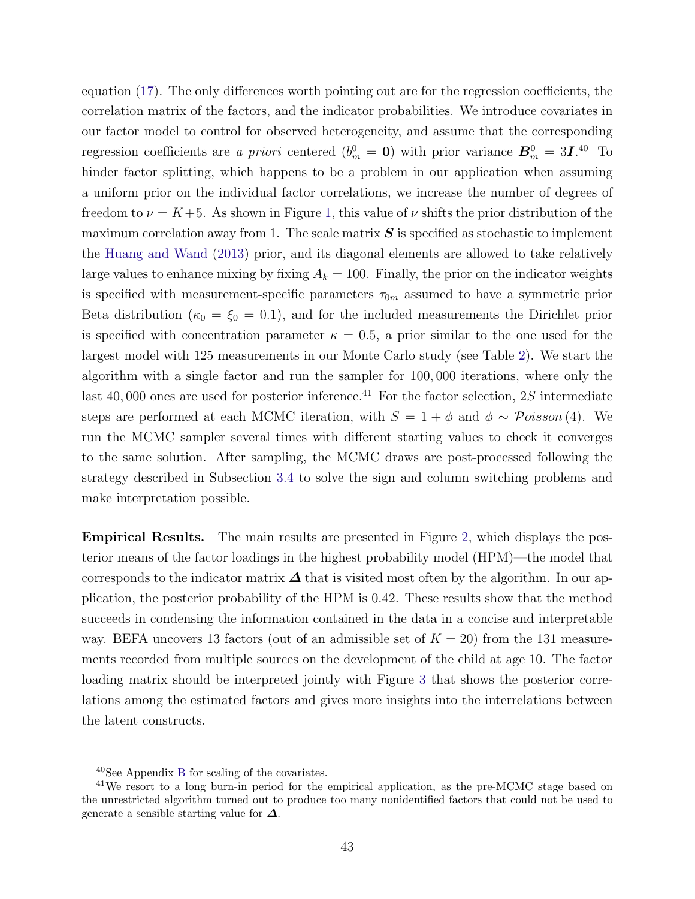equation (17). The only differences worth pointing out are for the regression coefficients, the correlation matrix of the factors, and the indicator probabilities. We introduce covariates in our factor model to control for observed heterogeneity, and assume that the corresponding regression coefficients are *a priori* centered ($b_m^0 = \mathbf{0}$) with prior variance $\boldsymbol{B}_m^0 = 3\boldsymbol{I}$.[40] To hinder factor splitting, which happens to be a problem in our application when assuming a uniform prior on the individual factor correlations, we increase the number of degrees of freedom to $\nu = K+5$. As shown in Figure 1, this value of $\nu$ shifts the prior distribution of the maximum correlation away from 1. The scale matrix $\boldsymbol{S}$ is specified as stochastic to implement the Huang and Wand (2013) prior, and its diagonal elements are allowed to take relatively large values to enhance mixing by fixing $A_k = 100$. Finally, the prior on the indicator weights is specified with measurement-specific parameters $\tau_{0m}$ assumed to have a symmetric prior Beta distribution ($\kappa_0 = \xi_0 = 0.1$), and for the included measurements the Dirichlet prior is specified with concentration parameter $\kappa = 0.5$, a prior similar to the one used for the largest model with 125 measurements in our Monte Carlo study (see Table 2). We start the algorithm with a single factor and run the sampler for 100,000 iterations, where only the last 40,000 ones are used for posterior inference.[41] For the factor selection, $2S$ intermediate steps are performed at each MCMC iteration, with $S = 1 + \phi$ and $\phi \sim \mathcal{P}oisson\,(4)$. We run the MCMC sampler several times with different starting values to check it converges to the same solution. After sampling, the MCMC draws are post-processed following the strategy described in Subsection 3.4 to solve the sign and column switching problems and make interpretation possible.

**Empirical Results.** The main results are presented in Figure 2, which displays the posterior means of the factor loadings in the highest probability model (HPM)—the model that corresponds to the indicator matrix $\boldsymbol{\Delta}$ that is visited most often by the algorithm. In our application, the posterior probability of the HPM is 0.42. These results show that the method succeeds in condensing the information contained in the data in a concise and interpretable way. BEFA uncovers 13 factors (out of an admissible set of $K = 20$) from the 131 measurements recorded from multiple sources on the development of the child at age 10. The factor loading matrix should be interpreted jointly with Figure 3 that shows the posterior correlations among the estimated factors and gives more insights into the interrelations between the latent constructs.

---

[40] See Appendix B for scaling of the covariates.

[41] We resort to a long burn-in period for the empirical application, as the pre-MCMC stage based on the unrestricted algorithm turned out to produce too many nonidentified factors that could not be used to generate a sensible starting value for $\boldsymbol{\Delta}$.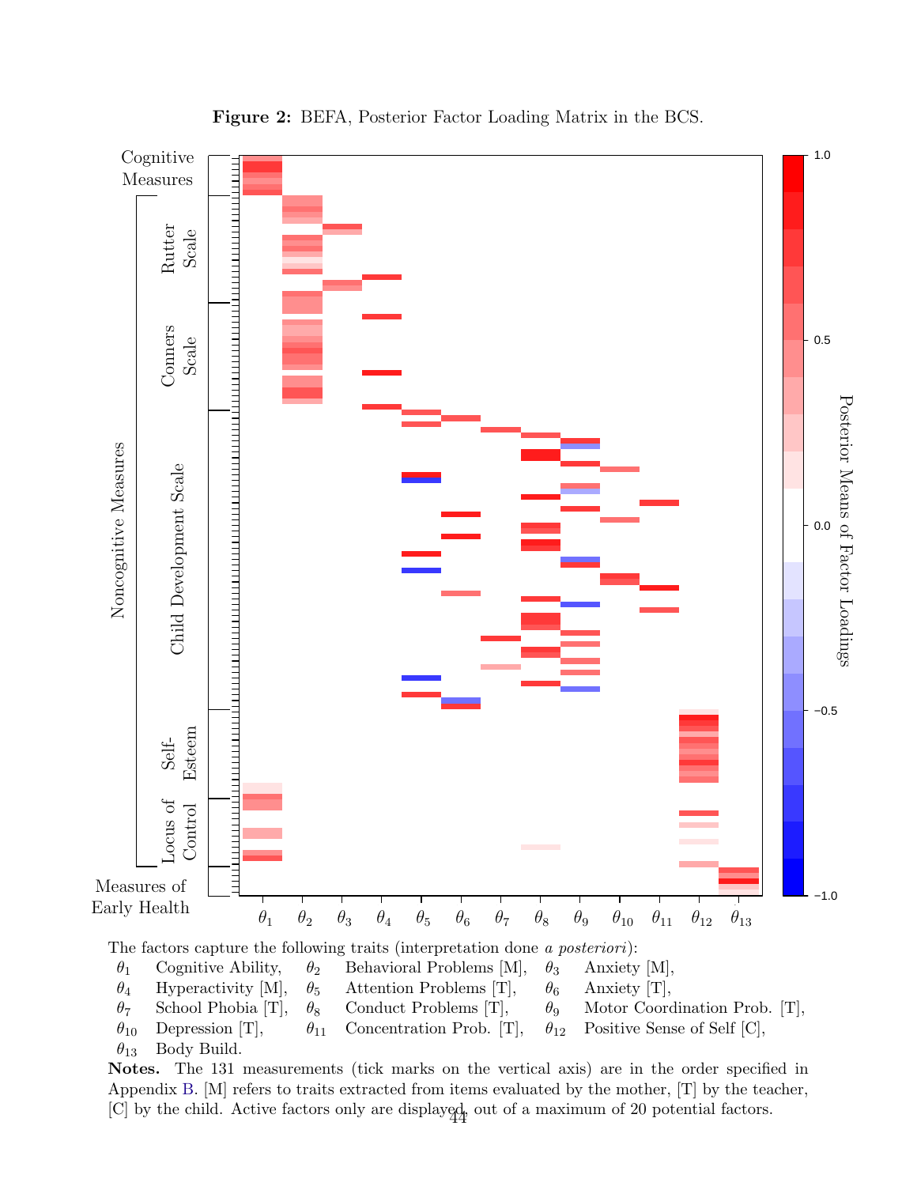**Figure 2:** BEFA, Posterior Factor Loading Matrix in the BCS.

The factors capture the following traits (interpretation done *a posteriori*):

| | | | | | |
|---|---|---|---|---|---|
| $\theta_1$ | Cognitive Ability, | $\theta_2$ | Behavioral Problems [M], | $\theta_3$ | Anxiety [M], |
| $\theta_4$ | Hyperactivity [M], | $\theta_5$ | Attention Problems [T], | $\theta_6$ | Anxiety [T], |
| $\theta_7$ | School Phobia [T], | $\theta_8$ | Conduct Problems [T], | $\theta_9$ | Motor Coordination Prob. [T], |
| $\theta_{10}$ | Depression [T], | $\theta_{11}$ | Concentration Prob. [T], | $\theta_{12}$ | Positive Sense of Self [C], |
| $\theta_{13}$ | Body Build. | | | | |

**Notes.** The 131 measurements (tick marks on the vertical axis) are in the order specified in Appendix B. [M] refers to traits extracted from items evaluated by the mother, [T] by the teacher, [C] by the child. Active factors only are displayed, out of a maximum of 20 potential factors.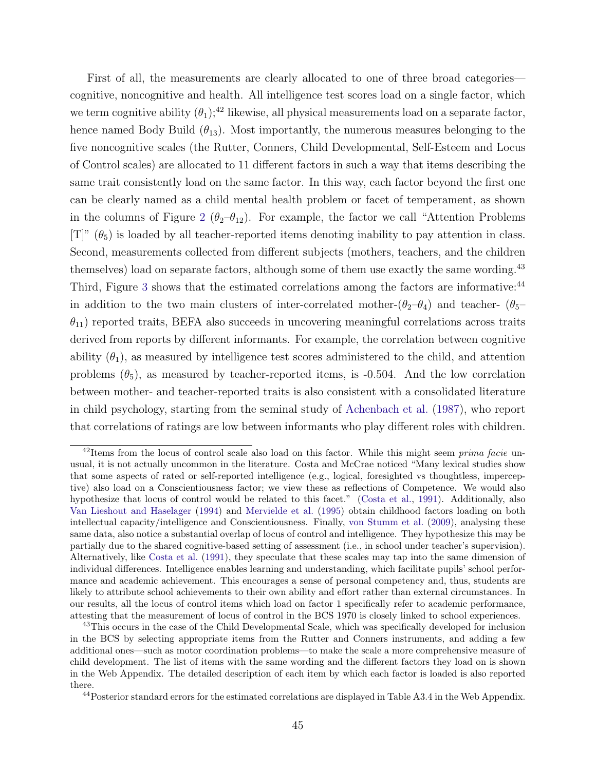First of all, the measurements are clearly allocated to one of three broad categories—cognitive, noncognitive and health. All intelligence test scores load on a single factor, which we term cognitive ability ($\theta_1$);[42] likewise, all physical measurements load on a separate factor, hence named Body Build ($\theta_{13}$). Most importantly, the numerous measures belonging to the five noncognitive scales (the Rutter, Conners, Child Developmental, Self-Esteem and Locus of Control scales) are allocated to 11 different factors in such a way that items describing the same trait consistently load on the same factor. In this way, each factor beyond the first one can be clearly named as a child mental health problem or facet of temperament, as shown in the columns of Figure 2 ($\theta_2$–$\theta_{12}$). For example, the factor we call "Attention Problems [T]" ($\theta_5$) is loaded by all teacher-reported items denoting inability to pay attention in class. Second, measurements collected from different subjects (mothers, teachers, and the children themselves) load on separate factors, although some of them use exactly the same wording.[43] Third, Figure 3 shows that the estimated correlations among the factors are informative:[44] in addition to the two main clusters of inter-correlated mother-($\theta_2$–$\theta_4$) and teacher- ($\theta_5$–$\theta_{11}$) reported traits, BEFA also succeeds in uncovering meaningful correlations across traits derived from reports by different informants. For example, the correlation between cognitive ability ($\theta_1$), as measured by intelligence test scores administered to the child, and attention problems ($\theta_5$), as measured by teacher-reported items, is -0.504. And the low correlation between mother- and teacher-reported traits is also consistent with a consolidated literature in child psychology, starting from the seminal study of Achenbach et al. (1987), who report that correlations of ratings are low between informants who play different roles with children.

[42] Items from the locus of control scale also load on this factor. While this might seem *prima facie* unusual, it is not actually uncommon in the literature. Costa and McCrae noticed "Many lexical studies show that some aspects of rated or self-reported intelligence (e.g., logical, foresighted vs thoughtless, imperceptive) also load on a Conscientiousness factor; we view these as reflections of Competence. We would also hypothesize that locus of control would be related to this facet." (Costa et al., 1991). Additionally, also Van Lieshout and Haselager (1994) and Mervielde et al. (1995) obtain childhood factors loading on both intellectual capacity/intelligence and Conscientiousness. Finally, von Stumm et al. (2009), analysing these same data, also notice a substantial overlap of locus of control and intelligence. They hypothesize this may be partially due to the shared cognitive-based setting of assessment (i.e., in school under teacher's supervision). Alternatively, like Costa et al. (1991), they speculate that these scales may tap into the same dimension of individual differences. Intelligence enables learning and understanding, which facilitate pupils' school performance and academic achievement. This encourages a sense of personal competency and, thus, students are likely to attribute school achievements to their own ability and effort rather than external circumstances. In our results, all the locus of control items which load on factor 1 specifically refer to academic performance, attesting that the measurement of locus of control in the BCS 1970 is closely linked to school experiences.

[43] This occurs in the case of the Child Developmental Scale, which was specifically developed for inclusion in the BCS by selecting appropriate items from the Rutter and Conners instruments, and adding a few additional ones—such as motor coordination problems—to make the scale a more comprehensive measure of child development. The list of items with the same wording and the different factors they load on is shown in the Web Appendix. The detailed description of each item by which each factor is loaded is also reported there.

[44] Posterior standard errors for the estimated correlations are displayed in Table A3.4 in the Web Appendix.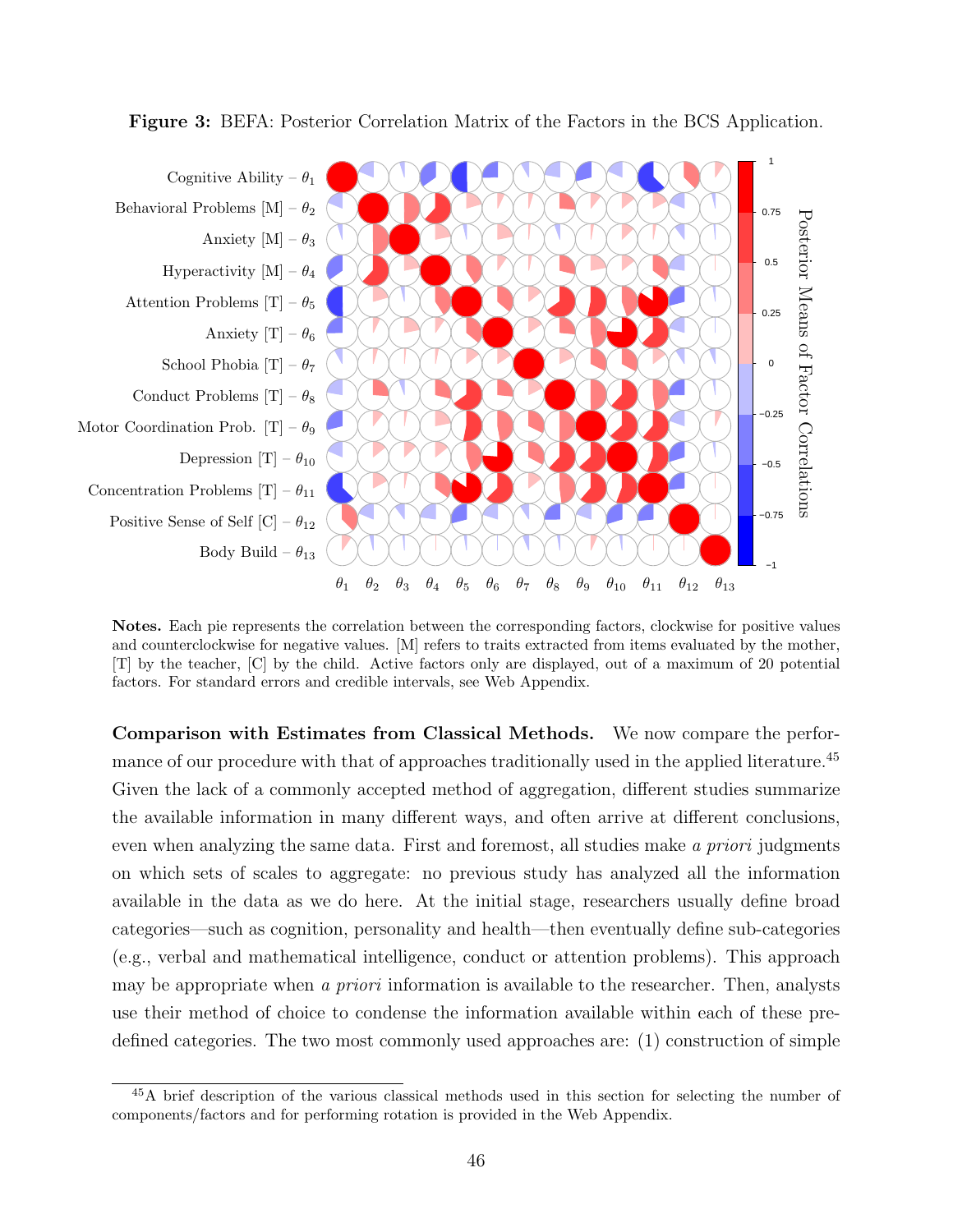**Figure 3:** BEFA: Posterior Correlation Matrix of the Factors in the BCS Application.

**Notes.** Each pie represents the correlation between the corresponding factors, clockwise for positive values and counterclockwise for negative values. [M] refers to traits extracted from items evaluated by the mother, [T] by the teacher, [C] by the child. Active factors only are displayed, out of a maximum of 20 potential factors. For standard errors and credible intervals, see Web Appendix.

**Comparison with Estimates from Classical Methods.** We now compare the performance of our procedure with that of approaches traditionally used in the applied literature.[45] Given the lack of a commonly accepted method of aggregation, different studies summarize the available information in many different ways, and often arrive at different conclusions, even when analyzing the same data. First and foremost, all studies make *a priori* judgments on which sets of scales to aggregate: no previous study has analyzed all the information available in the data as we do here. At the initial stage, researchers usually define broad categories—such as cognition, personality and health—then eventually define sub-categories (e.g., verbal and mathematical intelligence, conduct or attention problems). This approach may be appropriate when *a priori* information is available to the researcher. Then, analysts use their method of choice to condense the information available within each of these predefined categories. The two most commonly used approaches are: (1) construction of simple

[45] A brief description of the various classical methods used in this section for selecting the number of components/factors and for performing rotation is provided in the Web Appendix.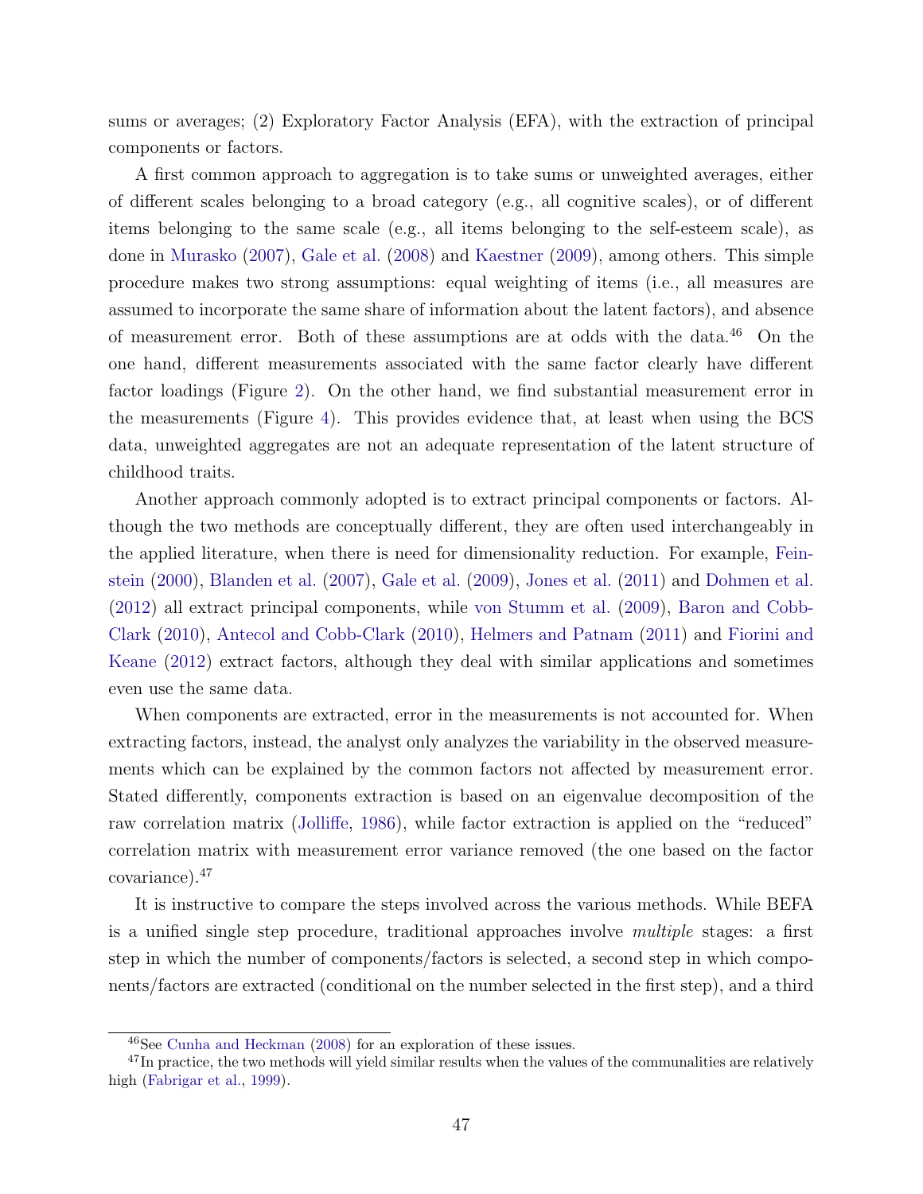sums or averages; (2) Exploratory Factor Analysis (EFA), with the extraction of principal components or factors.

A first common approach to aggregation is to take sums or unweighted averages, either of different scales belonging to a broad category (e.g., all cognitive scales), or of different items belonging to the same scale (e.g., all items belonging to the self-esteem scale), as done in Murasko (2007), Gale et al. (2008) and Kaestner (2009), among others. This simple procedure makes two strong assumptions: equal weighting of items (i.e., all measures are assumed to incorporate the same share of information about the latent factors), and absence of measurement error. Both of these assumptions are at odds with the data.[46] On the one hand, different measurements associated with the same factor clearly have different factor loadings (Figure 2). On the other hand, we find substantial measurement error in the measurements (Figure 4). This provides evidence that, at least when using the BCS data, unweighted aggregates are not an adequate representation of the latent structure of childhood traits.

Another approach commonly adopted is to extract principal components or factors. Although the two methods are conceptually different, they are often used interchangeably in the applied literature, when there is need for dimensionality reduction. For example, Feinstein (2000), Blanden et al. (2007), Gale et al. (2009), Jones et al. (2011) and Dohmen et al. (2012) all extract principal components, while von Stumm et al. (2009), Baron and Cobb-Clark (2010), Antecol and Cobb-Clark (2010), Helmers and Patnam (2011) and Fiorini and Keane (2012) extract factors, although they deal with similar applications and sometimes even use the same data.

When components are extracted, error in the measurements is not accounted for. When extracting factors, instead, the analyst only analyzes the variability in the observed measurements which can be explained by the common factors not affected by measurement error. Stated differently, components extraction is based on an eigenvalue decomposition of the raw correlation matrix (Jolliffe, 1986), while factor extraction is applied on the "reduced" correlation matrix with measurement error variance removed (the one based on the factor covariance).[47]

It is instructive to compare the steps involved across the various methods. While BEFA is a unified single step procedure, traditional approaches involve *multiple* stages: a first step in which the number of components/factors is selected, a second step in which components/factors are extracted (conditional on the number selected in the first step), and a third

[46] See Cunha and Heckman (2008) for an exploration of these issues.

[47] In practice, the two methods will yield similar results when the values of the communalities are relatively high (Fabrigar et al., 1999).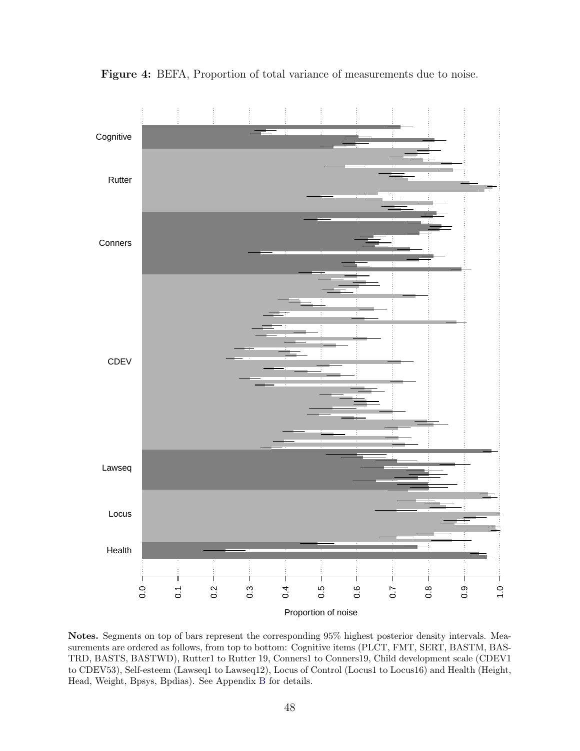**Figure 4:** BEFA, Proportion of total variance of measurements due to noise.

**Notes.** Segments on top of bars represent the corresponding 95% highest posterior density intervals. Measurements are ordered as follows, from top to bottom: Cognitive items (PLCT, FMT, SERT, BASTM, BASTRD, BASTS, BASTWD), Rutter1 to Rutter 19, Conners1 to Conners19, Child development scale (CDEV1 to CDEV53), Self-esteem (Lawseq1 to Lawseq12), Locus of Control (Locus1 to Locus16) and Health (Height, Head, Weight, Bpsys, Bpdias). See Appendix B for details.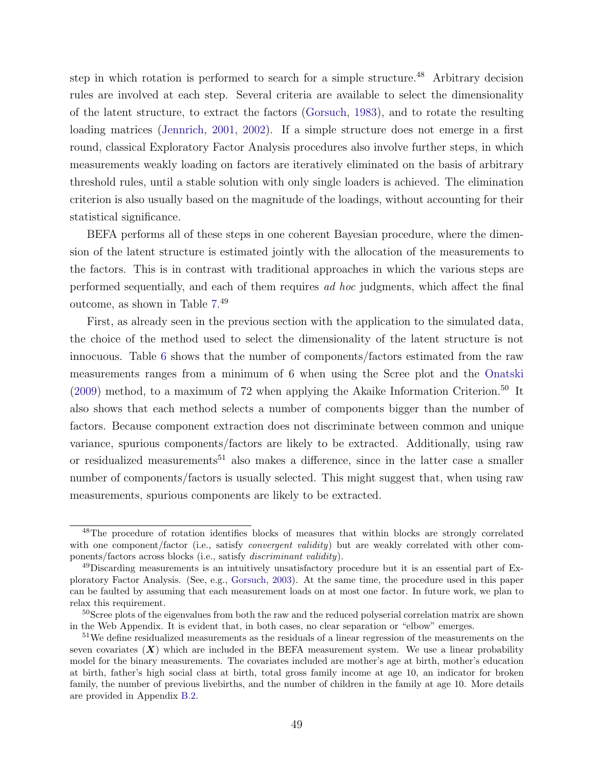step in which rotation is performed to search for a simple structure.[48] Arbitrary decision rules are involved at each step. Several criteria are available to select the dimensionality of the latent structure, to extract the factors (Gorsuch, 1983), and to rotate the resulting loading matrices (Jennrich, 2001, 2002). If a simple structure does not emerge in a first round, classical Exploratory Factor Analysis procedures also involve further steps, in which measurements weakly loading on factors are iteratively eliminated on the basis of arbitrary threshold rules, until a stable solution with only single loaders is achieved. The elimination criterion is also usually based on the magnitude of the loadings, without accounting for their statistical significance.

BEFA performs all of these steps in one coherent Bayesian procedure, where the dimension of the latent structure is estimated jointly with the allocation of the measurements to the factors. This is in contrast with traditional approaches in which the various steps are performed sequentially, and each of them requires *ad hoc* judgments, which affect the final outcome, as shown in Table 7.[49]

First, as already seen in the previous section with the application to the simulated data, the choice of the method used to select the dimensionality of the latent structure is not innocuous. Table 6 shows that the number of components/factors estimated from the raw measurements ranges from a minimum of 6 when using the Scree plot and the Onatski (2009) method, to a maximum of 72 when applying the Akaike Information Criterion.[50] It also shows that each method selects a number of components bigger than the number of factors. Because component extraction does not discriminate between common and unique variance, spurious components/factors are likely to be extracted. Additionally, using raw or residualized measurements[51] also makes a difference, since in the latter case a smaller number of components/factors is usually selected. This might suggest that, when using raw measurements, spurious components are likely to be extracted.

---

[48] The procedure of rotation identifies blocks of measures that within blocks are strongly correlated with one component/factor (i.e., satisfy *convergent validity*) but are weakly correlated with other components/factors across blocks (i.e., satisfy *discriminant validity*).

[49] Discarding measurements is an intuitively unsatisfactory procedure but it is an essential part of Exploratory Factor Analysis. (See, e.g., Gorsuch, 2003). At the same time, the procedure used in this paper can be faulted by assuming that each measurement loads on at most one factor. In future work, we plan to relax this requirement.

[50] Scree plots of the eigenvalues from both the raw and the reduced polyserial correlation matrix are shown in the Web Appendix. It is evident that, in both cases, no clear separation or "elbow" emerges.

[51] We define residualized measurements as the residuals of a linear regression of the measurements on the seven covariates ($\boldsymbol{X}$) which are included in the BEFA measurement system. We use a linear probability model for the binary measurements. The covariates included are mother's age at birth, mother's education at birth, father's high social class at birth, total gross family income at age 10, an indicator for broken family, the number of previous livebirths, and the number of children in the family at age 10. More details are provided in Appendix B.2.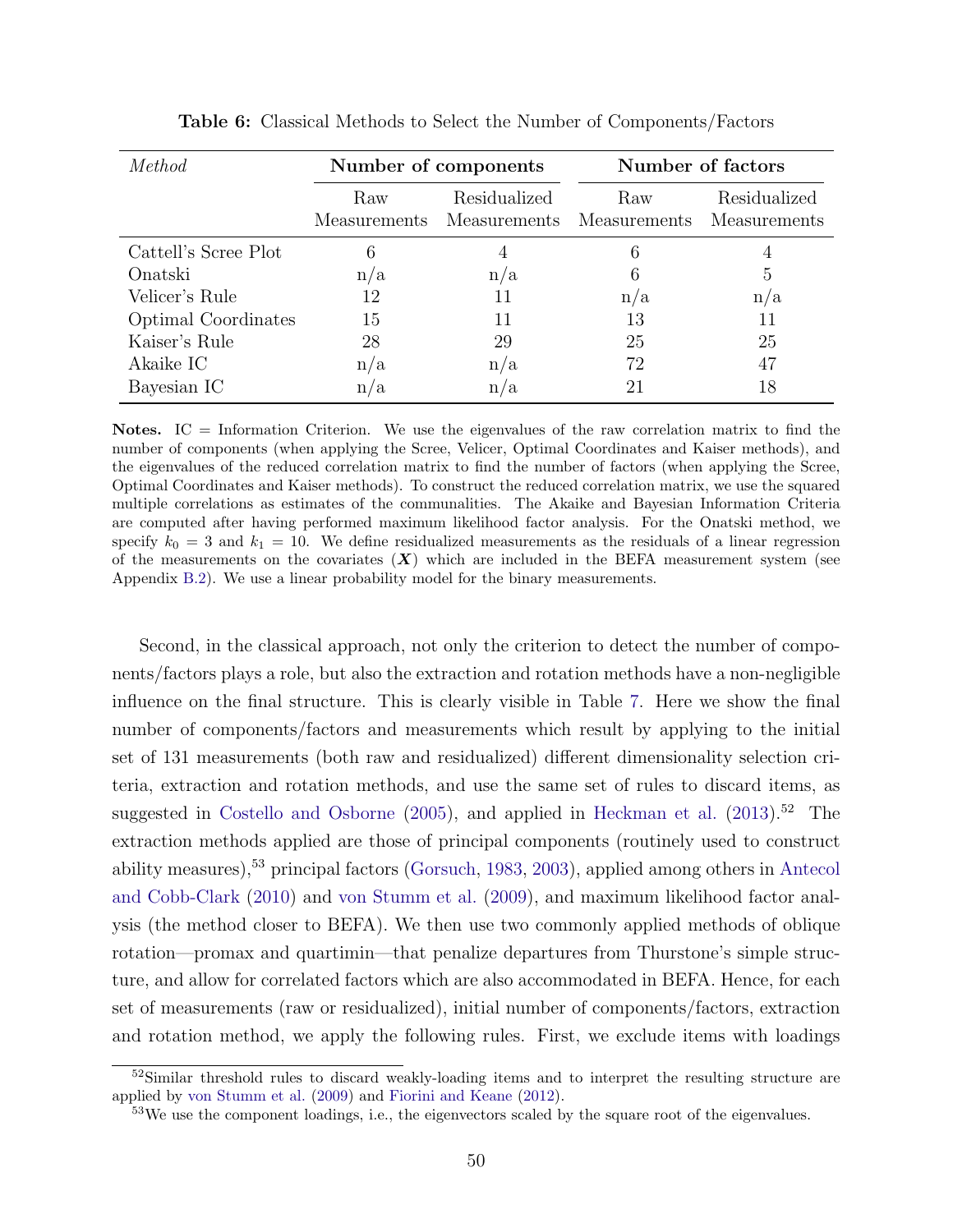**Table 6:** Classical Methods to Select the Number of Components/Factors

| *Method* | Number of components | | Number of factors | |
|---|---|---|---|---|
| | Raw Measurements | Residualized Measurements | Raw Measurements | Residualized Measurements |
| Cattell's Scree Plot | 6 | 4 | 6 | 4 |
| Onatski | n/a | n/a | 6 | 5 |
| Velicer's Rule | 12 | 11 | n/a | n/a |
| Optimal Coordinates | 15 | 11 | 13 | 11 |
| Kaiser's Rule | 28 | 29 | 25 | 25 |
| Akaike IC | n/a | n/a | 72 | 47 |
| Bayesian IC | n/a | n/a | 21 | 18 |

**Notes.** IC = Information Criterion. We use the eigenvalues of the raw correlation matrix to find the number of components (when applying the Scree, Velicer, Optimal Coordinates and Kaiser methods), and the eigenvalues of the reduced correlation matrix to find the number of factors (when applying the Scree, Optimal Coordinates and Kaiser methods). To construct the reduced correlation matrix, we use the squared multiple correlations as estimates of the communalities. The Akaike and Bayesian Information Criteria are computed after having performed maximum likelihood factor analysis. For the Onatski method, we specify $k_0 = 3$ and $k_1 = 10$. We define residualized measurements as the residuals of a linear regression of the measurements on the covariates ($\boldsymbol{X}$) which are included in the BEFA measurement system (see Appendix B.2). We use a linear probability model for the binary measurements.

Second, in the classical approach, not only the criterion to detect the number of components/factors plays a role, but also the extraction and rotation methods have a non-negligible influence on the final structure. This is clearly visible in Table 7. Here we show the final number of components/factors and measurements which result by applying to the initial set of 131 measurements (both raw and residualized) different dimensionality selection criteria, extraction and rotation methods, and use the same set of rules to discard items, as suggested in Costello and Osborne (2005), and applied in Heckman et al. (2013).[52] The extraction methods applied are those of principal components (routinely used to construct ability measures),[53] principal factors (Gorsuch, 1983, 2003), applied among others in Antecol and Cobb-Clark (2010) and von Stumm et al. (2009), and maximum likelihood factor analysis (the method closer to BEFA). We then use two commonly applied methods of oblique rotation—promax and quartimin—that penalize departures from Thurstone's simple structure, and allow for correlated factors which are also accommodated in BEFA. Hence, for each set of measurements (raw or residualized), initial number of components/factors, extraction and rotation method, we apply the following rules. First, we exclude items with loadings

[52] Similar threshold rules to discard weakly-loading items and to interpret the resulting structure are applied by von Stumm et al. (2009) and Fiorini and Keane (2012).

[53] We use the component loadings, i.e., the eigenvectors scaled by the square root of the eigenvalues.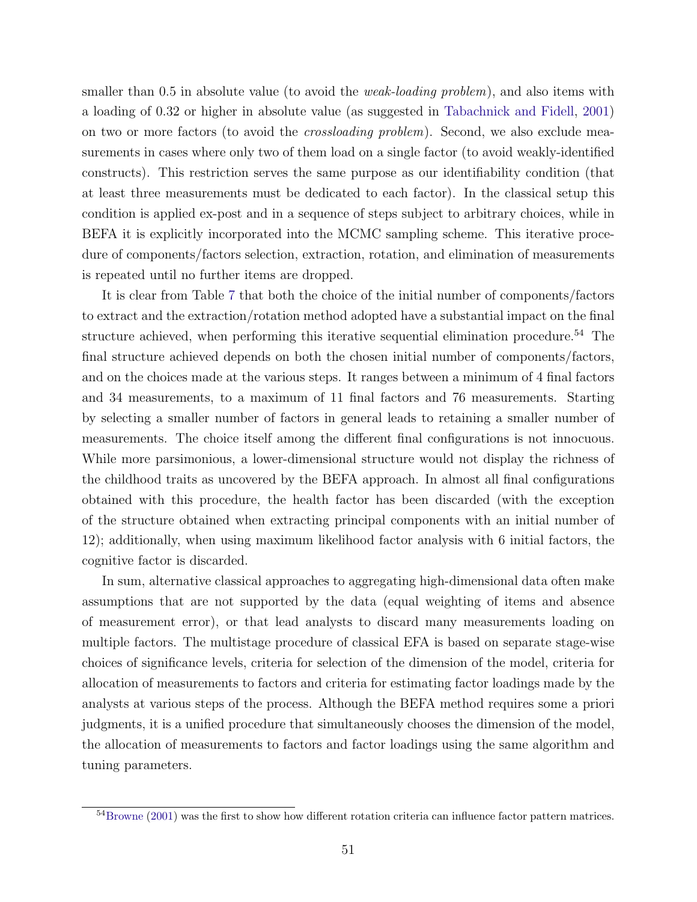smaller than 0.5 in absolute value (to avoid the *weak-loading problem*), and also items with a loading of 0.32 or higher in absolute value (as suggested in Tabachnick and Fidell, 2001) on two or more factors (to avoid the *crossloading problem*). Second, we also exclude measurements in cases where only two of them load on a single factor (to avoid weakly-identified constructs). This restriction serves the same purpose as our identifiability condition (that at least three measurements must be dedicated to each factor). In the classical setup this condition is applied ex-post and in a sequence of steps subject to arbitrary choices, while in BEFA it is explicitly incorporated into the MCMC sampling scheme. This iterative procedure of components/factors selection, extraction, rotation, and elimination of measurements is repeated until no further items are dropped.

It is clear from Table 7 that both the choice of the initial number of components/factors to extract and the extraction/rotation method adopted have a substantial impact on the final structure achieved, when performing this iterative sequential elimination procedure.[54] The final structure achieved depends on both the chosen initial number of components/factors, and on the choices made at the various steps. It ranges between a minimum of 4 final factors and 34 measurements, to a maximum of 11 final factors and 76 measurements. Starting by selecting a smaller number of factors in general leads to retaining a smaller number of measurements. The choice itself among the different final configurations is not innocuous. While more parsimonious, a lower-dimensional structure would not display the richness of the childhood traits as uncovered by the BEFA approach. In almost all final configurations obtained with this procedure, the health factor has been discarded (with the exception of the structure obtained when extracting principal components with an initial number of 12); additionally, when using maximum likelihood factor analysis with 6 initial factors, the cognitive factor is discarded.

In sum, alternative classical approaches to aggregating high-dimensional data often make assumptions that are not supported by the data (equal weighting of items and absence of measurement error), or that lead analysts to discard many measurements loading on multiple factors. The multistage procedure of classical EFA is based on separate stage-wise choices of significance levels, criteria for selection of the dimension of the model, criteria for allocation of measurements to factors and criteria for estimating factor loadings made by the analysts at various steps of the process. Although the BEFA method requires some a priori judgments, it is a unified procedure that simultaneously chooses the dimension of the model, the allocation of measurements to factors and factor loadings using the same algorithm and tuning parameters.

---

[54] Browne (2001) was the first to show how different rotation criteria can influence factor pattern matrices.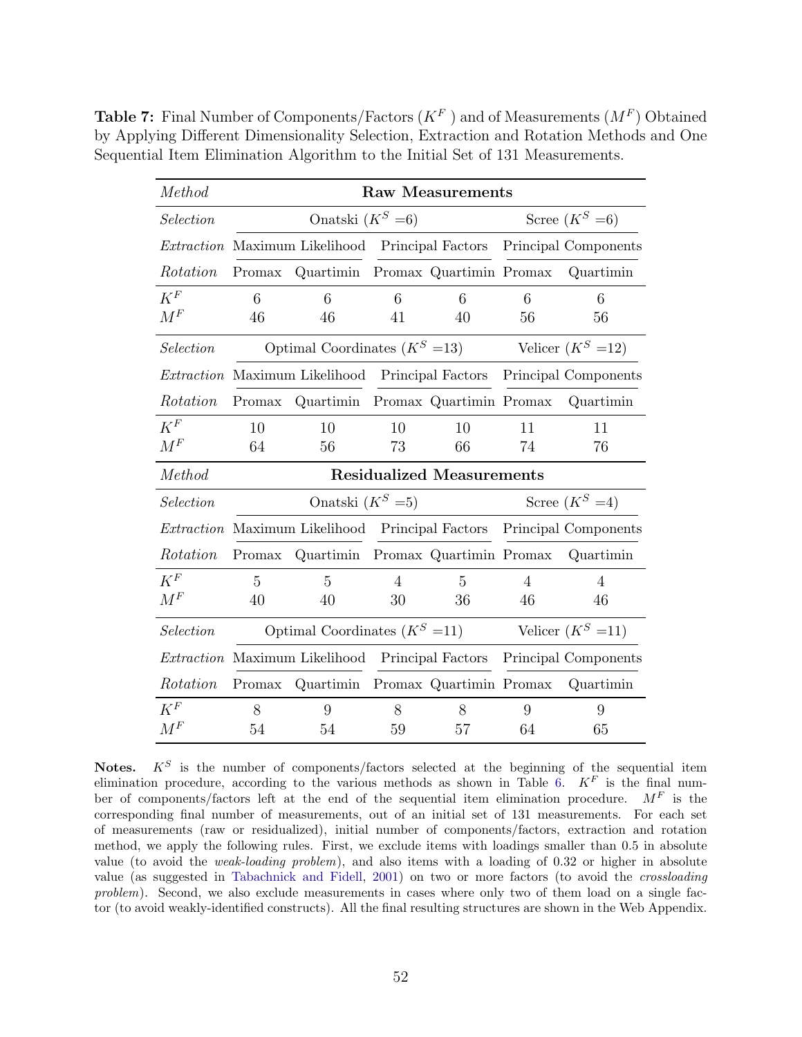**Table 7:** Final Number of Components/Factors ($K^F$ ) and of Measurements ($M^F$) Obtained by Applying Different Dimensionality Selection, Extraction and Rotation Methods and One Sequential Item Elimination Algorithm to the Initial Set of 131 Measurements.

| *Method* | **Raw Measurements** | | | | | |
|---|---|---|---|---|---|---|
| *Selection* | Onatski ($K^S$ =6) | | | | Scree ($K^S$ =6) | |
| *Extraction* | Maximum Likelihood | | Principal Factors | | Principal Components | |
| *Rotation* | Promax | Quartimin | Promax | Quartimin | Promax | Quartimin |
| $K^F$ | 6 | 6 | 6 | 6 | 6 | 6 |
| $M^F$ | 46 | 46 | 41 | 40 | 56 | 56 |
| *Selection* | Optimal Coordinates ($K^S$ =13) | | | | Velicer ($K^S$ =12) | |
| *Extraction* | Maximum Likelihood | | Principal Factors | | Principal Components | |
| *Rotation* | Promax | Quartimin | Promax | Quartimin | Promax | Quartimin |
| $K^F$ | 10 | 10 | 10 | 10 | 11 | 11 |
| $M^F$ | 64 | 56 | 73 | 66 | 74 | 76 |
| *Method* | **Residualized Measurements** | | | | | |
| *Selection* | Onatski ($K^S$ =5) | | | | Scree ($K^S$ =4) | |
| *Extraction* | Maximum Likelihood | | Principal Factors | | Principal Components | |
| *Rotation* | Promax | Quartimin | Promax | Quartimin | Promax | Quartimin |
| $K^F$ | 5 | 5 | 4 | 5 | 4 | 4 |
| $M^F$ | 40 | 40 | 30 | 36 | 46 | 46 |
| *Selection* | Optimal Coordinates ($K^S$ =11) | | | | Velicer ($K^S$ =11) | |
| *Extraction* | Maximum Likelihood | | Principal Factors | | Principal Components | |
| *Rotation* | Promax | Quartimin | Promax | Quartimin | Promax | Quartimin |
| $K^F$ | 8 | 9 | 8 | 8 | 9 | 9 |
| $M^F$ | 54 | 54 | 59 | 57 | 64 | 65 |

**Notes.** $K^S$ is the number of components/factors selected at the beginning of the sequential item elimination procedure, according to the various methods as shown in Table 6. $K^F$ is the final number of components/factors left at the end of the sequential item elimination procedure. $M^F$ is the corresponding final number of measurements, out of an initial set of 131 measurements. For each set of measurements (raw or residualized), initial number of components/factors, extraction and rotation method, we apply the following rules. First, we exclude items with loadings smaller than 0.5 in absolute value (to avoid the *weak-loading problem*), and also items with a loading of 0.32 or higher in absolute value (as suggested in Tabachnick and Fidell, 2001) on two or more factors (to avoid the *crossloading problem*). Second, we also exclude measurements in cases where only two of them load on a single factor (to avoid weakly-identified constructs). All the final resulting structures are shown in the Web Appendix.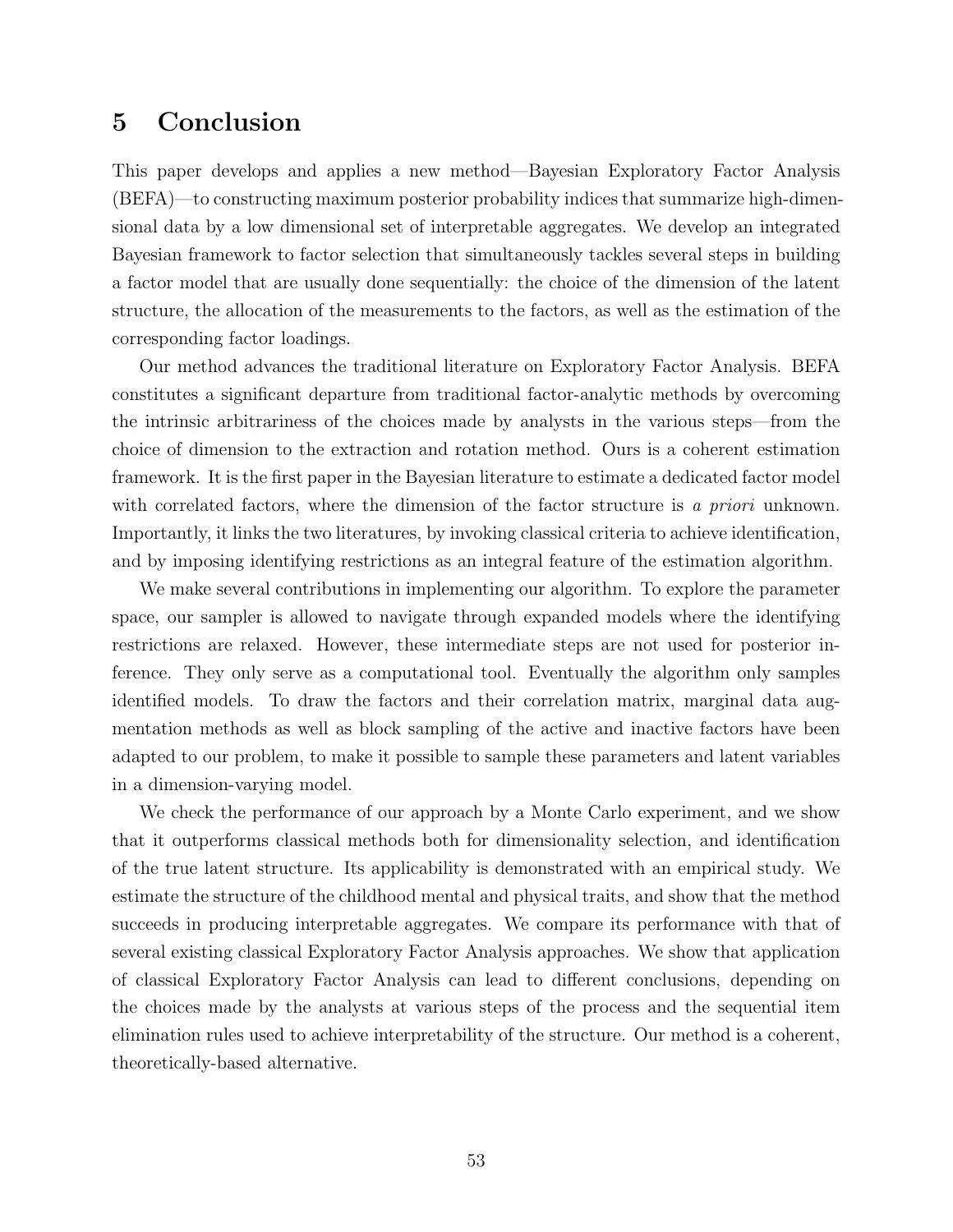## 5 Conclusion

This paper develops and applies a new method—Bayesian Exploratory Factor Analysis (BEFA)—to constructing maximum posterior probability indices that summarize high-dimensional data by a low dimensional set of interpretable aggregates. We develop an integrated Bayesian framework to factor selection that simultaneously tackles several steps in building a factor model that are usually done sequentially: the choice of the dimension of the latent structure, the allocation of the measurements to the factors, as well as the estimation of the corresponding factor loadings.

Our method advances the traditional literature on Exploratory Factor Analysis. BEFA constitutes a significant departure from traditional factor-analytic methods by overcoming the intrinsic arbitrariness of the choices made by analysts in the various steps—from the choice of dimension to the extraction and rotation method. Ours is a coherent estimation framework. It is the first paper in the Bayesian literature to estimate a dedicated factor model with correlated factors, where the dimension of the factor structure is *a priori* unknown. Importantly, it links the two literatures, by invoking classical criteria to achieve identification, and by imposing identifying restrictions as an integral feature of the estimation algorithm.

We make several contributions in implementing our algorithm. To explore the parameter space, our sampler is allowed to navigate through expanded models where the identifying restrictions are relaxed. However, these intermediate steps are not used for posterior inference. They only serve as a computational tool. Eventually the algorithm only samples identified models. To draw the factors and their correlation matrix, marginal data augmentation methods as well as block sampling of the active and inactive factors have been adapted to our problem, to make it possible to sample these parameters and latent variables in a dimension-varying model.

We check the performance of our approach by a Monte Carlo experiment, and we show that it outperforms classical methods both for dimensionality selection, and identification of the true latent structure. Its applicability is demonstrated with an empirical study. We estimate the structure of the childhood mental and physical traits, and show that the method succeeds in producing interpretable aggregates. We compare its performance with that of several existing classical Exploratory Factor Analysis approaches. We show that application of classical Exploratory Factor Analysis can lead to different conclusions, depending on the choices made by the analysts at various steps of the process and the sequential item elimination rules used to achieve interpretability of the structure. Our method is a coherent, theoretically-based alternative.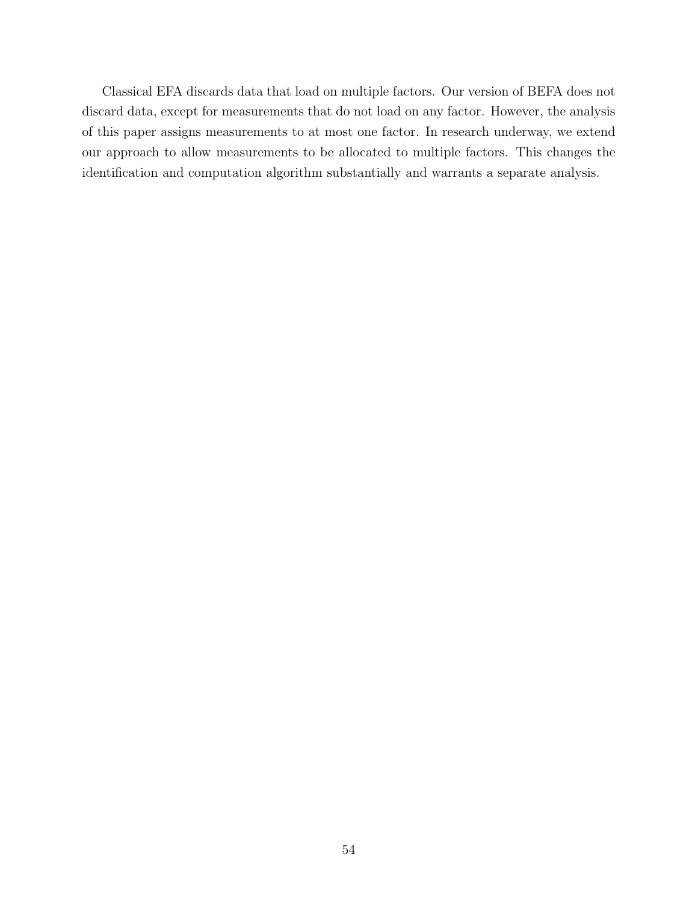Classical EFA discards data that load on multiple factors. Our version of BEFA does not discard data, except for measurements that do not load on any factor. However, the analysis of this paper assigns measurements to at most one factor. In research underway, we extend our approach to allow measurements to be allocated to multiple factors. This changes the identification and computation algorithm substantially and warrants a separate analysis.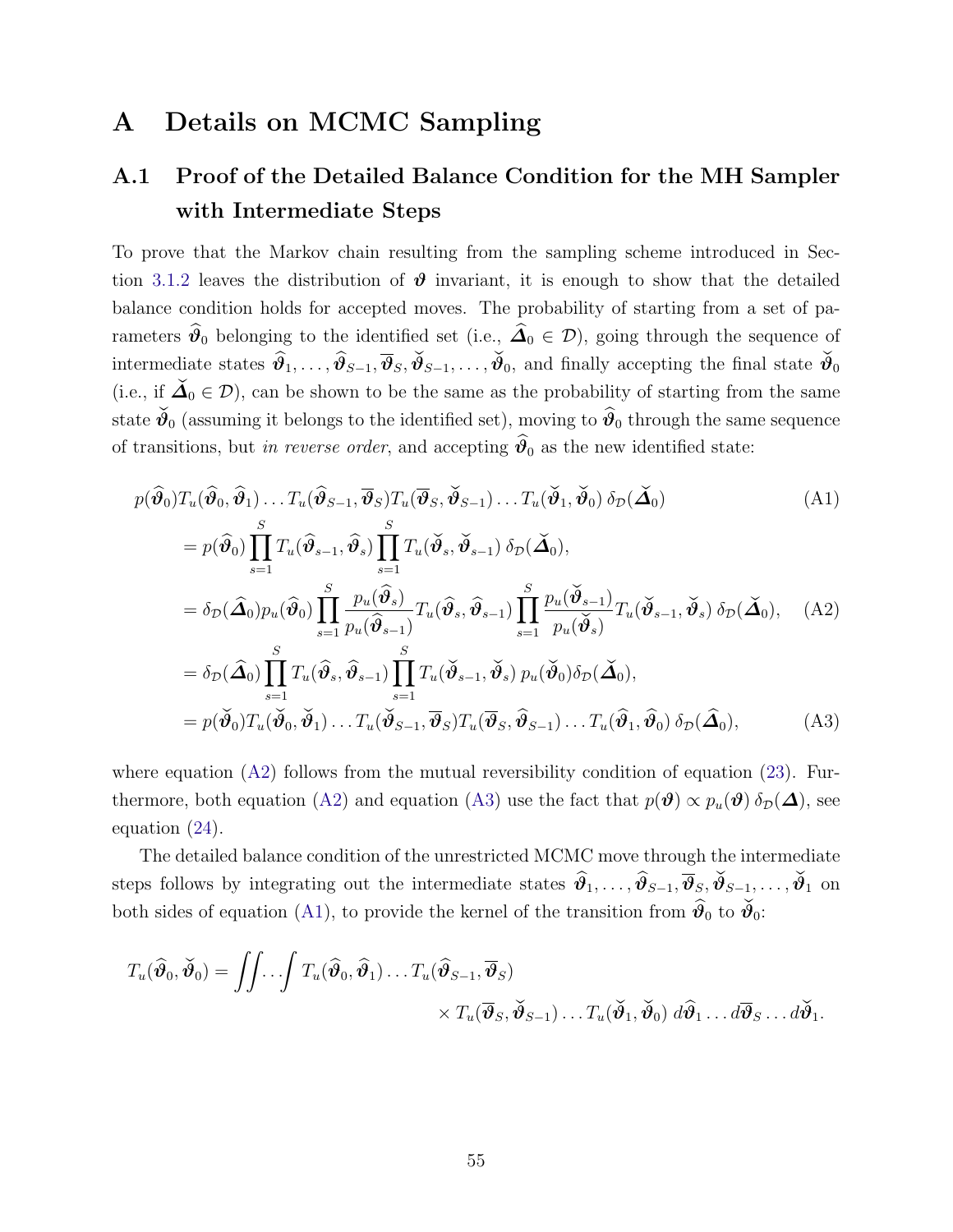# A Details on MCMC Sampling

## A.1 Proof of the Detailed Balance Condition for the MH Sampler with Intermediate Steps

To prove that the Markov chain resulting from the sampling scheme introduced in Section 3.1.2 leaves the distribution of $\boldsymbol{\vartheta}$ invariant, it is enough to show that the detailed balance condition holds for accepted moves. The probability of starting from a set of parameters $\widehat{\boldsymbol{\vartheta}}_0$ belonging to the identified set (i.e., $\widehat{\boldsymbol{\Delta}}_0 \in \mathcal{D}$), going through the sequence of intermediate states $\widehat{\boldsymbol{\vartheta}}_1, \ldots, \widehat{\boldsymbol{\vartheta}}_{S-1}, \overline{\boldsymbol{\vartheta}}_S, \breve{\boldsymbol{\vartheta}}_{S-1}, \ldots, \breve{\boldsymbol{\vartheta}}_0$, and finally accepting the final state $\breve{\boldsymbol{\vartheta}}_0$ (i.e., if $\breve{\boldsymbol{\Delta}}_0 \in \mathcal{D}$), can be shown to be the same as the probability of starting from the same state $\breve{\boldsymbol{\vartheta}}_0$ (assuming it belongs to the identified set), moving to $\widehat{\boldsymbol{\vartheta}}_0$ through the same sequence of transitions, but *in reverse order*, and accepting $\widehat{\boldsymbol{\vartheta}}_0$ as the new identified state:

$$
\begin{aligned}
& p(\widehat{\boldsymbol{\vartheta}}_0) T_u(\widehat{\boldsymbol{\vartheta}}_0, \widehat{\boldsymbol{\vartheta}}_1) \ldots T_u(\widehat{\boldsymbol{\vartheta}}_{S-1}, \overline{\boldsymbol{\vartheta}}_S) T_u(\overline{\boldsymbol{\vartheta}}_S, \breve{\boldsymbol{\vartheta}}_{S-1}) \ldots T_u(\breve{\boldsymbol{\vartheta}}_1, \breve{\boldsymbol{\vartheta}}_0)\, \delta_{\mathcal{D}}(\breve{\boldsymbol{\Delta}}_0) && \text{(A1)} \\
&= p(\widehat{\boldsymbol{\vartheta}}_0) \prod_{s=1}^{S} T_u(\widehat{\boldsymbol{\vartheta}}_{s-1}, \widehat{\boldsymbol{\vartheta}}_s) \prod_{s=1}^{S} T_u(\breve{\boldsymbol{\vartheta}}_s, \breve{\boldsymbol{\vartheta}}_{s-1})\, \delta_{\mathcal{D}}(\breve{\boldsymbol{\Delta}}_0), \\
&= \delta_{\mathcal{D}}(\widehat{\boldsymbol{\Delta}}_0) p_u(\widehat{\boldsymbol{\vartheta}}_0) \prod_{s=1}^{S} \frac{p_u(\widehat{\boldsymbol{\vartheta}}_s)}{p_u(\widehat{\boldsymbol{\vartheta}}_{s-1})} T_u(\widehat{\boldsymbol{\vartheta}}_s, \widehat{\boldsymbol{\vartheta}}_{s-1}) \prod_{s=1}^{S} \frac{p_u(\breve{\boldsymbol{\vartheta}}_{s-1})}{p_u(\breve{\boldsymbol{\vartheta}}_s)} T_u(\breve{\boldsymbol{\vartheta}}_{s-1}, \breve{\boldsymbol{\vartheta}}_s)\, \delta_{\mathcal{D}}(\breve{\boldsymbol{\Delta}}_0), && \text{(A2)} \\
&= \delta_{\mathcal{D}}(\widehat{\boldsymbol{\Delta}}_0) \prod_{s=1}^{S} T_u(\widehat{\boldsymbol{\vartheta}}_s, \widehat{\boldsymbol{\vartheta}}_{s-1}) \prod_{s=1}^{S} T_u(\breve{\boldsymbol{\vartheta}}_{s-1}, \breve{\boldsymbol{\vartheta}}_s)\, p_u(\breve{\boldsymbol{\vartheta}}_0) \delta_{\mathcal{D}}(\breve{\boldsymbol{\Delta}}_0), \\
&= p(\breve{\boldsymbol{\vartheta}}_0) T_u(\breve{\boldsymbol{\vartheta}}_0, \breve{\boldsymbol{\vartheta}}_1) \ldots T_u(\breve{\boldsymbol{\vartheta}}_{S-1}, \overline{\boldsymbol{\vartheta}}_S) T_u(\overline{\boldsymbol{\vartheta}}_S, \widehat{\boldsymbol{\vartheta}}_{S-1}) \ldots T_u(\widehat{\boldsymbol{\vartheta}}_1, \widehat{\boldsymbol{\vartheta}}_0)\, \delta_{\mathcal{D}}(\widehat{\boldsymbol{\Delta}}_0), && \text{(A3)}
\end{aligned}
$$

where equation (A2) follows from the mutual reversibility condition of equation (23). Furthermore, both equation (A2) and equation (A3) use the fact that $p(\boldsymbol{\vartheta}) \propto p_u(\boldsymbol{\vartheta})\, \delta_{\mathcal{D}}(\boldsymbol{\Delta})$, see equation (24).

The detailed balance condition of the unrestricted MCMC move through the intermediate steps follows by integrating out the intermediate states $\widehat{\boldsymbol{\vartheta}}_1, \ldots, \widehat{\boldsymbol{\vartheta}}_{S-1}, \overline{\boldsymbol{\vartheta}}_S, \breve{\boldsymbol{\vartheta}}_{S-1}, \ldots, \breve{\boldsymbol{\vartheta}}_1$ on both sides of equation (A1), to provide the kernel of the transition from $\widehat{\boldsymbol{\vartheta}}_0$ to $\breve{\boldsymbol{\vartheta}}_0$:

$$
\begin{aligned}
T_u(\widehat{\boldsymbol{\vartheta}}_0, \breve{\boldsymbol{\vartheta}}_0) = \iint \ldots \int & T_u(\widehat{\boldsymbol{\vartheta}}_0, \widehat{\boldsymbol{\vartheta}}_1) \ldots T_u(\widehat{\boldsymbol{\vartheta}}_{S-1}, \overline{\boldsymbol{\vartheta}}_S) \\
& \times T_u(\overline{\boldsymbol{\vartheta}}_S, \breve{\boldsymbol{\vartheta}}_{S-1}) \ldots T_u(\breve{\boldsymbol{\vartheta}}_1, \breve{\boldsymbol{\vartheta}}_0)\, d\widehat{\boldsymbol{\vartheta}}_1 \ldots d\overline{\boldsymbol{\vartheta}}_S \ldots d\breve{\boldsymbol{\vartheta}}_1.
\end{aligned}
$$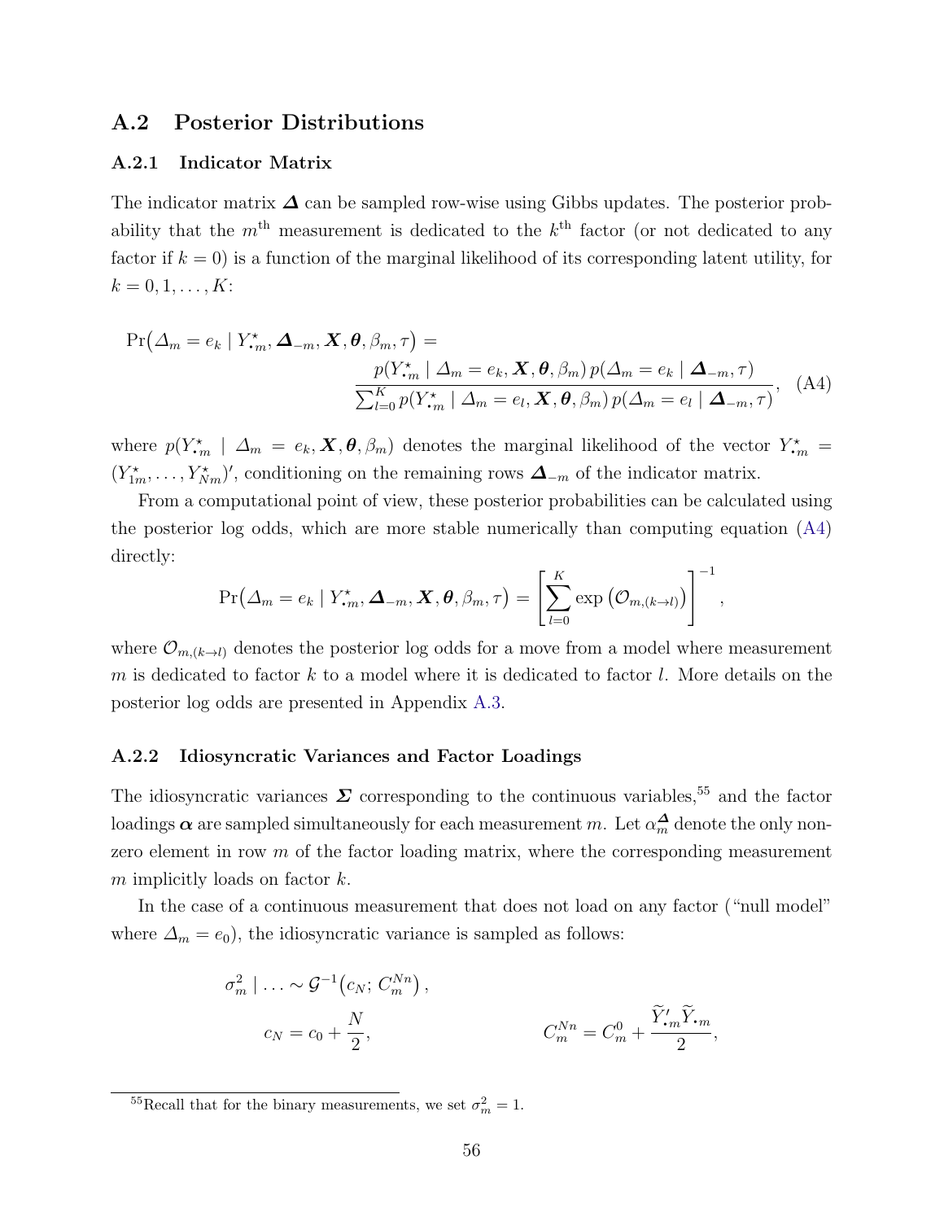## A.2 Posterior Distributions

### A.2.1 Indicator Matrix

The indicator matrix $\boldsymbol{\Delta}$ can be sampled row-wise using Gibbs updates. The posterior probability that the $m^{\text{th}}$ measurement is dedicated to the $k^{\text{th}}$ factor (or not dedicated to any factor if $k = 0$) is a function of the marginal likelihood of its corresponding latent utility, for $k = 0, 1, \ldots, K$:

$$\Pr\big(\varDelta_m = e_k \mid Y^\star_{\bullet m}, \boldsymbol{\Delta}_{-m}, \boldsymbol{X}, \boldsymbol{\theta}, \beta_m, \tau\big) = \frac{p(Y^\star_{\bullet m} \mid \varDelta_m = e_k, \boldsymbol{X}, \boldsymbol{\theta}, \beta_m)\, p(\varDelta_m = e_k \mid \boldsymbol{\Delta}_{-m}, \tau)}{\sum_{l=0}^{K} p(Y^\star_{\bullet m} \mid \varDelta_m = e_l, \boldsymbol{X}, \boldsymbol{\theta}, \beta_m)\, p(\varDelta_m = e_l \mid \boldsymbol{\Delta}_{-m}, \tau)}, \quad \text{(A4)}$$

where $p(Y^\star_{\bullet m} \mid \varDelta_m = e_k, \boldsymbol{X}, \boldsymbol{\theta}, \beta_m)$ denotes the marginal likelihood of the vector $Y^\star_{\bullet m} = (Y^\star_{1m}, \ldots, Y^\star_{Nm})'$, conditioning on the remaining rows $\boldsymbol{\Delta}_{-m}$ of the indicator matrix.

From a computational point of view, these posterior probabilities can be calculated using the posterior log odds, which are more stable numerically than computing equation (A4) directly:

$$\Pr\big(\varDelta_m = e_k \mid Y^\star_{\bullet m}, \boldsymbol{\Delta}_{-m}, \boldsymbol{X}, \boldsymbol{\theta}, \beta_m, \tau\big) = \left[\sum_{l=0}^{K} \exp\big(\mathcal{O}_{m,(k\to l)}\big)\right]^{-1},$$

where $\mathcal{O}_{m,(k\to l)}$ denotes the posterior log odds for a move from a model where measurement $m$ is dedicated to factor $k$ to a model where it is dedicated to factor $l$. More details on the posterior log odds are presented in Appendix A.3.

### A.2.2 Idiosyncratic Variances and Factor Loadings

The idiosyncratic variances $\boldsymbol{\Sigma}$ corresponding to the continuous variables,[55] and the factor loadings $\boldsymbol{\alpha}$ are sampled simultaneously for each measurement $m$. Let $\alpha^{\boldsymbol{\Delta}}_m$ denote the only non-zero element in row $m$ of the factor loading matrix, where the corresponding measurement $m$ implicitly loads on factor $k$.

In the case of a continuous measurement that does not load on any factor ("null model" where $\varDelta_m = e_0$), the idiosyncratic variance is sampled as follows:

$$\sigma^2_m \mid \ldots \sim \mathcal{G}^{-1}\big(c_N;\, C^{Nn}_m\big),$$

$$c_N = c_0 + \frac{N}{2}, \qquad\qquad C^{Nn}_m = C^0_m + \frac{\widetilde{Y}'_{\bullet m}\widetilde{Y}_{\bullet m}}{2},$$

[55] Recall that for the binary measurements, we set $\sigma^2_m = 1$.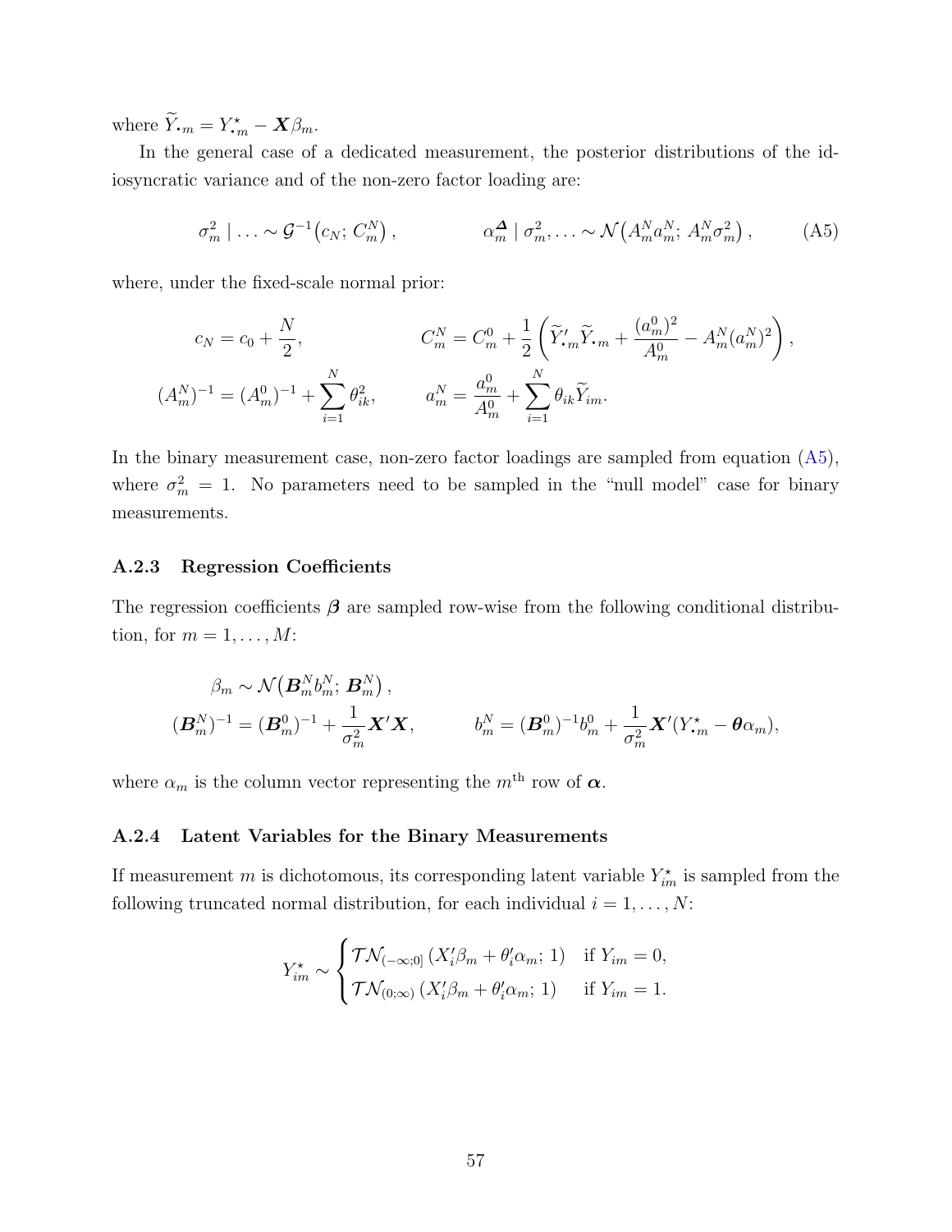where $\widetilde{Y}_{\bullet m} = Y^{\star}_{\bullet m} - \boldsymbol{X}\beta_m$.

In the general case of a dedicated measurement, the posterior distributions of the idiosyncratic variance and of the non-zero factor loading are:

$$\sigma^2_m \mid \ldots \sim \mathcal{G}^{-1}\big(c_N;\, C^N_m\big)\,, \qquad\qquad \alpha^{\boldsymbol{\Delta}}_m \mid \sigma^2_m, \ldots \sim \mathcal{N}\big(A^N_m a^N_m;\, A^N_m \sigma^2_m\big)\,, \tag{A5}$$

where, under the fixed-scale normal prior:

$$c_N = c_0 + \frac{N}{2}, \qquad\qquad C^N_m = C^0_m + \frac{1}{2}\left(\widetilde{Y}'_{\bullet m}\widetilde{Y}_{\bullet m} + \frac{(a^0_m)^2}{A^0_m} - A^N_m (a^N_m)^2\right),$$

$$(A^N_m)^{-1} = (A^0_m)^{-1} + \sum_{i=1}^{N} \theta^2_{ik}, \qquad\qquad a^N_m = \frac{a^0_m}{A^0_m} + \sum_{i=1}^{N} \theta_{ik}\widetilde{Y}_{im}.$$

In the binary measurement case, non-zero factor loadings are sampled from equation (A5), where $\sigma^2_m = 1$. No parameters need to be sampled in the "null model" case for binary measurements.

### A.2.3 Regression Coefficients

The regression coefficients $\boldsymbol{\beta}$ are sampled row-wise from the following conditional distribution, for $m = 1, \ldots, M$:

$$\beta_m \sim \mathcal{N}\big(\boldsymbol{B}^N_m b^N_m;\, \boldsymbol{B}^N_m\big)\,,$$

$$(\boldsymbol{B}^N_m)^{-1} = (\boldsymbol{B}^0_m)^{-1} + \frac{1}{\sigma^2_m}\boldsymbol{X}'\boldsymbol{X}, \qquad\qquad b^N_m = (\boldsymbol{B}^0_m)^{-1} b^0_m + \frac{1}{\sigma^2_m}\boldsymbol{X}'(Y^{\star}_{\bullet m} - \boldsymbol{\theta}\alpha_m),$$

where $\alpha_m$ is the column vector representing the $m^{\text{th}}$ row of $\boldsymbol{\alpha}$.

### A.2.4 Latent Variables for the Binary Measurements

If measurement $m$ is dichotomous, its corresponding latent variable $Y^{\star}_{im}$ is sampled from the following truncated normal distribution, for each individual $i = 1, \ldots, N$:

$$Y^{\star}_{im} \sim \begin{cases} \mathcal{TN}_{(-\infty;0]}\,(X'_i\beta_m + \theta'_i\alpha_m;\, 1) & \text{if } Y_{im} = 0, \\ \mathcal{TN}_{(0;\infty)}\,(X'_i\beta_m + \theta'_i\alpha_m;\, 1) & \text{if } Y_{im} = 1. \end{cases}$$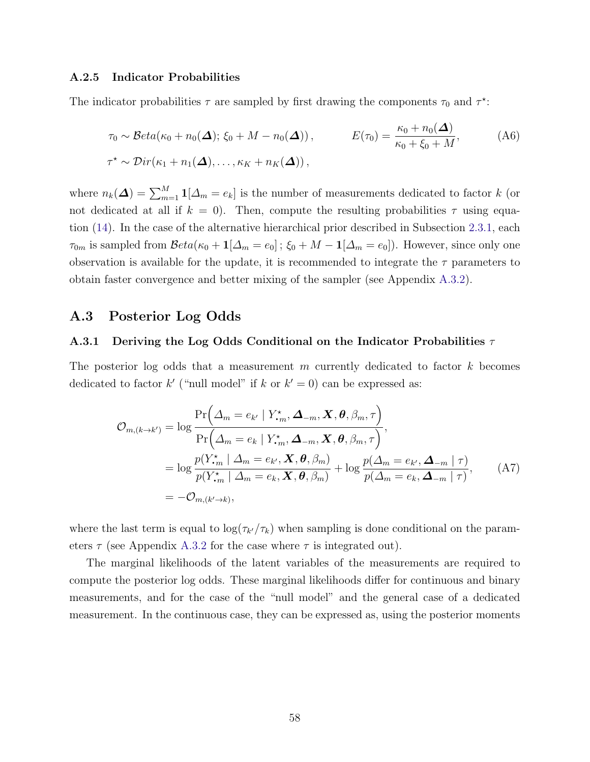### A.2.5 Indicator Probabilities

The indicator probabilities $\tau$ are sampled by first drawing the components $\tau_0$ and $\tau^\star$:

$$\begin{aligned}
&\tau_0 \sim \mathcal{B}eta(\kappa_0 + n_0(\boldsymbol{\Delta});\, \xi_0 + M - n_0(\boldsymbol{\Delta}))\,, \qquad\qquad E(\tau_0) = \frac{\kappa_0 + n_0(\boldsymbol{\Delta})}{\kappa_0 + \xi_0 + M}, \\
&\tau^\star \sim \mathcal{D}ir(\kappa_1 + n_1(\boldsymbol{\Delta}), \ldots, \kappa_K + n_K(\boldsymbol{\Delta}))\,,
\end{aligned} \tag{A6}$$

where $n_k(\boldsymbol{\Delta}) = \sum_{m=1}^{M} \mathbf{1}[\Delta_m = e_k]$ is the number of measurements dedicated to factor $k$ (or not dedicated at all if $k = 0$). Then, compute the resulting probabilities $\tau$ using equation (14). In the case of the alternative hierarchical prior described in Subsection 2.3.1, each $\tau_{0m}$ is sampled from $\mathcal{B}eta(\kappa_0 + \mathbf{1}[\Delta_m = e_0]\,;\, \xi_0 + M - \mathbf{1}[\Delta_m = e_0])$. However, since only one observation is available for the update, it is recommended to integrate the $\tau$ parameters to obtain faster convergence and better mixing of the sampler (see Appendix A.3.2).

## A.3 Posterior Log Odds

### A.3.1 Deriving the Log Odds Conditional on the Indicator Probabilities $\tau$

The posterior log odds that a measurement $m$ currently dedicated to factor $k$ becomes dedicated to factor $k'$ ("null model" if $k$ or $k' = 0$) can be expressed as:

$$\begin{aligned}
\mathcal{O}_{m,(k\to k')} &= \log \frac{\Pr\Big(\Delta_m = e_{k'} \mid Y^\star_{\bullet m}, \boldsymbol{\Delta}_{-m}, \boldsymbol{X}, \boldsymbol{\theta}, \beta_m, \tau\Big)}{\Pr\Big(\Delta_m = e_k \mid Y^\star_{\bullet m}, \boldsymbol{\Delta}_{-m}, \boldsymbol{X}, \boldsymbol{\theta}, \beta_m, \tau\Big)}, \\
&= \log \frac{p(Y^\star_{\bullet m} \mid \Delta_m = e_{k'}, \boldsymbol{X}, \boldsymbol{\theta}, \beta_m)}{p(Y^\star_{\bullet m} \mid \Delta_m = e_k, \boldsymbol{X}, \boldsymbol{\theta}, \beta_m)} + \log \frac{p(\Delta_m = e_{k'}, \boldsymbol{\Delta}_{-m} \mid \tau)}{p(\Delta_m = e_k, \boldsymbol{\Delta}_{-m} \mid \tau)}, \\
&= -\mathcal{O}_{m,(k'\to k)},
\end{aligned} \tag{A7}$$

where the last term is equal to $\log(\tau_{k'}/\tau_k)$ when sampling is done conditional on the parameters $\tau$ (see Appendix A.3.2 for the case where $\tau$ is integrated out).

The marginal likelihoods of the latent variables of the measurements are required to compute the posterior log odds. These marginal likelihoods differ for continuous and binary measurements, and for the case of the "null model" and the general case of a dedicated measurement. In the continuous case, they can be expressed as, using the posterior moments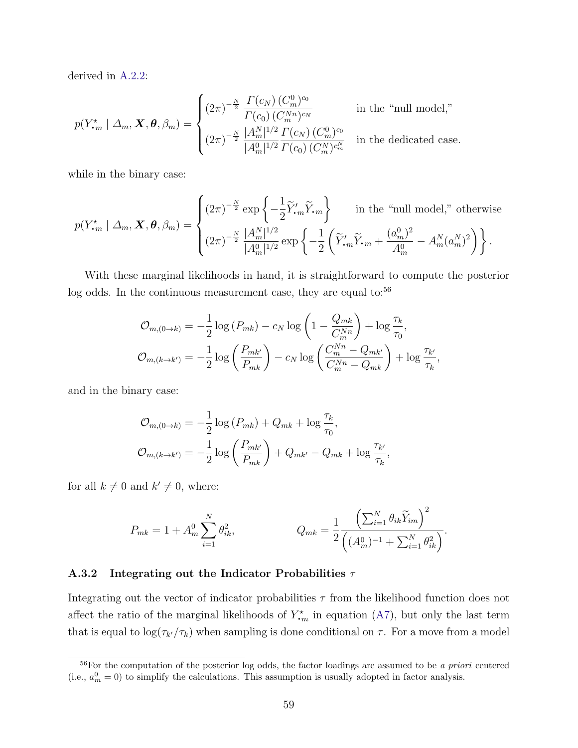derived in A.2.2:

$$
p(Y^\star_{\bullet m} \mid \Delta_m, \boldsymbol{X}, \boldsymbol{\theta}, \beta_m) = \begin{cases} (2\pi)^{-\frac{N}{2}} \dfrac{\Gamma(c_N)\,(C^0_m)^{c_0}}{\Gamma(c_0)\,(C^{Nn}_m)^{c_N}} & \text{in the "null model,"} \\[2ex] (2\pi)^{-\frac{N}{2}} \dfrac{|A^N_m|^{1/2}}{|A^0_m|^{1/2}} \dfrac{\Gamma(c_N)\,(C^0_m)^{c_0}}{\Gamma(c_0)\,(C^N_m)^{c^N_m}} & \text{in the dedicated case.} \end{cases}
$$

while in the binary case:

$$
p(Y^\star_{\bullet m} \mid \Delta_m, \boldsymbol{X}, \boldsymbol{\theta}, \beta_m) = \begin{cases} (2\pi)^{-\frac{N}{2}} \exp\left\{-\dfrac{1}{2}\widetilde{Y}'_{\bullet m}\widetilde{Y}_{\bullet m}\right\} & \text{in the "null model," otherwise} \\[2ex] (2\pi)^{-\frac{N}{2}} \dfrac{|A^N_m|^{1/2}}{|A^0_m|^{1/2}} \exp\left\{-\dfrac{1}{2}\left(\widetilde{Y}'_{\bullet m}\widetilde{Y}_{\bullet m} + \dfrac{(a^0_m)^2}{A^0_m} - A^N_m (a^N_m)^2\right)\right\}. \end{cases}
$$

With these marginal likelihoods in hand, it is straightforward to compute the posterior log odds. In the continuous measurement case, they are equal to:[56]

$$
\mathcal{O}_{m,(0\to k)} = -\frac{1}{2}\log\left(P_{mk}\right) - c_N \log\left(1 - \frac{Q_{mk}}{C^{Nn}_m}\right) + \log\frac{\tau_k}{\tau_0},
$$

$$
\mathcal{O}_{m,(k\to k')} = -\frac{1}{2}\log\left(\frac{P_{mk'}}{P_{mk}}\right) - c_N \log\left(\frac{C^{Nn}_m - Q_{mk'}}{C^{Nn}_m - Q_{mk}}\right) + \log\frac{\tau_{k'}}{\tau_k},
$$

and in the binary case:

$$
\mathcal{O}_{m,(0\to k)} = -\frac{1}{2}\log\left(P_{mk}\right) + Q_{mk} + \log\frac{\tau_k}{\tau_0},
$$

$$
\mathcal{O}_{m,(k\to k')} = -\frac{1}{2}\log\left(\frac{P_{mk'}}{P_{mk}}\right) + Q_{mk'} - Q_{mk} + \log\frac{\tau_{k'}}{\tau_k},
$$

for all $k \neq 0$ and $k' \neq 0$, where:

$$
P_{mk} = 1 + A^0_m \sum_{i=1}^N \theta^2_{ik}, \qquad\qquad Q_{mk} = \frac{1}{2}\frac{\left(\sum_{i=1}^N \theta_{ik}\widetilde{Y}_{im}\right)^2}{\left((A^0_m)^{-1} + \sum_{i=1}^N \theta^2_{ik}\right)}.
$$

### A.3.2 Integrating out the Indicator Probabilities $\tau$

Integrating out the vector of indicator probabilities $\tau$ from the likelihood function does not affect the ratio of the marginal likelihoods of $Y^\star_{\bullet m}$ in equation (A7), but only the last term that is equal to $\log(\tau_{k'}/\tau_k)$ when sampling is done conditional on $\tau$. For a move from a model

[56] For the computation of the posterior log odds, the factor loadings are assumed to be *a priori* centered (i.e., $a^0_m = 0$) to simplify the calculations. This assumption is usually adopted in factor analysis.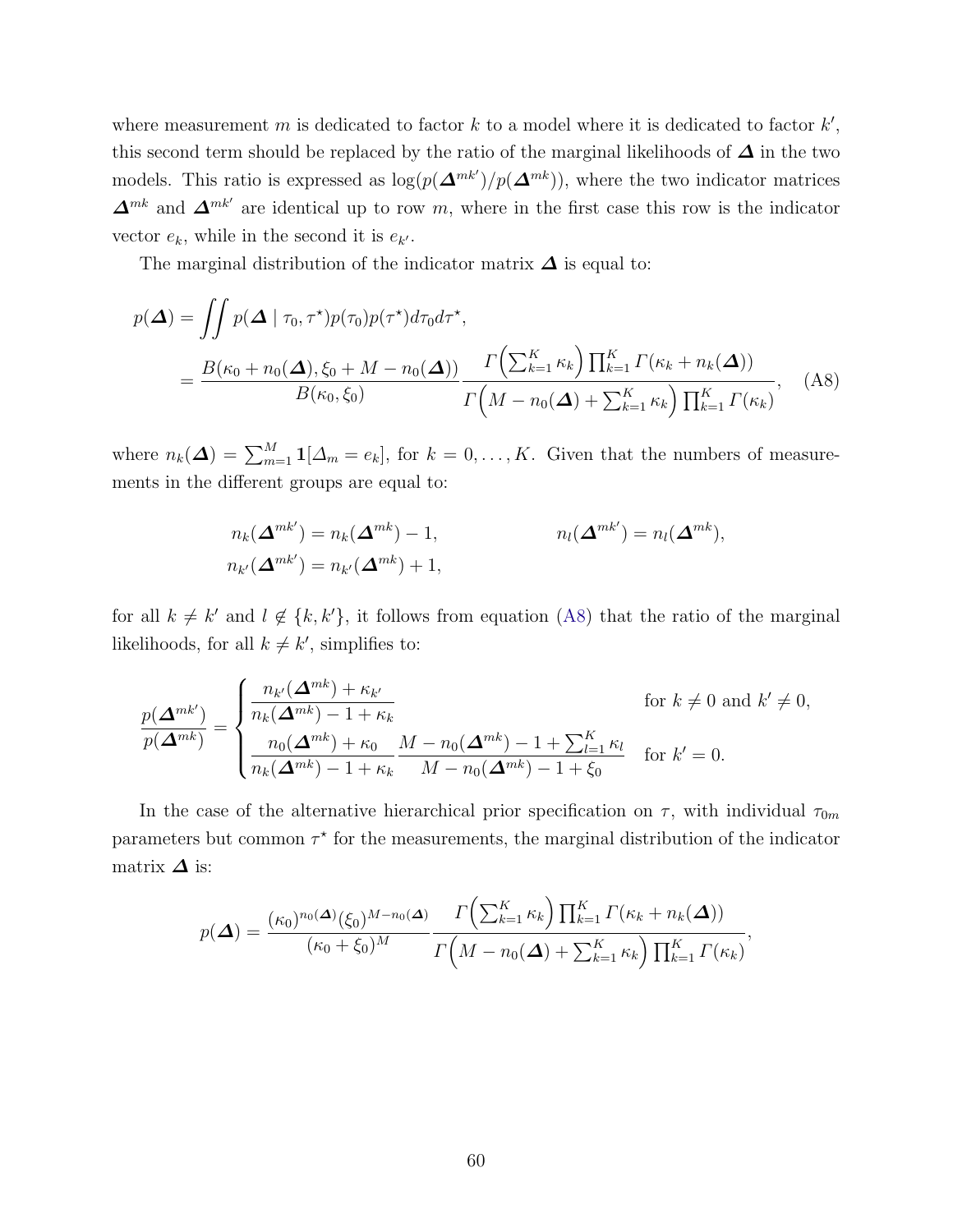where measurement $m$ is dedicated to factor $k$ to a model where it is dedicated to factor $k'$, this second term should be replaced by the ratio of the marginal likelihoods of $\boldsymbol{\Delta}$ in the two models. This ratio is expressed as $\log(p(\boldsymbol{\Delta}^{mk'})/p(\boldsymbol{\Delta}^{mk}))$, where the two indicator matrices $\boldsymbol{\Delta}^{mk}$ and $\boldsymbol{\Delta}^{mk'}$ are identical up to row $m$, where in the first case this row is the indicator vector $e_k$, while in the second it is $e_{k'}$.

The marginal distribution of the indicator matrix $\boldsymbol{\Delta}$ is equal to:

$$
\begin{aligned}
p(\boldsymbol{\Delta}) &= \iint p(\boldsymbol{\Delta} \mid \tau_0, \tau^\star) p(\tau_0) p(\tau^\star) d\tau_0 d\tau^\star, \\
&= \frac{B(\kappa_0 + n_0(\boldsymbol{\Delta}), \xi_0 + M - n_0(\boldsymbol{\Delta}))}{B(\kappa_0, \xi_0)} \frac{\Gamma\left(\sum_{k=1}^K \kappa_k\right) \prod_{k=1}^K \Gamma(\kappa_k + n_k(\boldsymbol{\Delta}))}{\Gamma\left(M - n_0(\boldsymbol{\Delta}) + \sum_{k=1}^K \kappa_k\right) \prod_{k=1}^K \Gamma(\kappa_k)}, \qquad \text{(A8)}
\end{aligned}
$$

where $n_k(\boldsymbol{\Delta}) = \sum_{m=1}^M \mathbf{1}[\Delta_m = e_k]$, for $k = 0, \ldots, K$. Given that the numbers of measurements in the different groups are equal to:

$$
\begin{aligned}
n_k(\boldsymbol{\Delta}^{mk'}) &= n_k(\boldsymbol{\Delta}^{mk}) - 1, \qquad\qquad & n_l(\boldsymbol{\Delta}^{mk'}) &= n_l(\boldsymbol{\Delta}^{mk}), \\
n_{k'}(\boldsymbol{\Delta}^{mk'}) &= n_{k'}(\boldsymbol{\Delta}^{mk}) + 1,
\end{aligned}
$$

for all $k \neq k'$ and $l \notin \{k, k'\}$, it follows from equation (A8) that the ratio of the marginal likelihoods, for all $k \neq k'$, simplifies to:

$$
\frac{p(\boldsymbol{\Delta}^{mk'})}{p(\boldsymbol{\Delta}^{mk})} = \begin{cases} \dfrac{n_{k'}(\boldsymbol{\Delta}^{mk}) + \kappa_{k'}}{n_k(\boldsymbol{\Delta}^{mk}) - 1 + \kappa_k} & \text{for } k \neq 0 \text{ and } k' \neq 0, \\[2ex] \dfrac{n_0(\boldsymbol{\Delta}^{mk}) + \kappa_0}{n_k(\boldsymbol{\Delta}^{mk}) - 1 + \kappa_k} \dfrac{M - n_0(\boldsymbol{\Delta}^{mk}) - 1 + \sum_{l=1}^K \kappa_l}{M - n_0(\boldsymbol{\Delta}^{mk}) - 1 + \xi_0} & \text{for } k' = 0. \end{cases}
$$

In the case of the alternative hierarchical prior specification on $\tau$, with individual $\tau_{0m}$ parameters but common $\tau^\star$ for the measurements, the marginal distribution of the indicator matrix $\boldsymbol{\Delta}$ is:

$$
p(\boldsymbol{\Delta}) = \frac{(\kappa_0)^{n_0(\boldsymbol{\Delta})} (\xi_0)^{M - n_0(\boldsymbol{\Delta})}}{(\kappa_0 + \xi_0)^M} \frac{\Gamma\left(\sum_{k=1}^K \kappa_k\right) \prod_{k=1}^K \Gamma(\kappa_k + n_k(\boldsymbol{\Delta}))}{\Gamma\left(M - n_0(\boldsymbol{\Delta}) + \sum_{k=1}^K \kappa_k\right) \prod_{k=1}^K \Gamma(\kappa_k)},
$$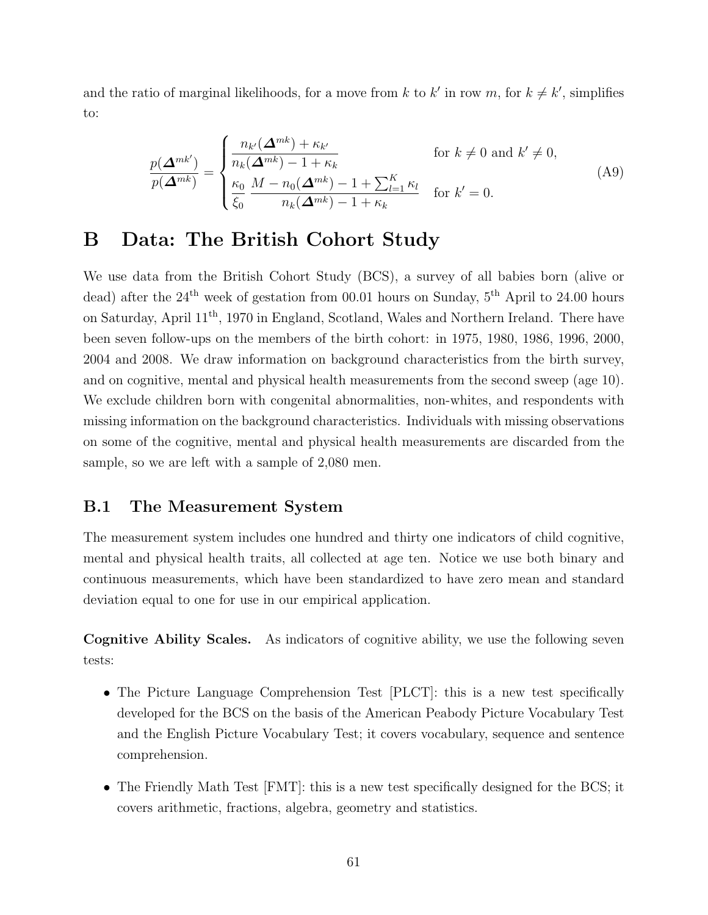and the ratio of marginal likelihoods, for a move from $k$ to $k'$ in row $m$, for $k \neq k'$, simplifies to:

$$\frac{p(\boldsymbol{\Delta}^{mk'})}{p(\boldsymbol{\Delta}^{mk})} = \begin{cases} \dfrac{n_{k'}(\boldsymbol{\Delta}^{mk}) + \kappa_{k'}}{n_k(\boldsymbol{\Delta}^{mk}) - 1 + \kappa_k} & \text{for } k \neq 0 \text{ and } k' \neq 0, \\ \dfrac{\kappa_0}{\xi_0} \, \dfrac{M - n_0(\boldsymbol{\Delta}^{mk}) - 1 + \sum_{l=1}^{K} \kappa_l}{n_k(\boldsymbol{\Delta}^{mk}) - 1 + \kappa_k} & \text{for } k' = 0. \end{cases} \tag{A9}$$

# B Data: The British Cohort Study

We use data from the British Cohort Study (BCS), a survey of all babies born (alive or dead) after the 24th week of gestation from 00.01 hours on Sunday, 5th April to 24.00 hours on Saturday, April 11th, 1970 in England, Scotland, Wales and Northern Ireland. There have been seven follow-ups on the members of the birth cohort: in 1975, 1980, 1986, 1996, 2000, 2004 and 2008. We draw information on background characteristics from the birth survey, and on cognitive, mental and physical health measurements from the second sweep (age 10). We exclude children born with congenital abnormalities, non-whites, and respondents with missing information on the background characteristics. Individuals with missing observations on some of the cognitive, mental and physical health measurements are discarded from the sample, so we are left with a sample of 2,080 men.

## B.1 The Measurement System

The measurement system includes one hundred and thirty one indicators of child cognitive, mental and physical health traits, all collected at age ten. Notice we use both binary and continuous measurements, which have been standardized to have zero mean and standard deviation equal to one for use in our empirical application.

**Cognitive Ability Scales.** As indicators of cognitive ability, we use the following seven tests:

- The Picture Language Comprehension Test [PLCT]: this is a new test specifically developed for the BCS on the basis of the American Peabody Picture Vocabulary Test and the English Picture Vocabulary Test; it covers vocabulary, sequence and sentence comprehension.
- The Friendly Math Test [FMT]: this is a new test specifically designed for the BCS; it covers arithmetic, fractions, algebra, geometry and statistics.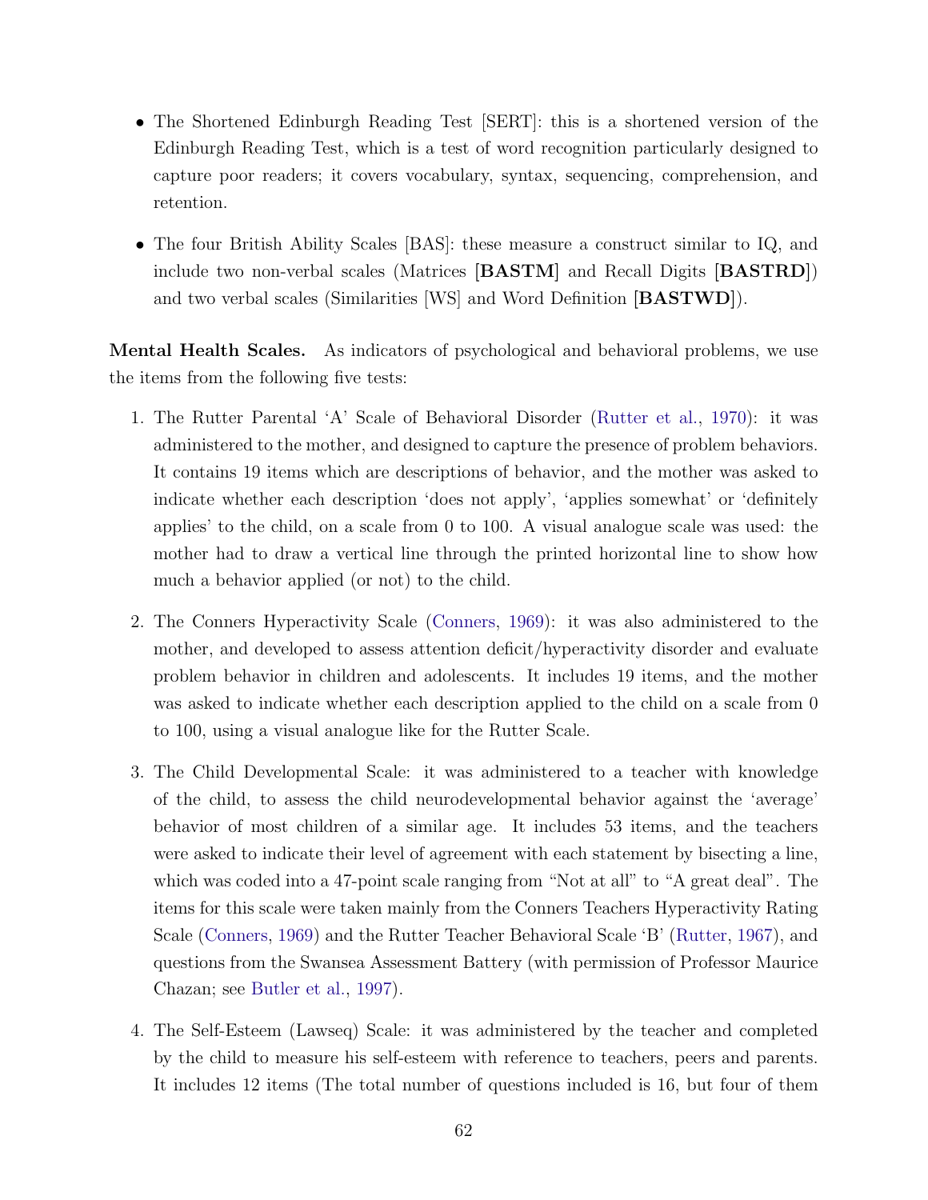- The Shortened Edinburgh Reading Test [SERT]: this is a shortened version of the Edinburgh Reading Test, which is a test of word recognition particularly designed to capture poor readers; it covers vocabulary, syntax, sequencing, comprehension, and retention.

- The four British Ability Scales [BAS]: these measure a construct similar to IQ, and include two non-verbal scales (Matrices **[BASTM]** and Recall Digits **[BASTRD]**) and two verbal scales (Similarities [WS] and Word Definition **[BASTWD]**).

**Mental Health Scales.** As indicators of psychological and behavioral problems, we use the items from the following five tests:

1. The Rutter Parental 'A' Scale of Behavioral Disorder (Rutter et al., 1970): it was administered to the mother, and designed to capture the presence of problem behaviors. It contains 19 items which are descriptions of behavior, and the mother was asked to indicate whether each description 'does not apply', 'applies somewhat' or 'definitely applies' to the child, on a scale from 0 to 100. A visual analogue scale was used: the mother had to draw a vertical line through the printed horizontal line to show how much a behavior applied (or not) to the child.

2. The Conners Hyperactivity Scale (Conners, 1969): it was also administered to the mother, and developed to assess attention deficit/hyperactivity disorder and evaluate problem behavior in children and adolescents. It includes 19 items, and the mother was asked to indicate whether each description applied to the child on a scale from 0 to 100, using a visual analogue like for the Rutter Scale.

3. The Child Developmental Scale: it was administered to a teacher with knowledge of the child, to assess the child neurodevelopmental behavior against the 'average' behavior of most children of a similar age. It includes 53 items, and the teachers were asked to indicate their level of agreement with each statement by bisecting a line, which was coded into a 47-point scale ranging from "Not at all" to "A great deal". The items for this scale were taken mainly from the Conners Teachers Hyperactivity Rating Scale (Conners, 1969) and the Rutter Teacher Behavioral Scale 'B' (Rutter, 1967), and questions from the Swansea Assessment Battery (with permission of Professor Maurice Chazan; see Butler et al., 1997).

4. The Self-Esteem (Lawseq) Scale: it was administered by the teacher and completed by the child to measure his self-esteem with reference to teachers, peers and parents. It includes 12 items (The total number of questions included is 16, but four of them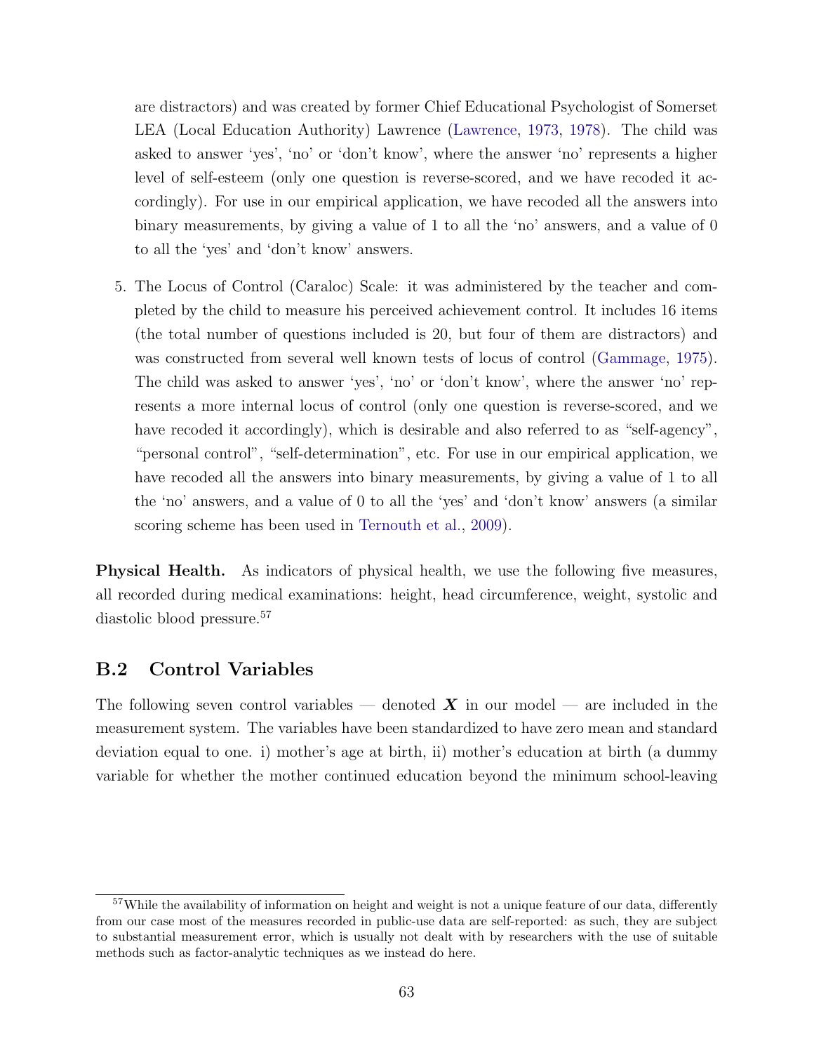are distractors) and was created by former Chief Educational Psychologist of Somerset LEA (Local Education Authority) Lawrence (Lawrence, 1973, 1978). The child was asked to answer 'yes', 'no' or 'don't know', where the answer 'no' represents a higher level of self-esteem (only one question is reverse-scored, and we have recoded it accordingly). For use in our empirical application, we have recoded all the answers into binary measurements, by giving a value of 1 to all the 'no' answers, and a value of 0 to all the 'yes' and 'don't know' answers.

5. The Locus of Control (Caraloc) Scale: it was administered by the teacher and completed by the child to measure his perceived achievement control. It includes 16 items (the total number of questions included is 20, but four of them are distractors) and was constructed from several well known tests of locus of control (Gammage, 1975). The child was asked to answer 'yes', 'no' or 'don't know', where the answer 'no' represents a more internal locus of control (only one question is reverse-scored, and we have recoded it accordingly), which is desirable and also referred to as "self-agency", "personal control", "self-determination", etc. For use in our empirical application, we have recoded all the answers into binary measurements, by giving a value of 1 to all the 'no' answers, and a value of 0 to all the 'yes' and 'don't know' answers (a similar scoring scheme has been used in Ternouth et al., 2009).

**Physical Health.** As indicators of physical health, we use the following five measures, all recorded during medical examinations: height, head circumference, weight, systolic and diastolic blood pressure.[57]

## B.2 Control Variables

The following seven control variables — denoted $\boldsymbol{X}$ in our model — are included in the measurement system. The variables have been standardized to have zero mean and standard deviation equal to one. i) mother's age at birth, ii) mother's education at birth (a dummy variable for whether the mother continued education beyond the minimum school-leaving

[57] While the availability of information on height and weight is not a unique feature of our data, differently from our case most of the measures recorded in public-use data are self-reported: as such, they are subject to substantial measurement error, which is usually not dealt with by researchers with the use of suitable methods such as factor-analytic techniques as we instead do here.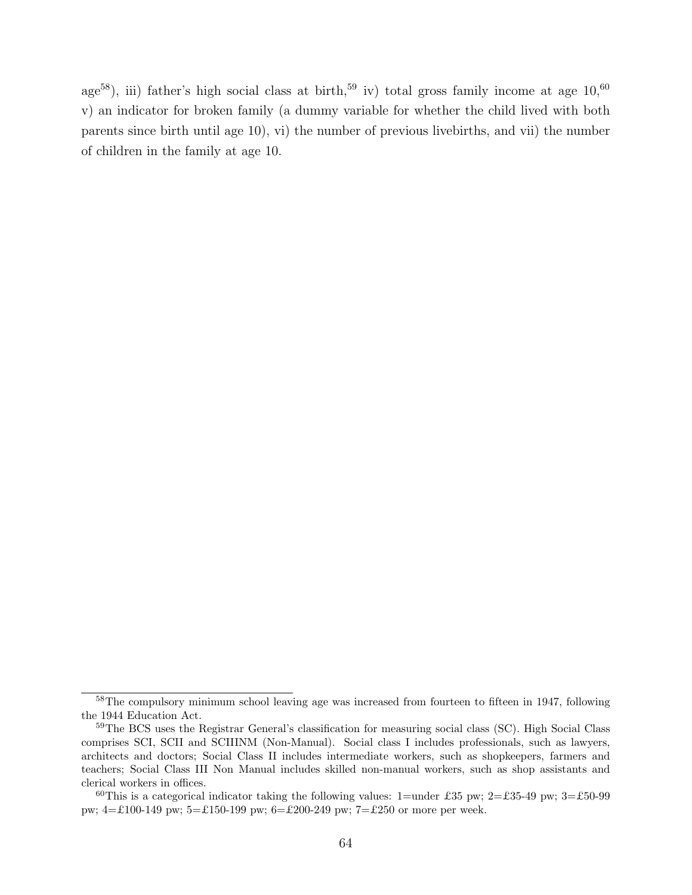age[58]), iii) father's high social class at birth,[59] iv) total gross family income at age 10,[60] v) an indicator for broken family (a dummy variable for whether the child lived with both parents since birth until age 10), vi) the number of previous livebirths, and vii) the number of children in the family at age 10.

---

[58] The compulsory minimum school leaving age was increased from fourteen to fifteen in 1947, following the 1944 Education Act.

[59] The BCS uses the Registrar General's classification for measuring social class (SC). High Social Class comprises SCI, SCII and SCIIINM (Non-Manual). Social class I includes professionals, such as lawyers, architects and doctors; Social Class II includes intermediate workers, such as shopkeepers, farmers and teachers; Social Class III Non Manual includes skilled non-manual workers, such as shop assistants and clerical workers in offices.

[60] This is a categorical indicator taking the following values: 1=under £35 pw; 2=£35-49 pw; 3=£50-99 pw; 4=£100-149 pw; 5=£150-199 pw; 6=£200-249 pw; 7=£250 or more per week.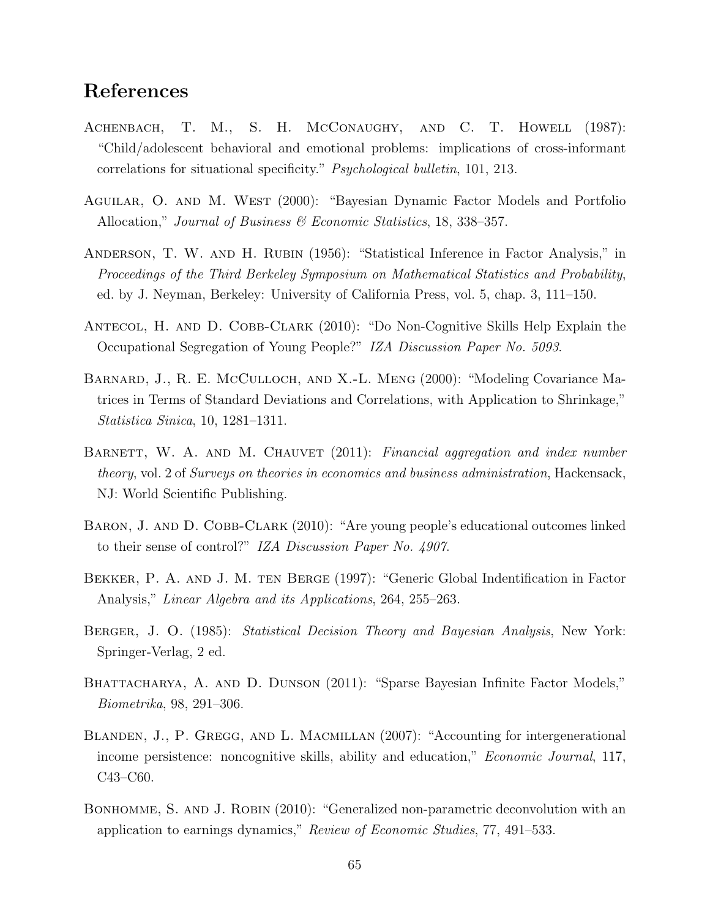## References

Achenbach, T. M., S. H. McConaughy, and C. T. Howell (1987): "Child/adolescent behavioral and emotional problems: implications of cross-informant correlations for situational specificity." *Psychological bulletin*, 101, 213.

Aguilar, O. and M. West (2000): "Bayesian Dynamic Factor Models and Portfolio Allocation," *Journal of Business & Economic Statistics*, 18, 338–357.

Anderson, T. W. and H. Rubin (1956): "Statistical Inference in Factor Analysis," in *Proceedings of the Third Berkeley Symposium on Mathematical Statistics and Probability*, ed. by J. Neyman, Berkeley: University of California Press, vol. 5, chap. 3, 111–150.

Antecol, H. and D. Cobb-Clark (2010): "Do Non-Cognitive Skills Help Explain the Occupational Segregation of Young People?" *IZA Discussion Paper No. 5093*.

Barnard, J., R. E. McCulloch, and X.-L. Meng (2000): "Modeling Covariance Matrices in Terms of Standard Deviations and Correlations, with Application to Shrinkage," *Statistica Sinica*, 10, 1281–1311.

Barnett, W. A. and M. Chauvet (2011): *Financial aggregation and index number theory*, vol. 2 of *Surveys on theories in economics and business administration*, Hackensack, NJ: World Scientific Publishing.

Baron, J. and D. Cobb-Clark (2010): "Are young people's educational outcomes linked to their sense of control?" *IZA Discussion Paper No. 4907*.

Bekker, P. A. and J. M. ten Berge (1997): "Generic Global Indentification in Factor Analysis," *Linear Algebra and its Applications*, 264, 255–263.

Berger, J. O. (1985): *Statistical Decision Theory and Bayesian Analysis*, New York: Springer-Verlag, 2 ed.

Bhattacharya, A. and D. Dunson (2011): "Sparse Bayesian Infinite Factor Models," *Biometrika*, 98, 291–306.

Blanden, J., P. Gregg, and L. Macmillan (2007): "Accounting for intergenerational income persistence: noncognitive skills, ability and education," *Economic Journal*, 117, C43–C60.

Bonhomme, S. and J. Robin (2010): "Generalized non-parametric deconvolution with an application to earnings dynamics," *Review of Economic Studies*, 77, 491–533.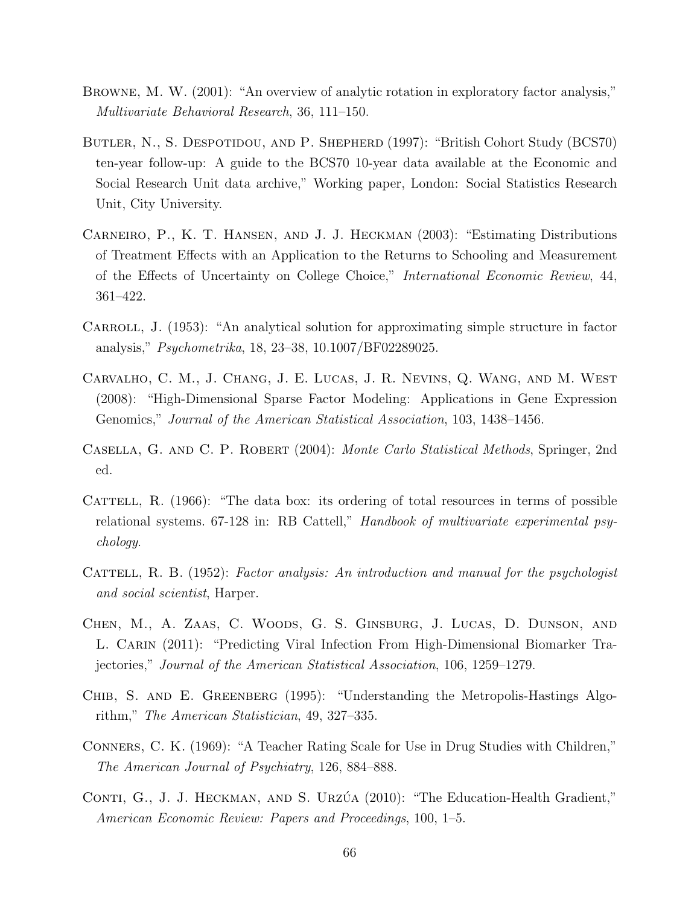Browne, M. W. (2001): "An overview of analytic rotation in exploratory factor analysis," *Multivariate Behavioral Research*, 36, 111–150.

Butler, N., S. Despotidou, and P. Shepherd (1997): "British Cohort Study (BCS70) ten-year follow-up: A guide to the BCS70 10-year data available at the Economic and Social Research Unit data archive," Working paper, London: Social Statistics Research Unit, City University.

Carneiro, P., K. T. Hansen, and J. J. Heckman (2003): "Estimating Distributions of Treatment Effects with an Application to the Returns to Schooling and Measurement of the Effects of Uncertainty on College Choice," *International Economic Review*, 44, 361–422.

Carroll, J. (1953): "An analytical solution for approximating simple structure in factor analysis," *Psychometrika*, 18, 23–38, 10.1007/BF02289025.

Carvalho, C. M., J. Chang, J. E. Lucas, J. R. Nevins, Q. Wang, and M. West (2008): "High-Dimensional Sparse Factor Modeling: Applications in Gene Expression Genomics," *Journal of the American Statistical Association*, 103, 1438–1456.

Casella, G. and C. P. Robert (2004): *Monte Carlo Statistical Methods*, Springer, 2nd ed.

Cattell, R. (1966): "The data box: its ordering of total resources in terms of possible relational systems. 67-128 in: RB Cattell," *Handbook of multivariate experimental psychology*.

Cattell, R. B. (1952): *Factor analysis: An introduction and manual for the psychologist and social scientist*, Harper.

Chen, M., A. Zaas, C. Woods, G. S. Ginsburg, J. Lucas, D. Dunson, and L. Carin (2011): "Predicting Viral Infection From High-Dimensional Biomarker Trajectories," *Journal of the American Statistical Association*, 106, 1259–1279.

Chib, S. and E. Greenberg (1995): "Understanding the Metropolis-Hastings Algorithm," *The American Statistician*, 49, 327–335.

Conners, C. K. (1969): "A Teacher Rating Scale for Use in Drug Studies with Children," *The American Journal of Psychiatry*, 126, 884–888.

Conti, G., J. J. Heckman, and S. Urzúa (2010): "The Education-Health Gradient," *American Economic Review: Papers and Proceedings*, 100, 1–5.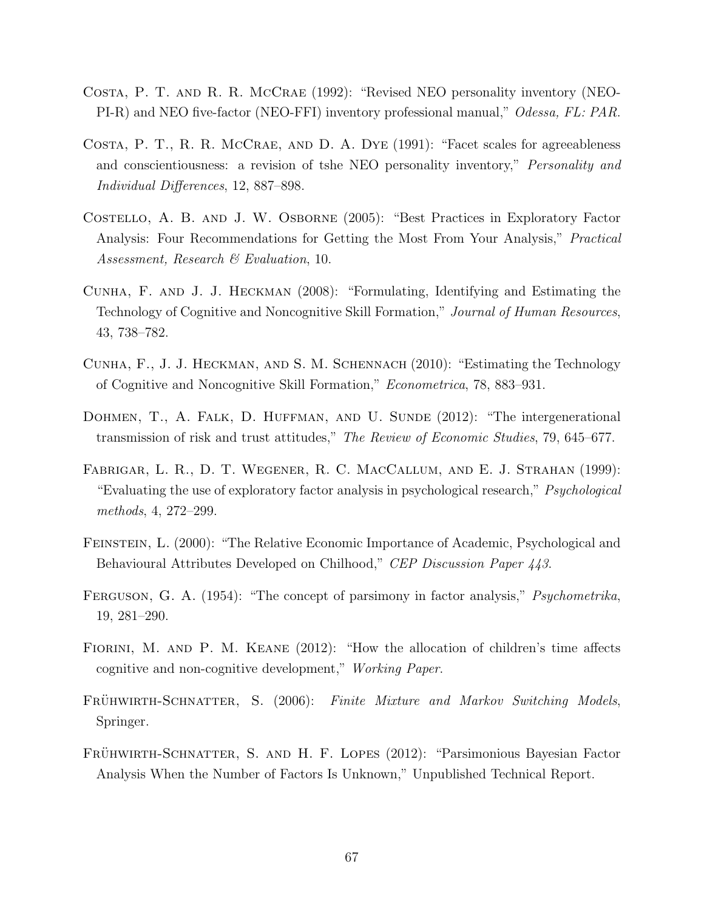Costa, P. T. and R. R. McCrae (1992): "Revised NEO personality inventory (NEO-PI-R) and NEO five-factor (NEO-FFI) inventory professional manual," *Odessa, FL: PAR.*

Costa, P. T., R. R. McCrae, and D. A. Dye (1991): "Facet scales for agreeableness and conscientiousness: a revision of tshe NEO personality inventory," *Personality and Individual Differences*, 12, 887–898.

Costello, A. B. and J. W. Osborne (2005): "Best Practices in Exploratory Factor Analysis: Four Recommendations for Getting the Most From Your Analysis," *Practical Assessment, Research & Evaluation*, 10.

Cunha, F. and J. J. Heckman (2008): "Formulating, Identifying and Estimating the Technology of Cognitive and Noncognitive Skill Formation," *Journal of Human Resources*, 43, 738–782.

Cunha, F., J. J. Heckman, and S. M. Schennach (2010): "Estimating the Technology of Cognitive and Noncognitive Skill Formation," *Econometrica*, 78, 883–931.

Dohmen, T., A. Falk, D. Huffman, and U. Sunde (2012): "The intergenerational transmission of risk and trust attitudes," *The Review of Economic Studies*, 79, 645–677.

Fabrigar, L. R., D. T. Wegener, R. C. MacCallum, and E. J. Strahan (1999): "Evaluating the use of exploratory factor analysis in psychological research," *Psychological methods*, 4, 272–299.

Feinstein, L. (2000): "The Relative Economic Importance of Academic, Psychological and Behavioural Attributes Developed on Chilhood," *CEP Discussion Paper 443*.

Ferguson, G. A. (1954): "The concept of parsimony in factor analysis," *Psychometrika*, 19, 281–290.

Fiorini, M. and P. M. Keane (2012): "How the allocation of children's time affects cognitive and non-cognitive development," *Working Paper*.

Frühwirth-Schnatter, S. (2006): *Finite Mixture and Markov Switching Models*, Springer.

Frühwirth-Schnatter, S. and H. F. Lopes (2012): "Parsimonious Bayesian Factor Analysis When the Number of Factors Is Unknown," Unpublished Technical Report.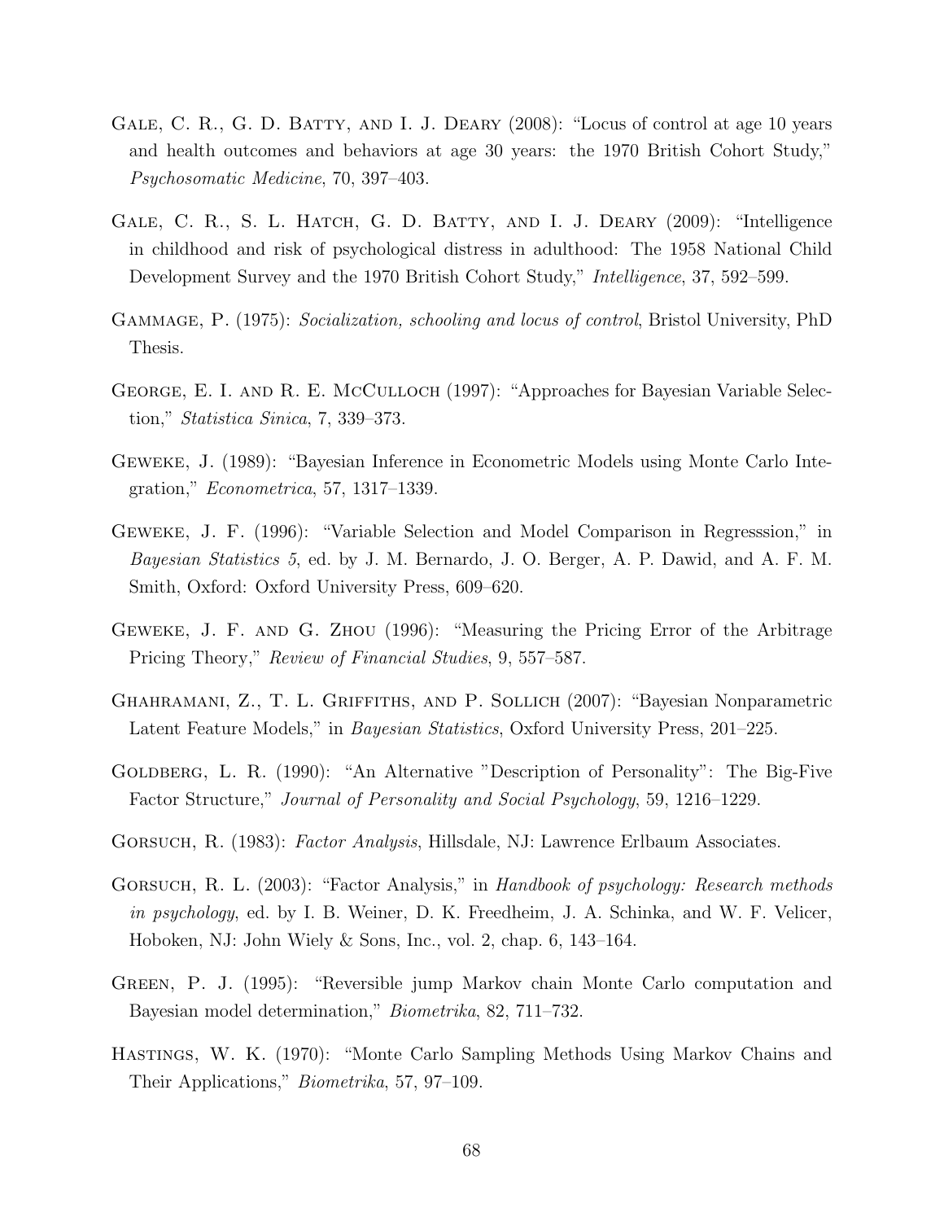Gale, C. R., G. D. Batty, and I. J. Deary (2008): "Locus of control at age 10 years and health outcomes and behaviors at age 30 years: the 1970 British Cohort Study," *Psychosomatic Medicine*, 70, 397–403.

Gale, C. R., S. L. Hatch, G. D. Batty, and I. J. Deary (2009): "Intelligence in childhood and risk of psychological distress in adulthood: The 1958 National Child Development Survey and the 1970 British Cohort Study," *Intelligence*, 37, 592–599.

Gammage, P. (1975): *Socialization, schooling and locus of control*, Bristol University, PhD Thesis.

George, E. I. and R. E. McCulloch (1997): "Approaches for Bayesian Variable Selection," *Statistica Sinica*, 7, 339–373.

Geweke, J. (1989): "Bayesian Inference in Econometric Models using Monte Carlo Integration," *Econometrica*, 57, 1317–1339.

Geweke, J. F. (1996): "Variable Selection and Model Comparison in Regresssion," in *Bayesian Statistics 5*, ed. by J. M. Bernardo, J. O. Berger, A. P. Dawid, and A. F. M. Smith, Oxford: Oxford University Press, 609–620.

Geweke, J. F. and G. Zhou (1996): "Measuring the Pricing Error of the Arbitrage Pricing Theory," *Review of Financial Studies*, 9, 557–587.

Ghahramani, Z., T. L. Griffiths, and P. Sollich (2007): "Bayesian Nonparametric Latent Feature Models," in *Bayesian Statistics*, Oxford University Press, 201–225.

Goldberg, L. R. (1990): "An Alternative "Description of Personality": The Big-Five Factor Structure," *Journal of Personality and Social Psychology*, 59, 1216–1229.

Gorsuch, R. (1983): *Factor Analysis*, Hillsdale, NJ: Lawrence Erlbaum Associates.

Gorsuch, R. L. (2003): "Factor Analysis," in *Handbook of psychology: Research methods in psychology*, ed. by I. B. Weiner, D. K. Freedheim, J. A. Schinka, and W. F. Velicer, Hoboken, NJ: John Wiely & Sons, Inc., vol. 2, chap. 6, 143–164.

Green, P. J. (1995): "Reversible jump Markov chain Monte Carlo computation and Bayesian model determination," *Biometrika*, 82, 711–732.

Hastings, W. K. (1970): "Monte Carlo Sampling Methods Using Markov Chains and Their Applications," *Biometrika*, 57, 97–109.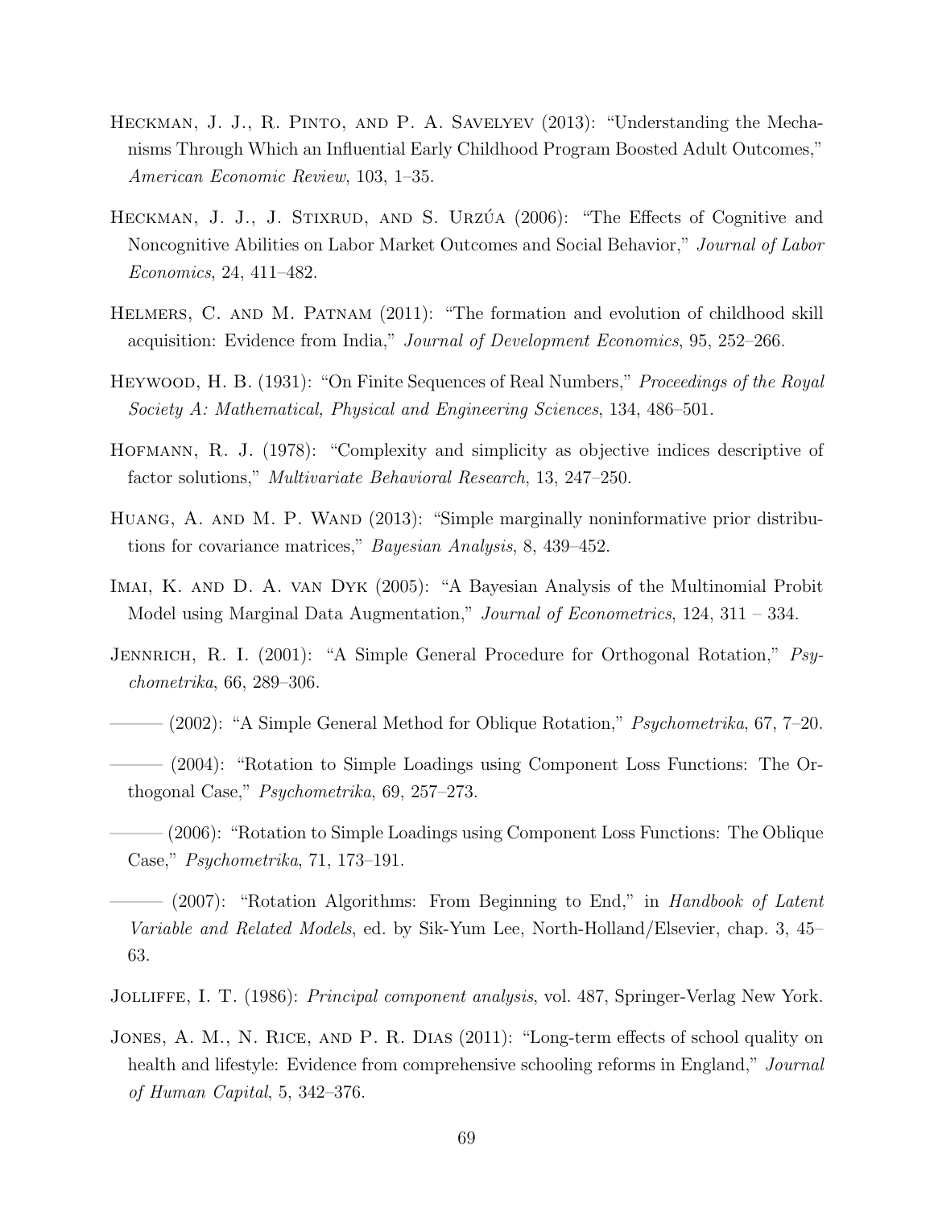Heckman, J. J., R. Pinto, and P. A. Savelyev (2013): "Understanding the Mechanisms Through Which an Influential Early Childhood Program Boosted Adult Outcomes," *American Economic Review*, 103, 1–35.

Heckman, J. J., J. Stixrud, and S. Urzúa (2006): "The Effects of Cognitive and Noncognitive Abilities on Labor Market Outcomes and Social Behavior," *Journal of Labor Economics*, 24, 411–482.

Helmers, C. and M. Patnam (2011): "The formation and evolution of childhood skill acquisition: Evidence from India," *Journal of Development Economics*, 95, 252–266.

Heywood, H. B. (1931): "On Finite Sequences of Real Numbers," *Proceedings of the Royal Society A: Mathematical, Physical and Engineering Sciences*, 134, 486–501.

Hofmann, R. J. (1978): "Complexity and simplicity as objective indices descriptive of factor solutions," *Multivariate Behavioral Research*, 13, 247–250.

Huang, A. and M. P. Wand (2013): "Simple marginally noninformative prior distributions for covariance matrices," *Bayesian Analysis*, 8, 439–452.

Imai, K. and D. A. van Dyk (2005): "A Bayesian Analysis of the Multinomial Probit Model using Marginal Data Augmentation," *Journal of Econometrics*, 124, 311 – 334.

Jennrich, R. I. (2001): "A Simple General Procedure for Orthogonal Rotation," *Psychometrika*, 66, 289–306.

——— (2002): "A Simple General Method for Oblique Rotation," *Psychometrika*, 67, 7–20.

——— (2004): "Rotation to Simple Loadings using Component Loss Functions: The Orthogonal Case," *Psychometrika*, 69, 257–273.

——— (2006): "Rotation to Simple Loadings using Component Loss Functions: The Oblique Case," *Psychometrika*, 71, 173–191.

——— (2007): "Rotation Algorithms: From Beginning to End," in *Handbook of Latent Variable and Related Models*, ed. by Sik-Yum Lee, North-Holland/Elsevier, chap. 3, 45–63.

Jolliffe, I. T. (1986): *Principal component analysis*, vol. 487, Springer-Verlag New York.

Jones, A. M., N. Rice, and P. R. Dias (2011): "Long-term effects of school quality on health and lifestyle: Evidence from comprehensive schooling reforms in England," *Journal of Human Capital*, 5, 342–376.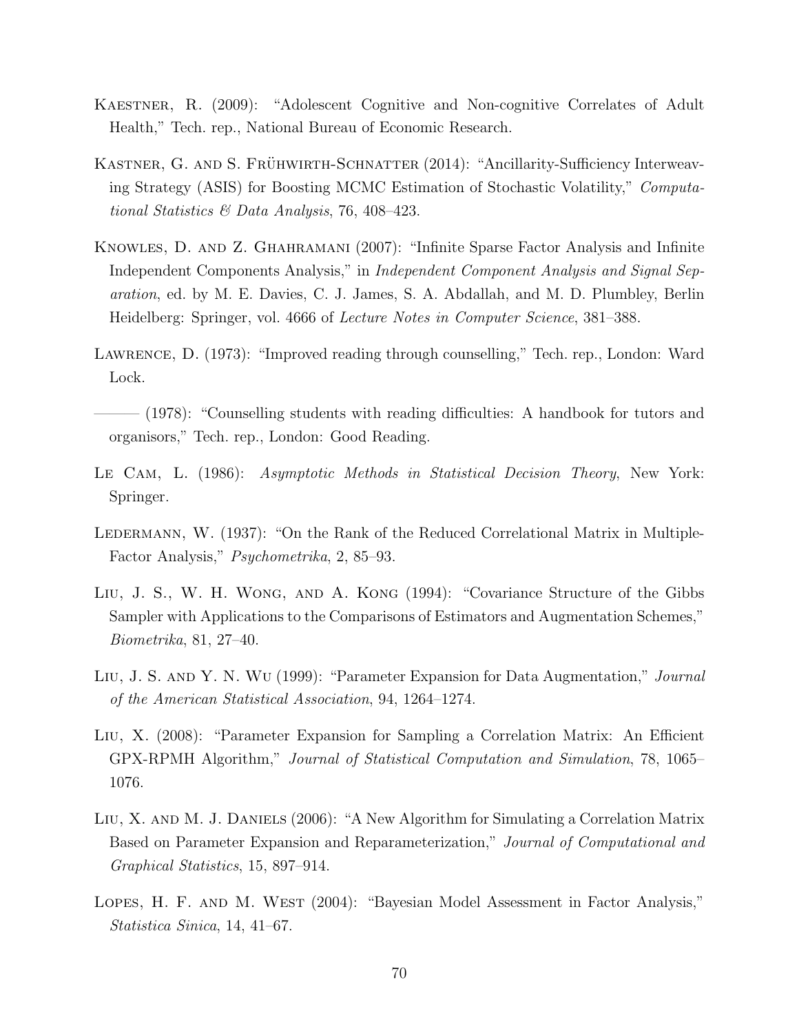Kaestner, R. (2009): "Adolescent Cognitive and Non-cognitive Correlates of Adult Health," Tech. rep., National Bureau of Economic Research.

Kastner, G. and S. Frühwirth-Schnatter (2014): "Ancillarity-Sufficiency Interweaving Strategy (ASIS) for Boosting MCMC Estimation of Stochastic Volatility," *Computational Statistics & Data Analysis*, 76, 408–423.

Knowles, D. and Z. Ghahramani (2007): "Infinite Sparse Factor Analysis and Infinite Independent Components Analysis," in *Independent Component Analysis and Signal Separation*, ed. by M. E. Davies, C. J. James, S. A. Abdallah, and M. D. Plumbley, Berlin Heidelberg: Springer, vol. 4666 of *Lecture Notes in Computer Science*, 381–388.

Lawrence, D. (1973): "Improved reading through counselling," Tech. rep., London: Ward Lock.

——— (1978): "Counselling students with reading difficulties: A handbook for tutors and organisors," Tech. rep., London: Good Reading.

Le Cam, L. (1986): *Asymptotic Methods in Statistical Decision Theory*, New York: Springer.

Ledermann, W. (1937): "On the Rank of the Reduced Correlational Matrix in Multiple-Factor Analysis," *Psychometrika*, 2, 85–93.

Liu, J. S., W. H. Wong, and A. Kong (1994): "Covariance Structure of the Gibbs Sampler with Applications to the Comparisons of Estimators and Augmentation Schemes," *Biometrika*, 81, 27–40.

Liu, J. S. and Y. N. Wu (1999): "Parameter Expansion for Data Augmentation," *Journal of the American Statistical Association*, 94, 1264–1274.

Liu, X. (2008): "Parameter Expansion for Sampling a Correlation Matrix: An Efficient GPX-RPMH Algorithm," *Journal of Statistical Computation and Simulation*, 78, 1065–1076.

Liu, X. and M. J. Daniels (2006): "A New Algorithm for Simulating a Correlation Matrix Based on Parameter Expansion and Reparameterization," *Journal of Computational and Graphical Statistics*, 15, 897–914.

Lopes, H. F. and M. West (2004): "Bayesian Model Assessment in Factor Analysis," *Statistica Sinica*, 14, 41–67.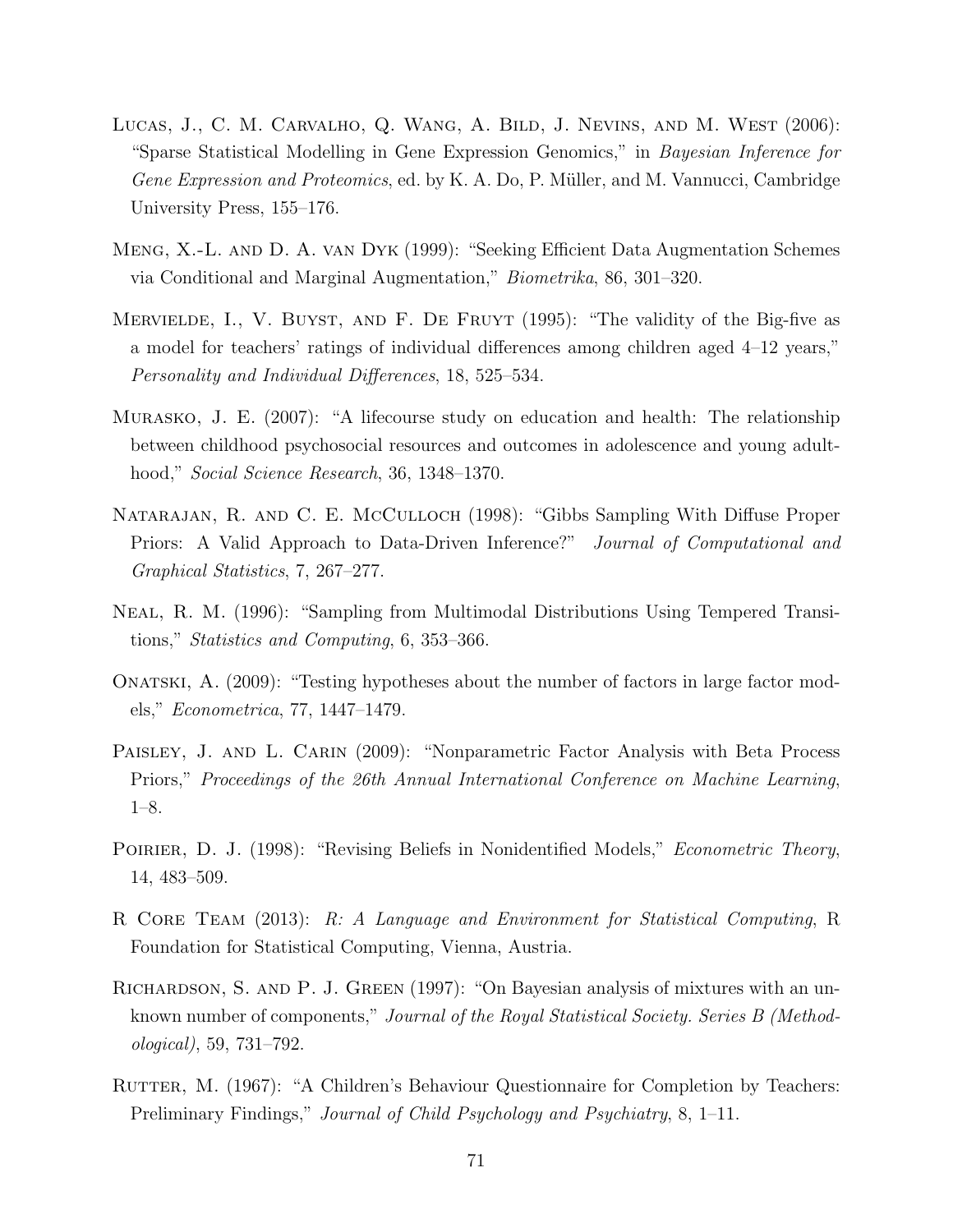Lucas, J., C. M. Carvalho, Q. Wang, A. Bild, J. Nevins, and M. West (2006): "Sparse Statistical Modelling in Gene Expression Genomics," in *Bayesian Inference for Gene Expression and Proteomics*, ed. by K. A. Do, P. Müller, and M. Vannucci, Cambridge University Press, 155–176.

Meng, X.-L. and D. A. van Dyk (1999): "Seeking Efficient Data Augmentation Schemes via Conditional and Marginal Augmentation," *Biometrika*, 86, 301–320.

Mervielde, I., V. Buyst, and F. De Fruyt (1995): "The validity of the Big-five as a model for teachers' ratings of individual differences among children aged 4–12 years," *Personality and Individual Differences*, 18, 525–534.

Murasko, J. E. (2007): "A lifecourse study on education and health: The relationship between childhood psychosocial resources and outcomes in adolescence and young adulthood," *Social Science Research*, 36, 1348–1370.

Natarajan, R. and C. E. McCulloch (1998): "Gibbs Sampling With Diffuse Proper Priors: A Valid Approach to Data-Driven Inference?" *Journal of Computational and Graphical Statistics*, 7, 267–277.

Neal, R. M. (1996): "Sampling from Multimodal Distributions Using Tempered Transitions," *Statistics and Computing*, 6, 353–366.

Onatski, A. (2009): "Testing hypotheses about the number of factors in large factor models," *Econometrica*, 77, 1447–1479.

Paisley, J. and L. Carin (2009): "Nonparametric Factor Analysis with Beta Process Priors," *Proceedings of the 26th Annual International Conference on Machine Learning*, 1–8.

Poirier, D. J. (1998): "Revising Beliefs in Nonidentified Models," *Econometric Theory*, 14, 483–509.

R Core Team (2013): *R: A Language and Environment for Statistical Computing*, R Foundation for Statistical Computing, Vienna, Austria.

Richardson, S. and P. J. Green (1997): "On Bayesian analysis of mixtures with an unknown number of components," *Journal of the Royal Statistical Society. Series B (Methodological)*, 59, 731–792.

Rutter, M. (1967): "A Children's Behaviour Questionnaire for Completion by Teachers: Preliminary Findings," *Journal of Child Psychology and Psychiatry*, 8, 1–11.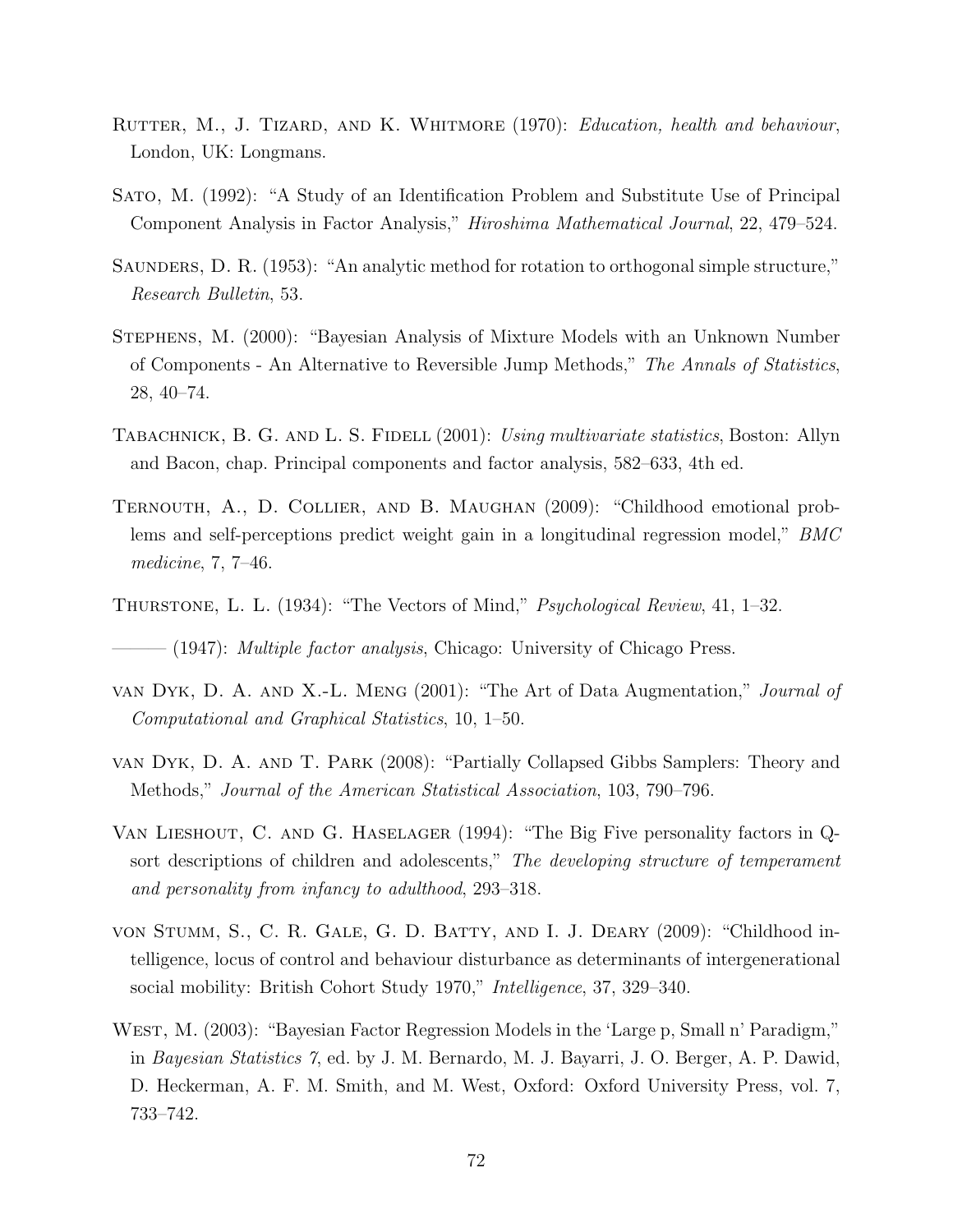Rutter, M., J. Tizard, and K. Whitmore (1970): *Education, health and behaviour*, London, UK: Longmans.

Sato, M. (1992): "A Study of an Identification Problem and Substitute Use of Principal Component Analysis in Factor Analysis," *Hiroshima Mathematical Journal*, 22, 479–524.

Saunders, D. R. (1953): "An analytic method for rotation to orthogonal simple structure," *Research Bulletin*, 53.

Stephens, M. (2000): "Bayesian Analysis of Mixture Models with an Unknown Number of Components - An Alternative to Reversible Jump Methods," *The Annals of Statistics*, 28, 40–74.

Tabachnick, B. G. and L. S. Fidell (2001): *Using multivariate statistics*, Boston: Allyn and Bacon, chap. Principal components and factor analysis, 582–633, 4th ed.

Ternouth, A., D. Collier, and B. Maughan (2009): "Childhood emotional problems and self-perceptions predict weight gain in a longitudinal regression model," *BMC medicine*, 7, 7–46.

Thurstone, L. L. (1934): "The Vectors of Mind," *Psychological Review*, 41, 1–32.

——— (1947): *Multiple factor analysis*, Chicago: University of Chicago Press.

van Dyk, D. A. and X.-L. Meng (2001): "The Art of Data Augmentation," *Journal of Computational and Graphical Statistics*, 10, 1–50.

van Dyk, D. A. and T. Park (2008): "Partially Collapsed Gibbs Samplers: Theory and Methods," *Journal of the American Statistical Association*, 103, 790–796.

Van Lieshout, C. and G. Haselager (1994): "The Big Five personality factors in Q-sort descriptions of children and adolescents," *The developing structure of temperament and personality from infancy to adulthood*, 293–318.

von Stumm, S., C. R. Gale, G. D. Batty, and I. J. Deary (2009): "Childhood intelligence, locus of control and behaviour disturbance as determinants of intergenerational social mobility: British Cohort Study 1970," *Intelligence*, 37, 329–340.

West, M. (2003): "Bayesian Factor Regression Models in the 'Large p, Small n' Paradigm," in *Bayesian Statistics 7*, ed. by J. M. Bernardo, M. J. Bayarri, J. O. Berger, A. P. Dawid, D. Heckerman, A. F. M. Smith, and M. West, Oxford: Oxford University Press, vol. 7, 733–742.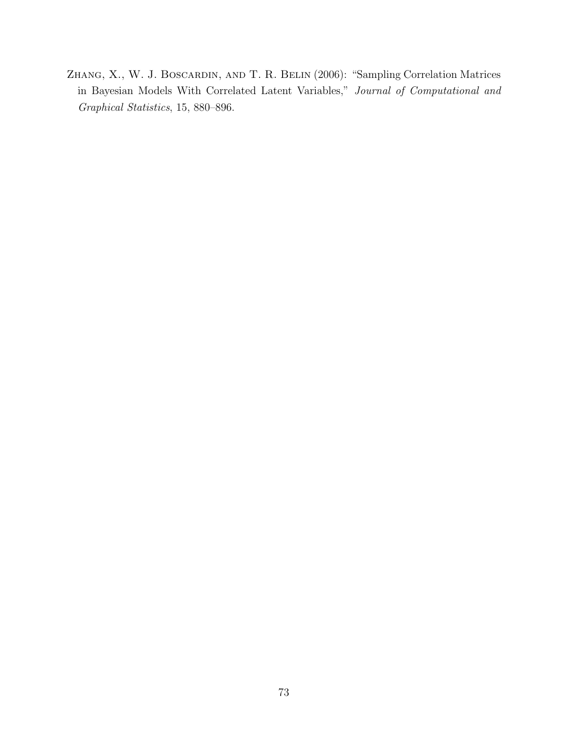Zhang, X., W. J. Boscardin, and T. R. Belin (2006): "Sampling Correlation Matrices in Bayesian Models With Correlated Latent Variables," *Journal of Computational and Graphical Statistics*, 15, 880–896.